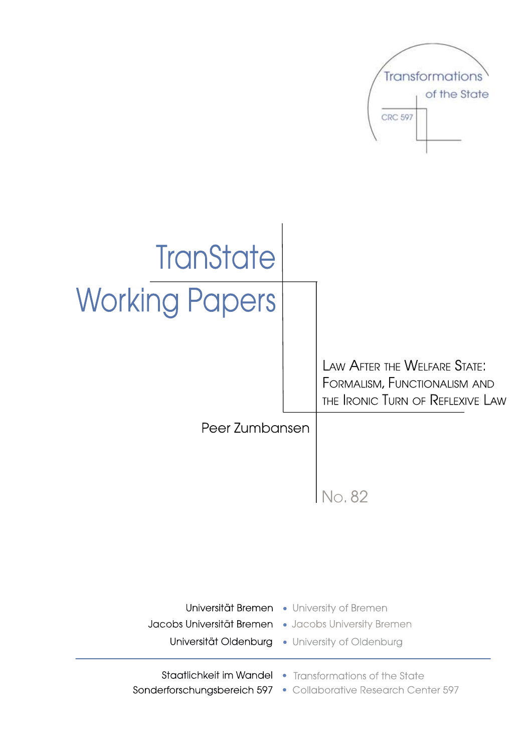Transformations of the State

CRC 597

# TranState Working Papers

## Law After the Welfare State: Formalism, Functionalism and the Ironic Turn of Reflexive Law

Peer Zumbansen

No. 82

Universität Bremen • University of Bremen
Jacobs Universität Bremen • Jacobs University Bremen
Universität Oldenburg • University of Oldenburg

Staatlichkeit im Wandel • Transformations of the State
Sonderforschungsbereich 597 • Collaborative Research Center 597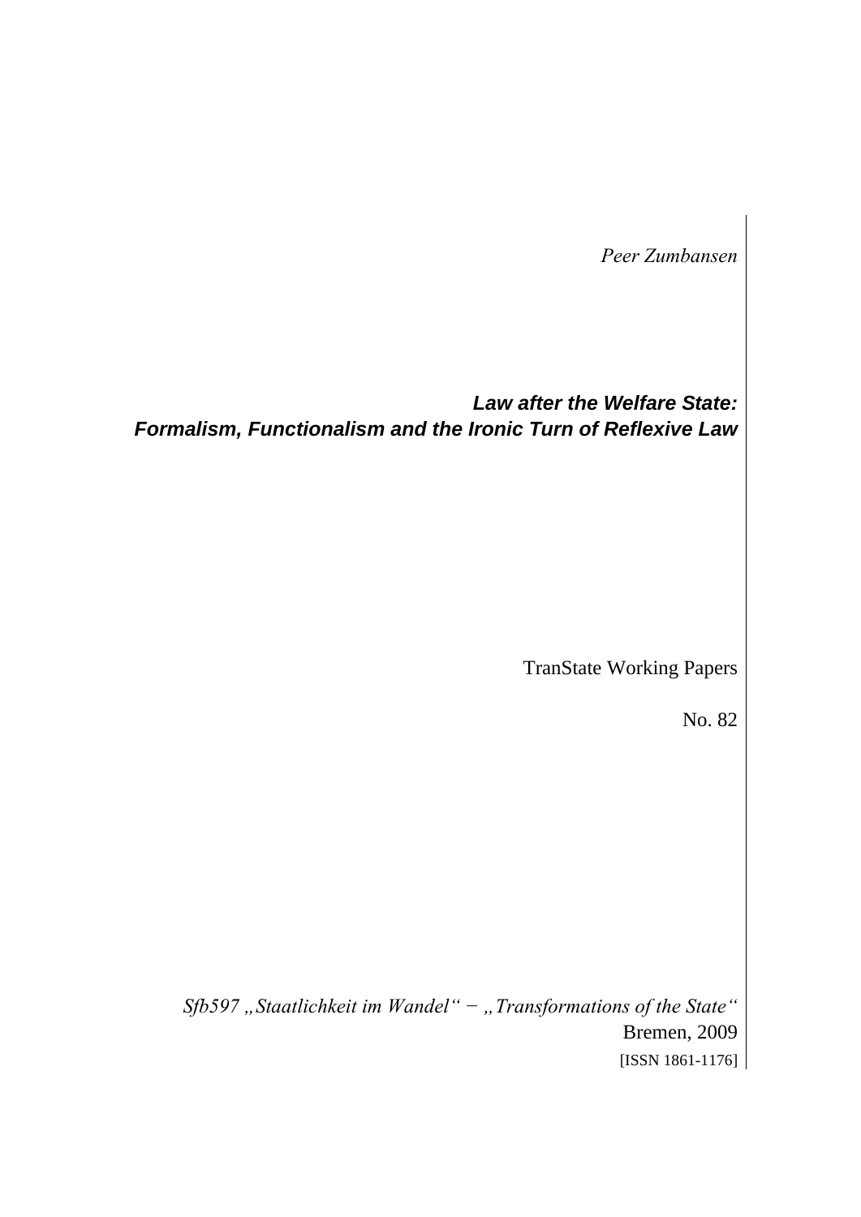*Peer Zumbansen*

# ***Law after the Welfare State: Formalism, Functionalism and the Ironic Turn of Reflexive Law***

TranState Working Papers

No. 82

*Sfb597 „Staatlichkeit im Wandel“ − „Transformations of the State“*
Bremen, 2009
[ISSN 1861-1176]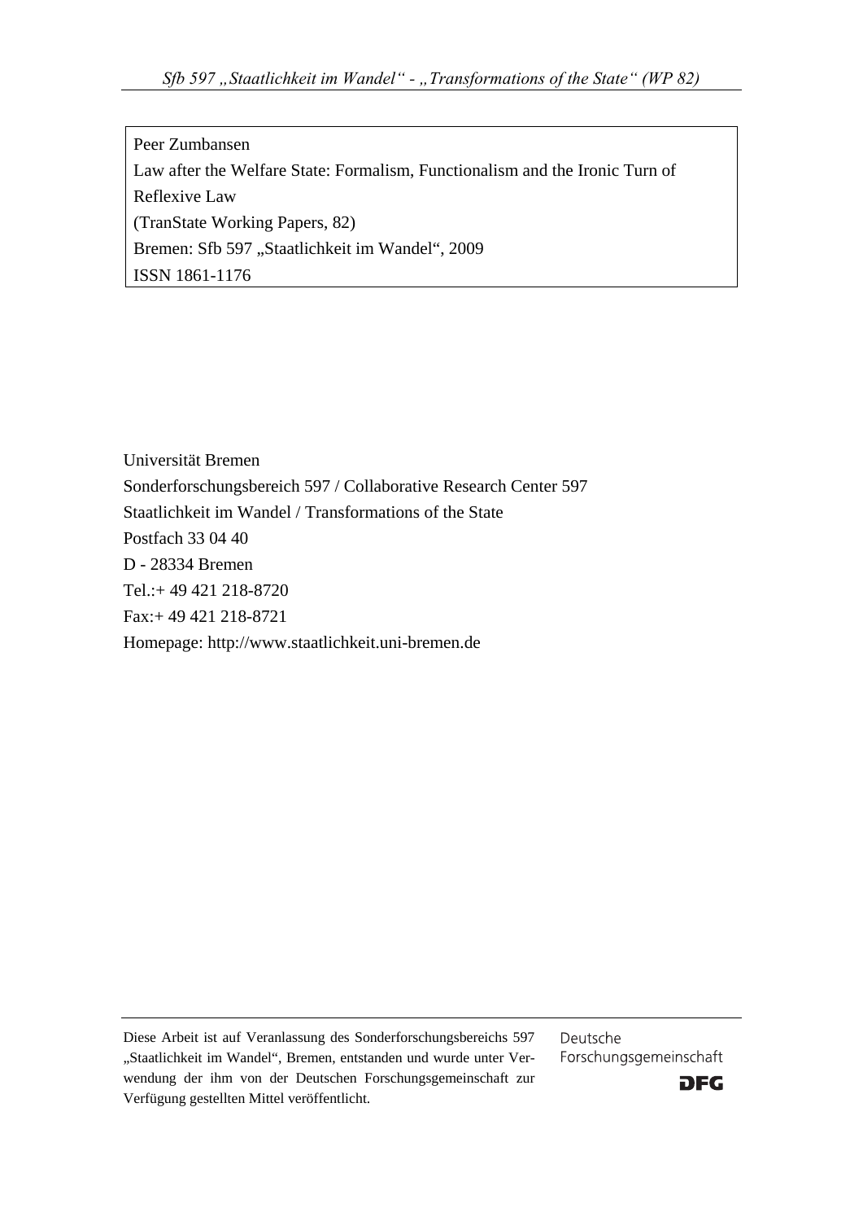Peer Zumbansen

Law after the Welfare State: Formalism, Functionalism and the Ironic Turn of Reflexive Law

(TranState Working Papers, 82)

Bremen: Sfb 597 „Staatlichkeit im Wandel", 2009

ISSN 1861-1176

Universität Bremen

Sonderforschungsbereich 597 / Collaborative Research Center 597

Staatlichkeit im Wandel / Transformations of the State

Postfach 33 04 40

D - 28334 Bremen

Tel.:+ 49 421 218-8720

Fax:+ 49 421 218-8721

Homepage: http://www.staatlichkeit.uni-bremen.de

Diese Arbeit ist auf Veranlassung des Sonderforschungsbereichs 597 „Staatlichkeit im Wandel", Bremen, entstanden und wurde unter Verwendung der ihm von der Deutschen Forschungsgemeinschaft zur Verfügung gestellten Mittel veröffentlicht.

Deutsche Forschungsgemeinschaft

DFG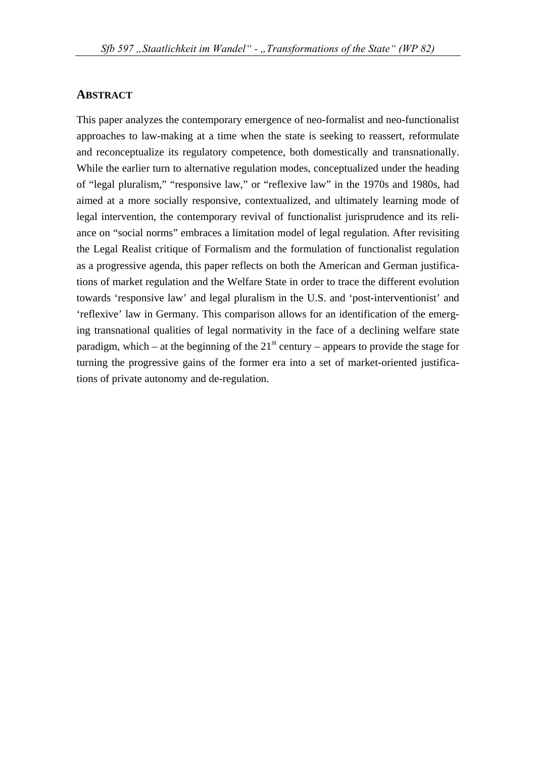## ABSTRACT

This paper analyzes the contemporary emergence of neo-formalist and neo-functionalist approaches to law-making at a time when the state is seeking to reassert, reformulate and reconceptualize its regulatory competence, both domestically and transnationally. While the earlier turn to alternative regulation modes, conceptualized under the heading of "legal pluralism," "responsive law," or "reflexive law" in the 1970s and 1980s, had aimed at a more socially responsive, contextualized, and ultimately learning mode of legal intervention, the contemporary revival of functionalist jurisprudence and its reliance on "social norms" embraces a limitation model of legal regulation. After revisiting the Legal Realist critique of Formalism and the formulation of functionalist regulation as a progressive agenda, this paper reflects on both the American and German justifications of market regulation and the Welfare State in order to trace the different evolution towards 'responsive law' and legal pluralism in the U.S. and 'post-interventionist' and 'reflexive' law in Germany. This comparison allows for an identification of the emerging transnational qualities of legal normativity in the face of a declining welfare state paradigm, which – at the beginning of the 21st century – appears to provide the stage for turning the progressive gains of the former era into a set of market-oriented justifications of private autonomy and de-regulation.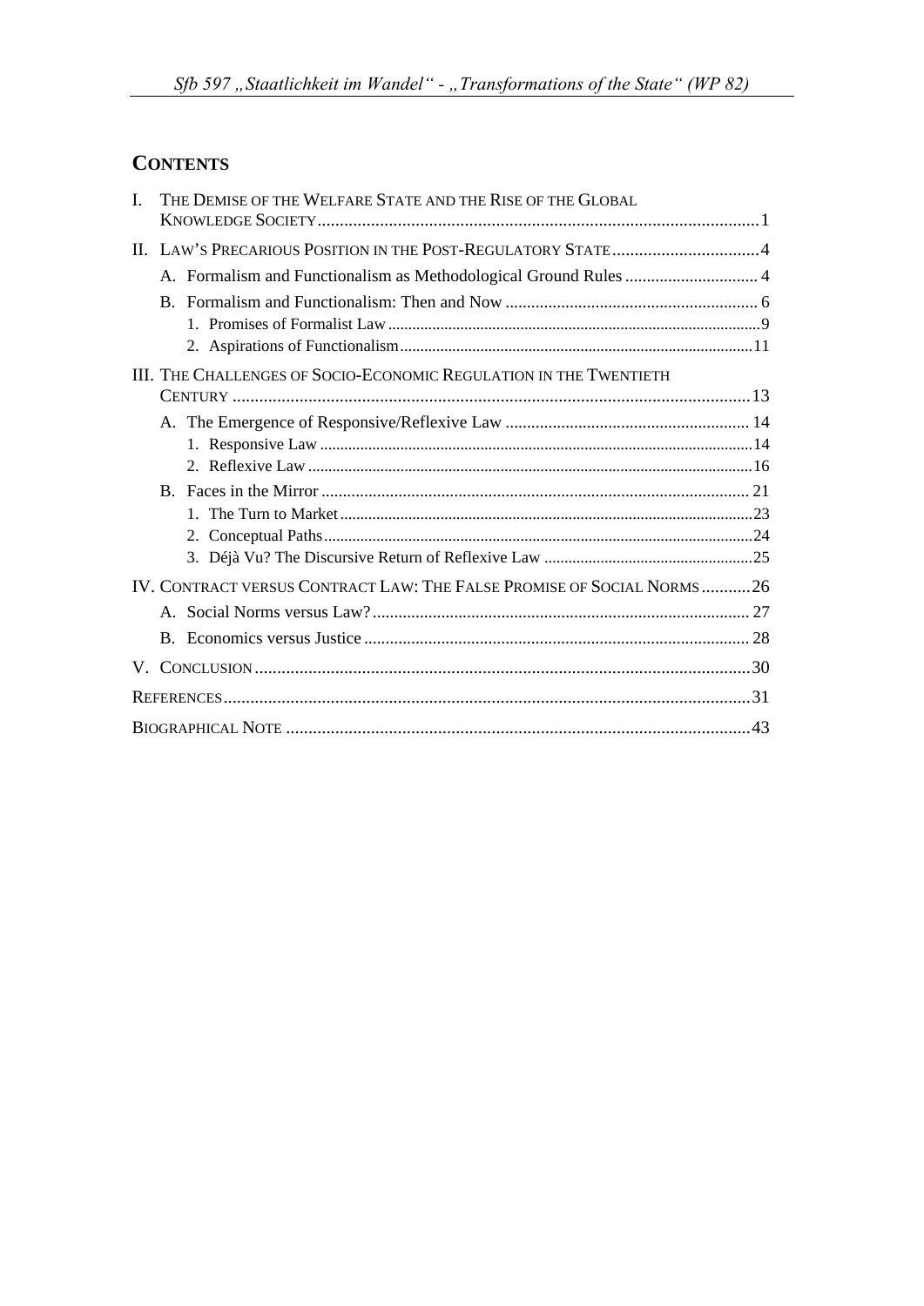## CONTENTS

I. THE DEMISE OF THE WELFARE STATE AND THE RISE OF THE GLOBAL KNOWLEDGE SOCIETY ....... 1

II. LAW'S PRECARIOUS POSITION IN THE POST-REGULATORY STATE ....... 4

- A. Formalism and Functionalism as Methodological Ground Rules ....... 4
- B. Formalism and Functionalism: Then and Now ....... 6
  1. Promises of Formalist Law ....... 9
  2. Aspirations of Functionalism ....... 11

III. THE CHALLENGES OF SOCIO-ECONOMIC REGULATION IN THE TWENTIETH CENTURY ....... 13

- A. The Emergence of Responsive/Reflexive Law ....... 14
  1. Responsive Law ....... 14
  2. Reflexive Law ....... 16
- B. Faces in the Mirror ....... 21
  1. The Turn to Market ....... 23
  2. Conceptual Paths ....... 24
  3. Déjà Vu? The Discursive Return of Reflexive Law ....... 25

IV. CONTRACT VERSUS CONTRACT LAW: THE FALSE PROMISE OF SOCIAL NORMS ....... 26

- A. Social Norms versus Law? ....... 27
- B. Economics versus Justice ....... 28

V. CONCLUSION ....... 30

REFERENCES ....... 31

BIOGRAPHICAL NOTE ....... 43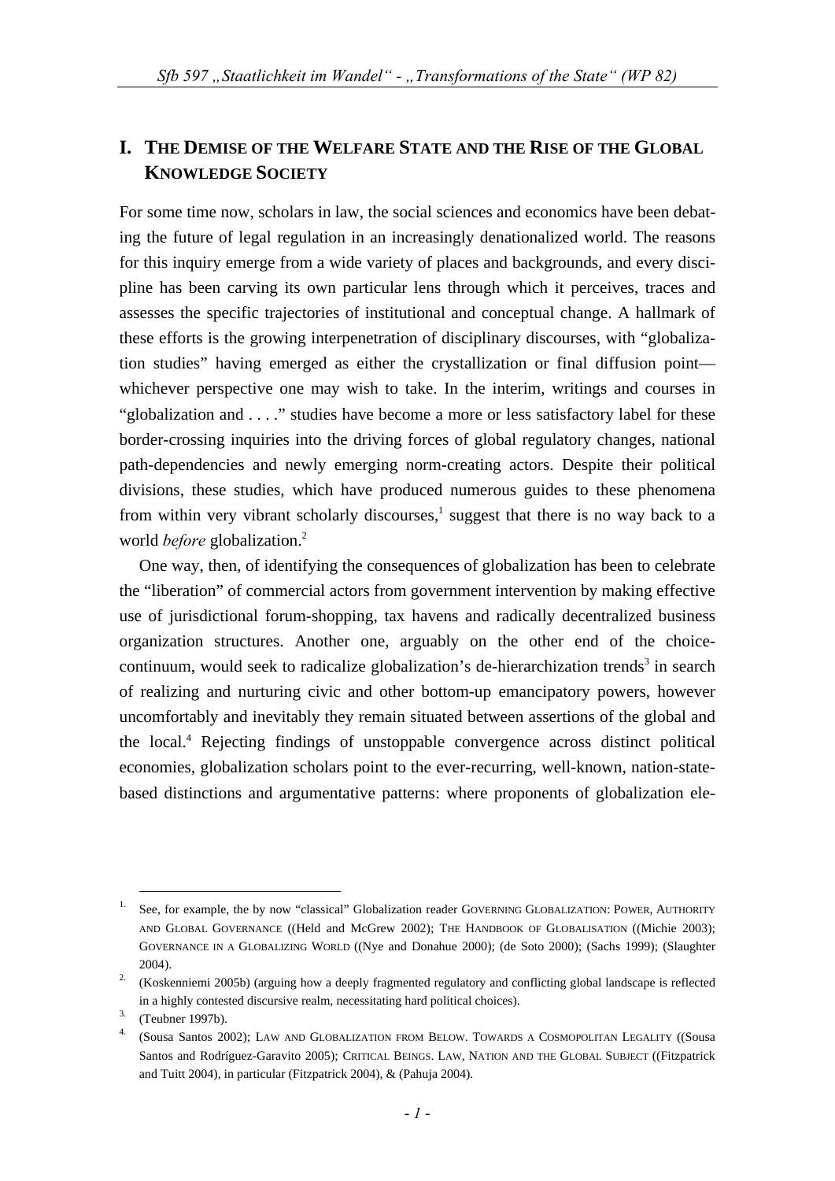## I. The Demise of the Welfare State and the Rise of the Global Knowledge Society

For some time now, scholars in law, the social sciences and economics have been debating the future of legal regulation in an increasingly denationalized world. The reasons for this inquiry emerge from a wide variety of places and backgrounds, and every discipline has been carving its own particular lens through which it perceives, traces and assesses the specific trajectories of institutional and conceptual change. A hallmark of these efforts is the growing interpenetration of disciplinary discourses, with "globalization studies" having emerged as either the crystallization or final diffusion point—whichever perspective one may wish to take. In the interim, writings and courses in "globalization and . . . ." studies have become a more or less satisfactory label for these border-crossing inquiries into the driving forces of global regulatory changes, national path-dependencies and newly emerging norm-creating actors. Despite their political divisions, these studies, which have produced numerous guides to these phenomena from within very vibrant scholarly discourses,[1] suggest that there is no way back to a world *before* globalization.[2]

One way, then, of identifying the consequences of globalization has been to celebrate the "liberation" of commercial actors from government intervention by making effective use of jurisdictional forum-shopping, tax havens and radically decentralized business organization structures. Another one, arguably on the other end of the choice-continuum, would seek to radicalize globalization's de-hierarchization trends[3] in search of realizing and nurturing civic and other bottom-up emancipatory powers, however uncomfortably and inevitably they remain situated between assertions of the global and the local.[4] Rejecting findings of unstoppable convergence across distinct political economies, globalization scholars point to the ever-recurring, well-known, nation-state-based distinctions and argumentative patterns: where proponents of globalization ele-

---

1. See, for example, the by now "classical" Globalization reader GOVERNING GLOBALIZATION: POWER, AUTHORITY AND GLOBAL GOVERNANCE ((Held and McGrew 2002); THE HANDBOOK OF GLOBALISATION ((Michie 2003); GOVERNANCE IN A GLOBALIZING WORLD ((Nye and Donahue 2000); (de Soto 2000); (Sachs 1999); (Slaughter 2004).
2. (Koskenniemi 2005b) (arguing how a deeply fragmented regulatory and conflicting global landscape is reflected in a highly contested discursive realm, necessitating hard political choices).
3. (Teubner 1997b).
4. (Sousa Santos 2002); LAW AND GLOBALIZATION FROM BELOW. TOWARDS A COSMOPOLITAN LEGALITY ((Sousa Santos and Rodríguez-Garavito 2005); CRITICAL BEINGS. LAW, NATION AND THE GLOBAL SUBJECT ((Fitzpatrick and Tuitt 2004), in particular (Fitzpatrick 2004), & (Pahuja 2004).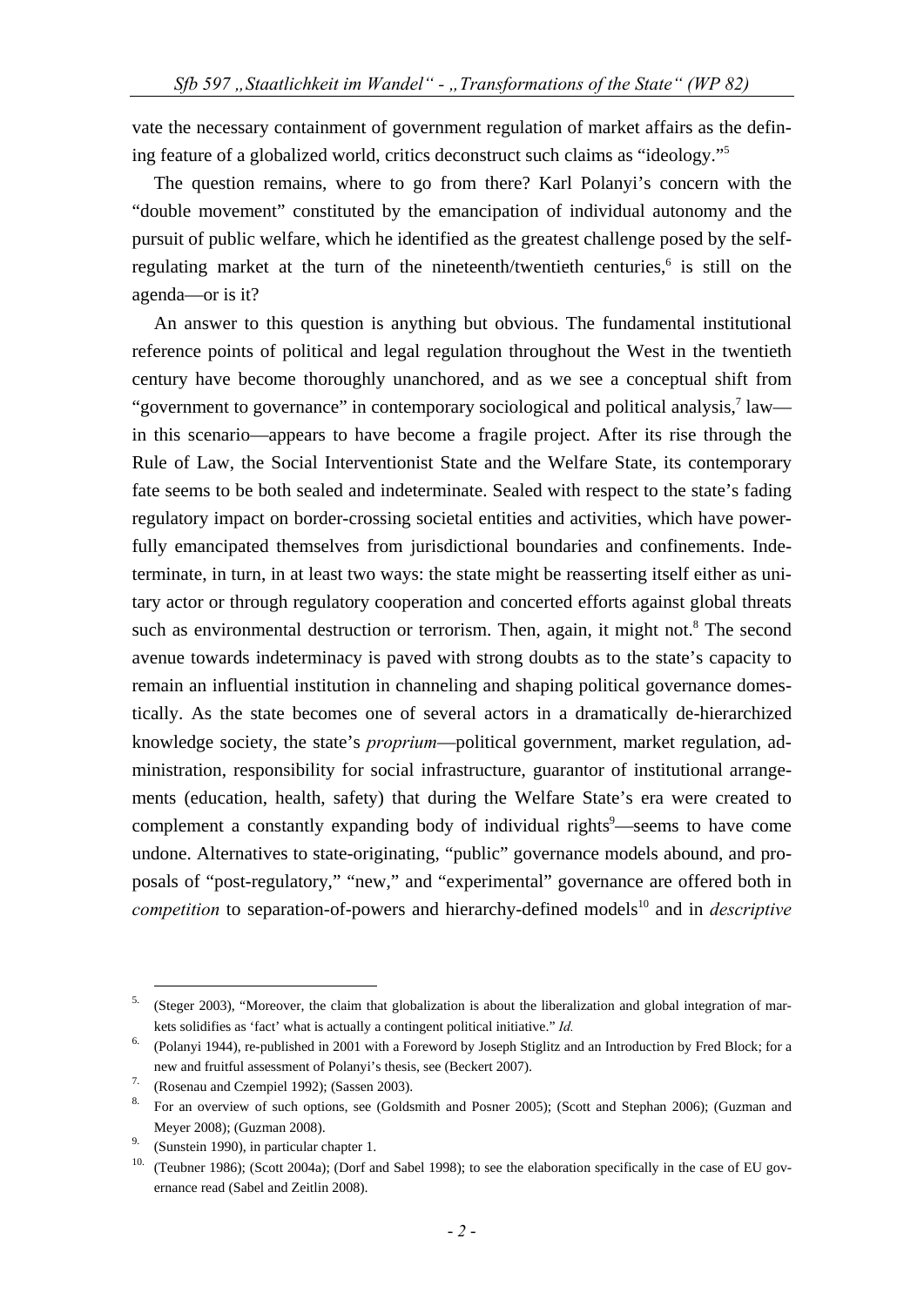vate the necessary containment of government regulation of market affairs as the defining feature of a globalized world, critics deconstruct such claims as "ideology."[5]

The question remains, where to go from there? Karl Polanyi's concern with the "double movement" constituted by the emancipation of individual autonomy and the pursuit of public welfare, which he identified as the greatest challenge posed by the self-regulating market at the turn of the nineteenth/twentieth centuries,[6] is still on the agenda—or is it?

An answer to this question is anything but obvious. The fundamental institutional reference points of political and legal regulation throughout the West in the twentieth century have become thoroughly unanchored, and as we see a conceptual shift from "government to governance" in contemporary sociological and political analysis,[7] law—in this scenario—appears to have become a fragile project. After its rise through the Rule of Law, the Social Interventionist State and the Welfare State, its contemporary fate seems to be both sealed and indeterminate. Sealed with respect to the state's fading regulatory impact on border-crossing societal entities and activities, which have powerfully emancipated themselves from jurisdictional boundaries and confinements. Indeterminate, in turn, in at least two ways: the state might be reasserting itself either as unitary actor or through regulatory cooperation and concerted efforts against global threats such as environmental destruction or terrorism. Then, again, it might not.[8] The second avenue towards indeterminacy is paved with strong doubts as to the state's capacity to remain an influential institution in channeling and shaping political governance domestically. As the state becomes one of several actors in a dramatically de-hierarchized knowledge society, the state's *proprium*—political government, market regulation, administration, responsibility for social infrastructure, guarantor of institutional arrangements (education, health, safety) that during the Welfare State's era were created to complement a constantly expanding body of individual rights[9]—seems to have come undone. Alternatives to state-originating, "public" governance models abound, and proposals of "post-regulatory," "new," and "experimental" governance are offered both in *competition* to separation-of-powers and hierarchy-defined models[10] and in *descriptive*

---

5. (Steger 2003), "Moreover, the claim that globalization is about the liberalization and global integration of markets solidifies as 'fact' what is actually a contingent political initiative." *Id.*

6. (Polanyi 1944), re-published in 2001 with a Foreword by Joseph Stiglitz and an Introduction by Fred Block; for a new and fruitful assessment of Polanyi's thesis, see (Beckert 2007).

7. (Rosenau and Czempiel 1992); (Sassen 2003).

8. For an overview of such options, see (Goldsmith and Posner 2005); (Scott and Stephan 2006); (Guzman and Meyer 2008); (Guzman 2008).

9. (Sunstein 1990), in particular chapter 1.

10. (Teubner 1986); (Scott 2004a); (Dorf and Sabel 1998); to see the elaboration specifically in the case of EU governance read (Sabel and Zeitlin 2008).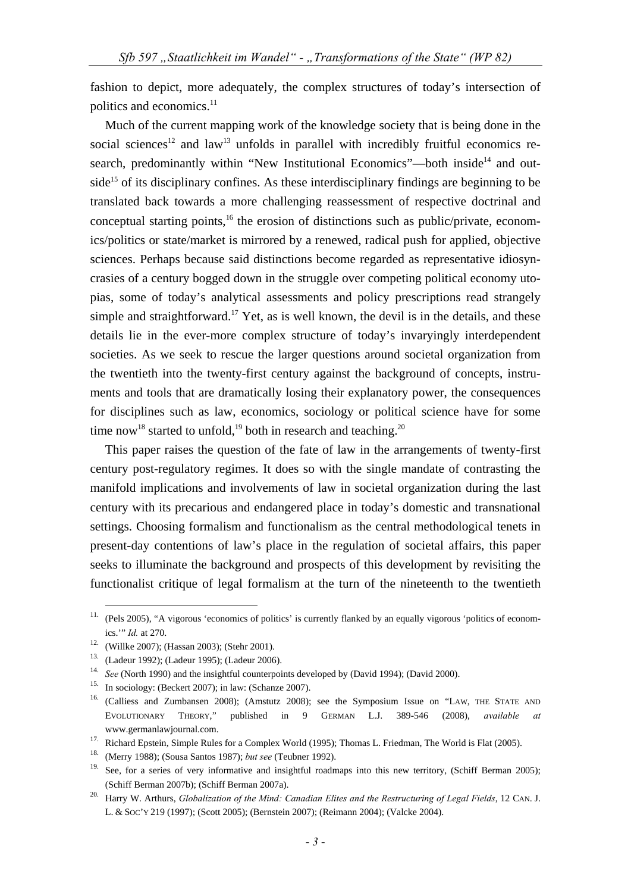fashion to depict, more adequately, the complex structures of today's intersection of politics and economics.[11]

Much of the current mapping work of the knowledge society that is being done in the social sciences[12] and law[13] unfolds in parallel with incredibly fruitful economics research, predominantly within "New Institutional Economics"—both inside[14] and outside[15] of its disciplinary confines. As these interdisciplinary findings are beginning to be translated back towards a more challenging reassessment of respective doctrinal and conceptual starting points,[16] the erosion of distinctions such as public/private, economics/politics or state/market is mirrored by a renewed, radical push for applied, objective sciences. Perhaps because said distinctions become regarded as representative idiosyncrasies of a century bogged down in the struggle over competing political economy utopias, some of today's analytical assessments and policy prescriptions read strangely simple and straightforward.[17] Yet, as is well known, the devil is in the details, and these details lie in the ever-more complex structure of today's invaryingly interdependent societies. As we seek to rescue the larger questions around societal organization from the twentieth into the twenty-first century against the background of concepts, instruments and tools that are dramatically losing their explanatory power, the consequences for disciplines such as law, economics, sociology or political science have for some time now[18] started to unfold,[19] both in research and teaching.[20]

This paper raises the question of the fate of law in the arrangements of twenty-first century post-regulatory regimes. It does so with the single mandate of contrasting the manifold implications and involvements of law in societal organization during the last century with its precarious and endangered place in today's domestic and transnational settings. Choosing formalism and functionalism as the central methodological tenets in present-day contentions of law's place in the regulation of societal affairs, this paper seeks to illuminate the background and prospects of this development by revisiting the functionalist critique of legal formalism at the turn of the nineteenth to the twentieth

---

11. (Pels 2005), "A vigorous 'economics of politics' is currently flanked by an equally vigorous 'politics of economics.'" *Id.* at 270.

12. (Willke 2007); (Hassan 2003); (Stehr 2001).

13. (Ladeur 1992); (Ladeur 1995); (Ladeur 2006).

14. *See* (North 1990) and the insightful counterpoints developed by (David 1994); (David 2000).

15. In sociology: (Beckert 2007); in law: (Schanze 2007).

16. (Calliess and Zumbansen 2008); (Amstutz 2008); see the Symposium Issue on "LAW, THE STATE AND EVOLUTIONARY THEORY," published in 9 GERMAN L.J. 389-546 (2008), *available at* www.germanlawjournal.com.

17. Richard Epstein, Simple Rules for a Complex World (1995); Thomas L. Friedman, The World is Flat (2005).

18. (Merry 1988); (Sousa Santos 1987); *but see* (Teubner 1992).

19. See, for a series of very informative and insightful roadmaps into this new territory, (Schiff Berman 2005); (Schiff Berman 2007b); (Schiff Berman 2007a).

20. Harry W. Arthurs, *Globalization of the Mind: Canadian Elites and the Restructuring of Legal Fields*, 12 CAN. J. L. & SOC'Y 219 (1997); (Scott 2005); (Bernstein 2007); (Reimann 2004); (Valcke 2004).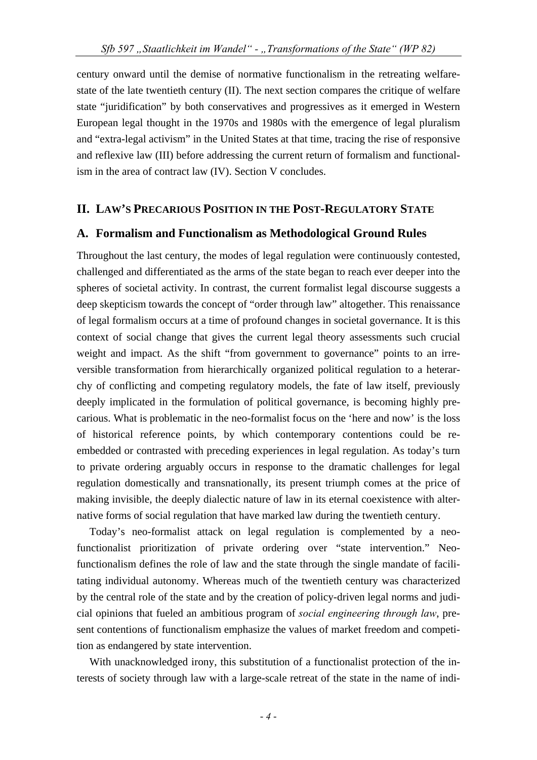century onward until the demise of normative functionalism in the retreating welfare-state of the late twentieth century (II). The next section compares the critique of welfare state "juridification" by both conservatives and progressives as it emerged in Western European legal thought in the 1970s and 1980s with the emergence of legal pluralism and "extra-legal activism" in the United States at that time, tracing the rise of responsive and reflexive law (III) before addressing the current return of formalism and functionalism in the area of contract law (IV). Section V concludes.

## II. LAW'S PRECARIOUS POSITION IN THE POST-REGULATORY STATE

### A. Formalism and Functionalism as Methodological Ground Rules

Throughout the last century, the modes of legal regulation were continuously contested, challenged and differentiated as the arms of the state began to reach ever deeper into the spheres of societal activity. In contrast, the current formalist legal discourse suggests a deep skepticism towards the concept of "order through law" altogether. This renaissance of legal formalism occurs at a time of profound changes in societal governance. It is this context of social change that gives the current legal theory assessments such crucial weight and impact. As the shift "from government to governance" points to an irreversible transformation from hierarchically organized political regulation to a heterarchy of conflicting and competing regulatory models, the fate of law itself, previously deeply implicated in the formulation of political governance, is becoming highly precarious. What is problematic in the neo-formalist focus on the 'here and now' is the loss of historical reference points, by which contemporary contentions could be re-embedded or contrasted with preceding experiences in legal regulation. As today's turn to private ordering arguably occurs in response to the dramatic challenges for legal regulation domestically and transnationally, its present triumph comes at the price of making invisible, the deeply dialectic nature of law in its eternal coexistence with alternative forms of social regulation that have marked law during the twentieth century.

Today's neo-formalist attack on legal regulation is complemented by a neo-functionalist prioritization of private ordering over "state intervention." Neo-functionalism defines the role of law and the state through the single mandate of facilitating individual autonomy. Whereas much of the twentieth century was characterized by the central role of the state and by the creation of policy-driven legal norms and judicial opinions that fueled an ambitious program of *social engineering through law*, present contentions of functionalism emphasize the values of market freedom and competition as endangered by state intervention.

With unacknowledged irony, this substitution of a functionalist protection of the interests of society through law with a large-scale retreat of the state in the name of indi-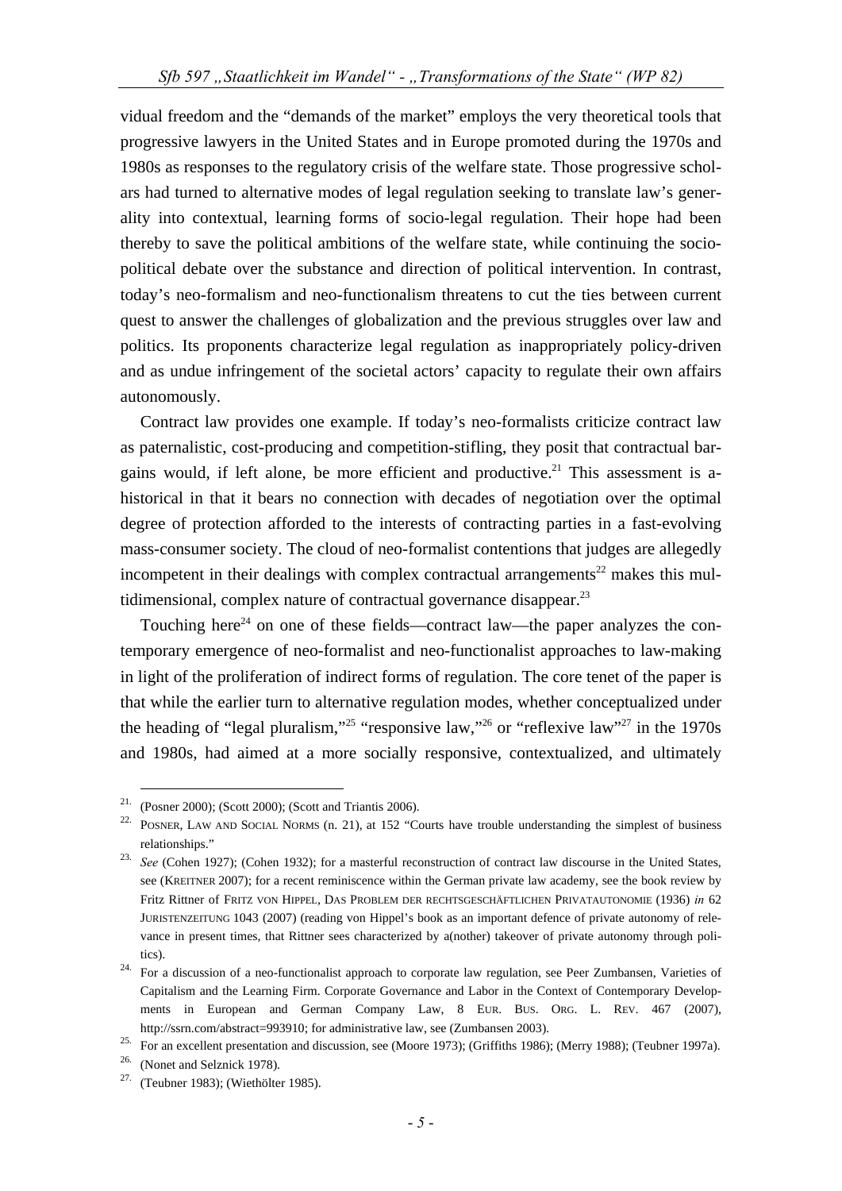vidual freedom and the "demands of the market" employs the very theoretical tools that progressive lawyers in the United States and in Europe promoted during the 1970s and 1980s as responses to the regulatory crisis of the welfare state. Those progressive scholars had turned to alternative modes of legal regulation seeking to translate law's generality into contextual, learning forms of socio-legal regulation. Their hope had been thereby to save the political ambitions of the welfare state, while continuing the socio-political debate over the substance and direction of political intervention. In contrast, today's neo-formalism and neo-functionalism threatens to cut the ties between current quest to answer the challenges of globalization and the previous struggles over law and politics. Its proponents characterize legal regulation as inappropriately policy-driven and as undue infringement of the societal actors' capacity to regulate their own affairs autonomously.

Contract law provides one example. If today's neo-formalists criticize contract law as paternalistic, cost-producing and competition-stifling, they posit that contractual bargains would, if left alone, be more efficient and productive.[21] This assessment is a-historical in that it bears no connection with decades of negotiation over the optimal degree of protection afforded to the interests of contracting parties in a fast-evolving mass-consumer society. The cloud of neo-formalist contentions that judges are allegedly incompetent in their dealings with complex contractual arrangements[22] makes this multidimensional, complex nature of contractual governance disappear.[23]

Touching here[24] on one of these fields—contract law—the paper analyzes the contemporary emergence of neo-formalist and neo-functionalist approaches to law-making in light of the proliferation of indirect forms of regulation. The core tenet of the paper is that while the earlier turn to alternative regulation modes, whether conceptualized under the heading of "legal pluralism,"[25] "responsive law,"[26] or "reflexive law"[27] in the 1970s and 1980s, had aimed at a more socially responsive, contextualized, and ultimately

---

21. (Posner 2000); (Scott 2000); (Scott and Triantis 2006).

22. POSNER, LAW AND SOCIAL NORMS (n. 21), at 152 "Courts have trouble understanding the simplest of business relationships."

23. *See* (Cohen 1927); (Cohen 1932); for a masterful reconstruction of contract law discourse in the United States, see (KREITNER 2007); for a recent reminiscence within the German private law academy, see the book review by Fritz Rittner of FRITZ VON HIPPEL, DAS PROBLEM DER RECHTSGESCHÄFTLICHEN PRIVATAUTONOMIE (1936) *in* 62 JURISTENZEITUNG 1043 (2007) (reading von Hippel's book as an important defence of private autonomy of relevance in present times, that Rittner sees characterized by a(nother) takeover of private autonomy through politics).

24. For a discussion of a neo-functionalist approach to corporate law regulation, see Peer Zumbansen, Varieties of Capitalism and the Learning Firm. Corporate Governance and Labor in the Context of Contemporary Developments in European and German Company Law, 8 EUR. BUS. ORG. L. REV. 467 (2007), http://ssrn.com/abstract=993910; for administrative law, see (Zumbansen 2003).

25. For an excellent presentation and discussion, see (Moore 1973); (Griffiths 1986); (Merry 1988); (Teubner 1997a).

26. (Nonet and Selznick 1978).

27. (Teubner 1983); (Wiethölter 1985).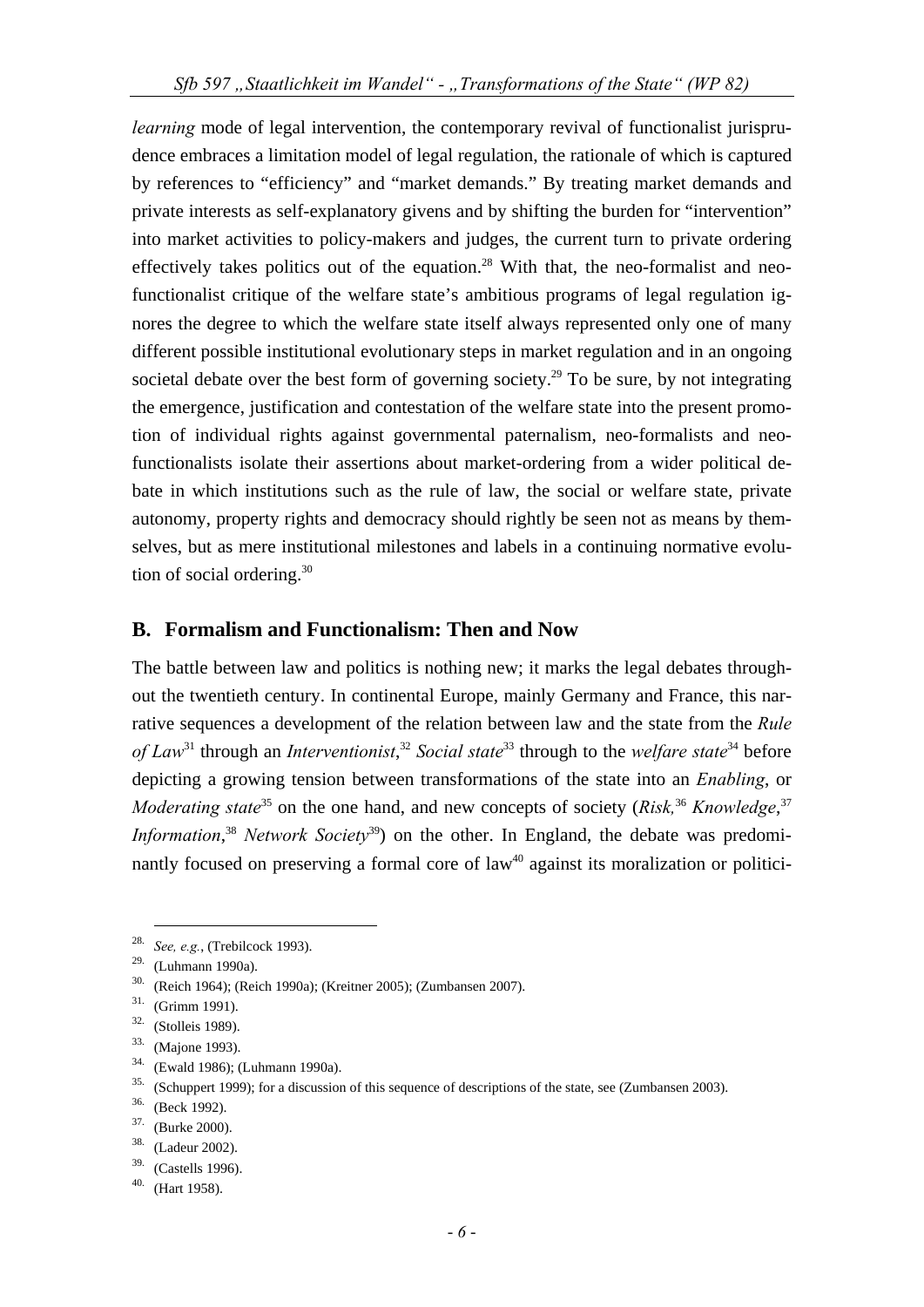*learning* mode of legal intervention, the contemporary revival of functionalist jurisprudence embraces a limitation model of legal regulation, the rationale of which is captured by references to "efficiency" and "market demands." By treating market demands and private interests as self-explanatory givens and by shifting the burden for "intervention" into market activities to policy-makers and judges, the current turn to private ordering effectively takes politics out of the equation.[28] With that, the neo-formalist and neo-functionalist critique of the welfare state's ambitious programs of legal regulation ignores the degree to which the welfare state itself always represented only one of many different possible institutional evolutionary steps in market regulation and in an ongoing societal debate over the best form of governing society.[29] To be sure, by not integrating the emergence, justification and contestation of the welfare state into the present promotion of individual rights against governmental paternalism, neo-formalists and neo-functionalists isolate their assertions about market-ordering from a wider political debate in which institutions such as the rule of law, the social or welfare state, private autonomy, property rights and democracy should rightly be seen not as means by themselves, but as mere institutional milestones and labels in a continuing normative evolution of social ordering.[30]

## B. Formalism and Functionalism: Then and Now

The battle between law and politics is nothing new; it marks the legal debates throughout the twentieth century. In continental Europe, mainly Germany and France, this narrative sequences a development of the relation between law and the state from the *Rule of Law*[31] through an *Interventionist*,[32] *Social state*[33] through to the *welfare state*[34] before depicting a growing tension between transformations of the state into an *Enabling*, or *Moderating state*[35] on the one hand, and new concepts of society (*Risk,*[36] *Knowledge*,[37] *Information*,[38] *Network Society*[39]) on the other. In England, the debate was predominantly focused on preserving a formal core of law[40] against its moralization or politici-

---

28. *See, e.g.*, (Trebilcock 1993).
29. (Luhmann 1990a).
30. (Reich 1964); (Reich 1990a); (Kreitner 2005); (Zumbansen 2007).
31. (Grimm 1991).
32. (Stolleis 1989).
33. (Majone 1993).
34. (Ewald 1986); (Luhmann 1990a).
35. (Schuppert 1999); for a discussion of this sequence of descriptions of the state, see (Zumbansen 2003).
36. (Beck 1992).
37. (Burke 2000).
38. (Ladeur 2002).
39. (Castells 1996).
40. (Hart 1958).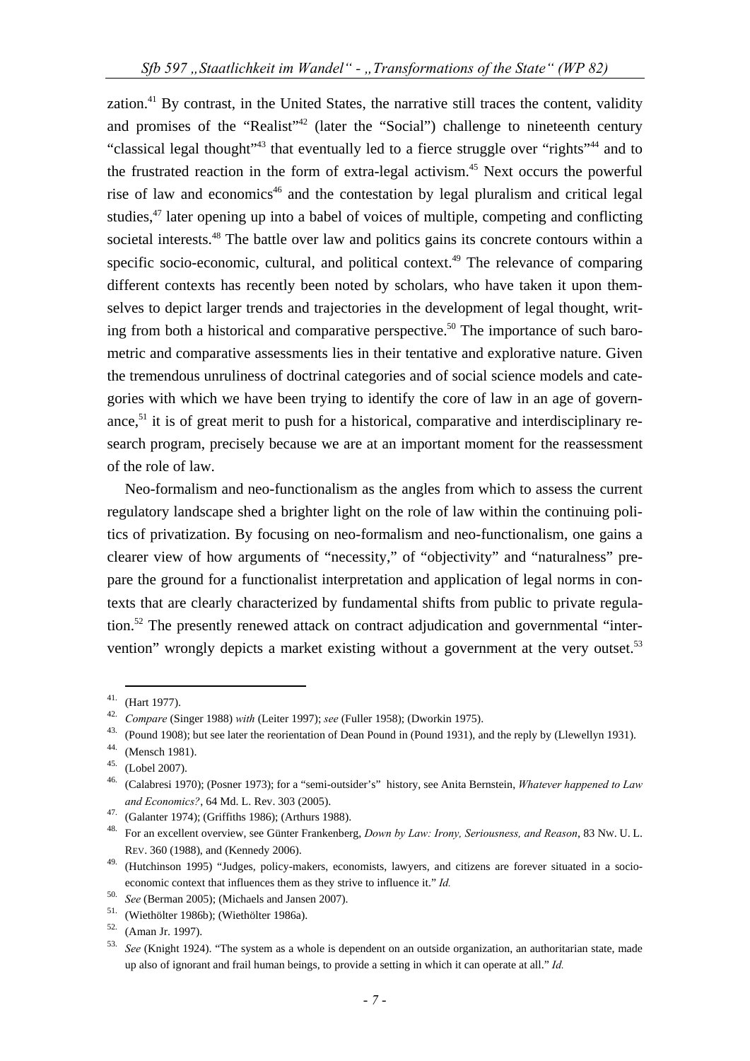zation.[41] By contrast, in the United States, the narrative still traces the content, validity and promises of the "Realist"[42] (later the "Social") challenge to nineteenth century "classical legal thought"[43] that eventually led to a fierce struggle over "rights"[44] and to the frustrated reaction in the form of extra-legal activism.[45] Next occurs the powerful rise of law and economics[46] and the contestation by legal pluralism and critical legal studies,[47] later opening up into a babel of voices of multiple, competing and conflicting societal interests.[48] The battle over law and politics gains its concrete contours within a specific socio-economic, cultural, and political context.[49] The relevance of comparing different contexts has recently been noted by scholars, who have taken it upon themselves to depict larger trends and trajectories in the development of legal thought, writing from both a historical and comparative perspective.[50] The importance of such barometric and comparative assessments lies in their tentative and explorative nature. Given the tremendous unruliness of doctrinal categories and of social science models and categories with which we have been trying to identify the core of law in an age of governance,[51] it is of great merit to push for a historical, comparative and interdisciplinary research program, precisely because we are at an important moment for the reassessment of the role of law.

Neo-formalism and neo-functionalism as the angles from which to assess the current regulatory landscape shed a brighter light on the role of law within the continuing politics of privatization. By focusing on neo-formalism and neo-functionalism, one gains a clearer view of how arguments of "necessity," of "objectivity" and "naturalness" prepare the ground for a functionalist interpretation and application of legal norms in contexts that are clearly characterized by fundamental shifts from public to private regulation.[52] The presently renewed attack on contract adjudication and governmental "intervention" wrongly depicts a market existing without a government at the very outset.[53]

---

41. (Hart 1977).
42. *Compare* (Singer 1988) *with* (Leiter 1997); *see* (Fuller 1958); (Dworkin 1975).
43. (Pound 1908); but see later the reorientation of Dean Pound in (Pound 1931), and the reply by (Llewellyn 1931).
44. (Mensch 1981).
45. (Lobel 2007).
46. (Calabresi 1970); (Posner 1973); for a "semi-outsider's" history, see Anita Bernstein, *Whatever happened to Law and Economics?*, 64 Md. L. Rev. 303 (2005).
47. (Galanter 1974); (Griffiths 1986); (Arthurs 1988).
48. For an excellent overview, see Günter Frankenberg, *Down by Law: Irony, Seriousness, and Reason*, 83 Nw. U. L. Rev. 360 (1988), and (Kennedy 2006).
49. (Hutchinson 1995) "Judges, policy-makers, economists, lawyers, and citizens are forever situated in a socio-economic context that influences them as they strive to influence it." *Id.*
50. *See* (Berman 2005); (Michaels and Jansen 2007).
51. (Wiethölter 1986b); (Wiethölter 1986a).
52. (Aman Jr. 1997).
53. *See* (Knight 1924). "The system as a whole is dependent on an outside organization, an authoritarian state, made up also of ignorant and frail human beings, to provide a setting in which it can operate at all." *Id.*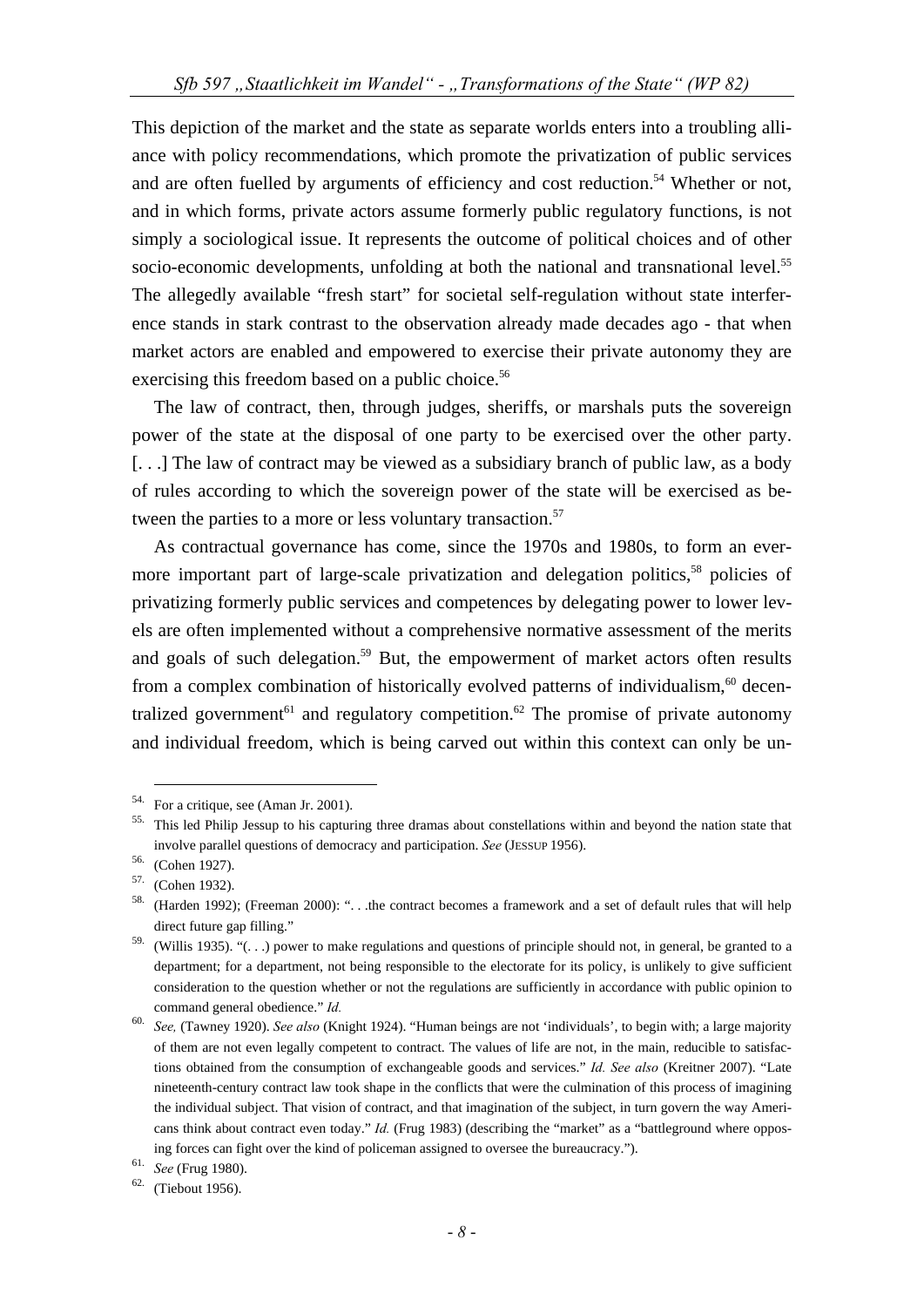This depiction of the market and the state as separate worlds enters into a troubling alliance with policy recommendations, which promote the privatization of public services and are often fuelled by arguments of efficiency and cost reduction.[54] Whether or not, and in which forms, private actors assume formerly public regulatory functions, is not simply a sociological issue. It represents the outcome of political choices and of other socio-economic developments, unfolding at both the national and transnational level.[55] The allegedly available "fresh start" for societal self-regulation without state interference stands in stark contrast to the observation already made decades ago - that when market actors are enabled and empowered to exercise their private autonomy they are exercising this freedom based on a public choice.[56]

The law of contract, then, through judges, sheriffs, or marshals puts the sovereign power of the state at the disposal of one party to be exercised over the other party. [. . .] The law of contract may be viewed as a subsidiary branch of public law, as a body of rules according to which the sovereign power of the state will be exercised as between the parties to a more or less voluntary transaction.[57]

As contractual governance has come, since the 1970s and 1980s, to form an ever-more important part of large-scale privatization and delegation politics,[58] policies of privatizing formerly public services and competences by delegating power to lower levels are often implemented without a comprehensive normative assessment of the merits and goals of such delegation.[59] But, the empowerment of market actors often results from a complex combination of historically evolved patterns of individualism,[60] decentralized government[61] and regulatory competition.[62] The promise of private autonomy and individual freedom, which is being carved out within this context can only be un-

---

54. For a critique, see (Aman Jr. 2001).

55. This led Philip Jessup to his capturing three dramas about constellations within and beyond the nation state that involve parallel questions of democracy and participation. *See* (JESSUP 1956).

56. (Cohen 1927).

57. (Cohen 1932).

58. (Harden 1992); (Freeman 2000): ". . .the contract becomes a framework and a set of default rules that will help direct future gap filling."

59. (Willis 1935). "(. . .) power to make regulations and questions of principle should not, in general, be granted to a department; for a department, not being responsible to the electorate for its policy, is unlikely to give sufficient consideration to the question whether or not the regulations are sufficiently in accordance with public opinion to command general obedience." *Id.*

60. *See,* (Tawney 1920). *See also* (Knight 1924). "Human beings are not 'individuals', to begin with; a large majority of them are not even legally competent to contract. The values of life are not, in the main, reducible to satisfactions obtained from the consumption of exchangeable goods and services." *Id. See also* (Kreitner 2007). "Late nineteenth-century contract law took shape in the conflicts that were the culmination of this process of imagining the individual subject. That vision of contract, and that imagination of the subject, in turn govern the way Americans think about contract even today." *Id.* (Frug 1983) (describing the "market" as a "battleground where opposing forces can fight over the kind of policeman assigned to oversee the bureaucracy.").

61. *See* (Frug 1980).

62. (Tiebout 1956).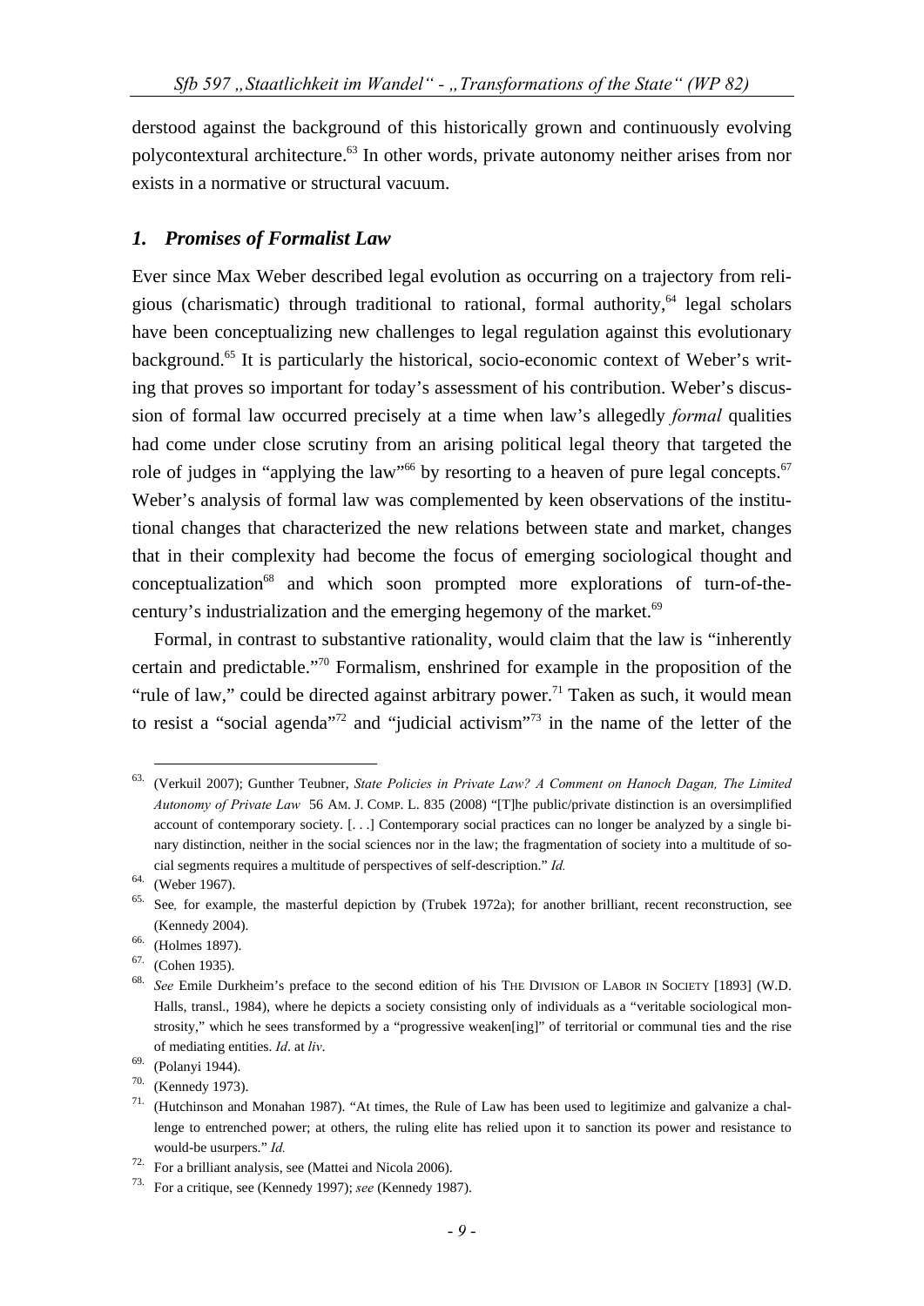derstood against the background of this historically grown and continuously evolving polycontextural architecture.[63] In other words, private autonomy neither arises from nor exists in a normative or structural vacuum.

## *1. Promises of Formalist Law*

Ever since Max Weber described legal evolution as occurring on a trajectory from religious (charismatic) through traditional to rational, formal authority,[64] legal scholars have been conceptualizing new challenges to legal regulation against this evolutionary background.[65] It is particularly the historical, socio-economic context of Weber's writing that proves so important for today's assessment of his contribution. Weber's discussion of formal law occurred precisely at a time when law's allegedly *formal* qualities had come under close scrutiny from an arising political legal theory that targeted the role of judges in "applying the law"[66] by resorting to a heaven of pure legal concepts.[67] Weber's analysis of formal law was complemented by keen observations of the institutional changes that characterized the new relations between state and market, changes that in their complexity had become the focus of emerging sociological thought and conceptualization[68] and which soon prompted more explorations of turn-of-the-century's industrialization and the emerging hegemony of the market.[69]

Formal, in contrast to substantive rationality, would claim that the law is "inherently certain and predictable."[70] Formalism, enshrined for example in the proposition of the "rule of law," could be directed against arbitrary power.[71] Taken as such, it would mean to resist a "social agenda"[72] and "judicial activism"[73] in the name of the letter of the

---

63. (Verkuil 2007); Gunther Teubner, *State Policies in Private Law? A Comment on Hanoch Dagan, The Limited Autonomy of Private Law* 56 AM. J. COMP. L. 835 (2008) "[T]he public/private distinction is an oversimplified account of contemporary society. [. . .] Contemporary social practices can no longer be analyzed by a single binary distinction, neither in the social sciences nor in the law; the fragmentation of society into a multitude of social segments requires a multitude of perspectives of self-description." *Id.*

64. (Weber 1967).

65. See, for example, the masterful depiction by (Trubek 1972a); for another brilliant, recent reconstruction, see (Kennedy 2004).

66. (Holmes 1897).

67. (Cohen 1935).

68. *See* Emile Durkheim's preface to the second edition of his THE DIVISION OF LABOR IN SOCIETY [1893] (W.D. Halls, transl., 1984), where he depicts a society consisting only of individuals as a "veritable sociological monstrosity," which he sees transformed by a "progressive weaken[ing]" of territorial or communal ties and the rise of mediating entities. *Id*. at *liv*.

69. (Polanyi 1944).

70. (Kennedy 1973).

71. (Hutchinson and Monahan 1987). "At times, the Rule of Law has been used to legitimize and galvanize a challenge to entrenched power; at others, the ruling elite has relied upon it to sanction its power and resistance to would-be usurpers." *Id.*

72. For a brilliant analysis, see (Mattei and Nicola 2006).

73. For a critique, see (Kennedy 1997); *see* (Kennedy 1987).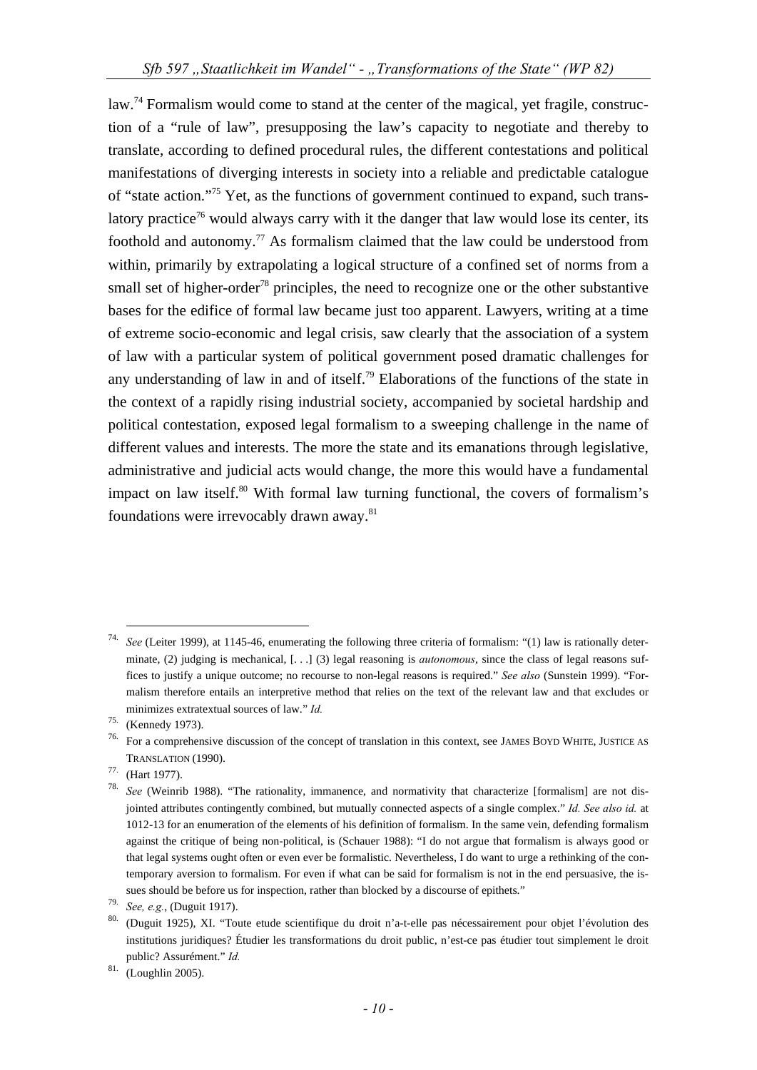law.[74] Formalism would come to stand at the center of the magical, yet fragile, construction of a "rule of law", presupposing the law's capacity to negotiate and thereby to translate, according to defined procedural rules, the different contestations and political manifestations of diverging interests in society into a reliable and predictable catalogue of "state action."[75] Yet, as the functions of government continued to expand, such translatory practice[76] would always carry with it the danger that law would lose its center, its foothold and autonomy.[77] As formalism claimed that the law could be understood from within, primarily by extrapolating a logical structure of a confined set of norms from a small set of higher-order[78] principles, the need to recognize one or the other substantive bases for the edifice of formal law became just too apparent. Lawyers, writing at a time of extreme socio-economic and legal crisis, saw clearly that the association of a system of law with a particular system of political government posed dramatic challenges for any understanding of law in and of itself.[79] Elaborations of the functions of the state in the context of a rapidly rising industrial society, accompanied by societal hardship and political contestation, exposed legal formalism to a sweeping challenge in the name of different values and interests. The more the state and its emanations through legislative, administrative and judicial acts would change, the more this would have a fundamental impact on law itself.[80] With formal law turning functional, the covers of formalism's foundations were irrevocably drawn away.[81]

---

[74] *See* (Leiter 1999), at 1145-46, enumerating the following three criteria of formalism: "(1) law is rationally determinate, (2) judging is mechanical, [. . .] (3) legal reasoning is *autonomous*, since the class of legal reasons suffices to justify a unique outcome; no recourse to non-legal reasons is required." *See also* (Sunstein 1999). "Formalism therefore entails an interpretive method that relies on the text of the relevant law and that excludes or minimizes extratextual sources of law." *Id.*

[75] (Kennedy 1973).

[76] For a comprehensive discussion of the concept of translation in this context, see JAMES BOYD WHITE, JUSTICE AS TRANSLATION (1990).

[77] (Hart 1977).

[78] *See* (Weinrib 1988). "The rationality, immanence, and normativity that characterize [formalism] are not disjointed attributes contingently combined, but mutually connected aspects of a single complex." *Id. See also id.* at 1012-13 for an enumeration of the elements of his definition of formalism. In the same vein, defending formalism against the critique of being non-political, is (Schauer 1988): "I do not argue that formalism is always good or that legal systems ought often or even ever be formalistic. Nevertheless, I do want to urge a rethinking of the contemporary aversion to formalism. For even if what can be said for formalism is not in the end persuasive, the issues should be before us for inspection, rather than blocked by a discourse of epithets."

[79] *See, e.g.*, (Duguit 1917).

[80] (Duguit 1925), XI. "Toute etude scientifique du droit n'a-t-elle pas nécessairement pour objet l'évolution des institutions juridiques? Étudier les transformations du droit public, n'est-ce pas étudier tout simplement le droit public? Assurément." *Id.*

[81] (Loughlin 2005).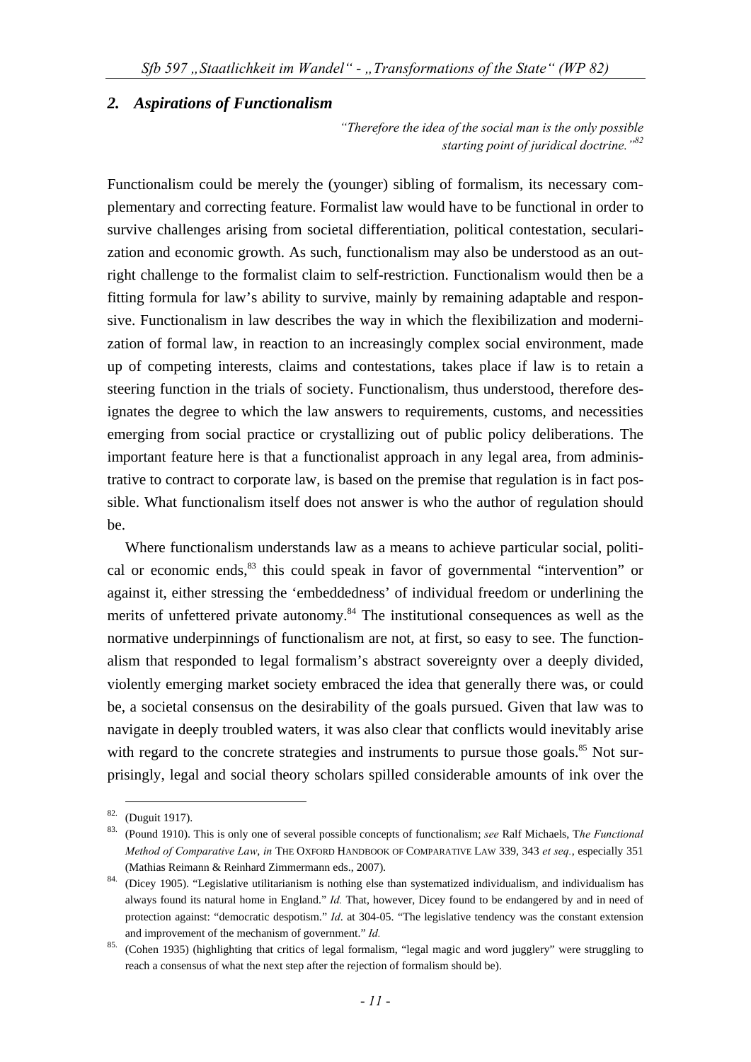## *2. Aspirations of Functionalism*

*"Therefore the idea of the social man is the only possible starting point of juridical doctrine."*[82]

Functionalism could be merely the (younger) sibling of formalism, its necessary complementary and correcting feature. Formalist law would have to be functional in order to survive challenges arising from societal differentiation, political contestation, secularization and economic growth. As such, functionalism may also be understood as an outright challenge to the formalist claim to self-restriction. Functionalism would then be a fitting formula for law's ability to survive, mainly by remaining adaptable and responsive. Functionalism in law describes the way in which the flexibilization and modernization of formal law, in reaction to an increasingly complex social environment, made up of competing interests, claims and contestations, takes place if law is to retain a steering function in the trials of society. Functionalism, thus understood, therefore designates the degree to which the law answers to requirements, customs, and necessities emerging from social practice or crystallizing out of public policy deliberations. The important feature here is that a functionalist approach in any legal area, from administrative to contract to corporate law, is based on the premise that regulation is in fact possible. What functionalism itself does not answer is who the author of regulation should be.

Where functionalism understands law as a means to achieve particular social, political or economic ends,[83] this could speak in favor of governmental "intervention" or against it, either stressing the 'embeddedness' of individual freedom or underlining the merits of unfettered private autonomy.[84] The institutional consequences as well as the normative underpinnings of functionalism are not, at first, so easy to see. The functionalism that responded to legal formalism's abstract sovereignty over a deeply divided, violently emerging market society embraced the idea that generally there was, or could be, a societal consensus on the desirability of the goals pursued. Given that law was to navigate in deeply troubled waters, it was also clear that conflicts would inevitably arise with regard to the concrete strategies and instruments to pursue those goals.[85] Not surprisingly, legal and social theory scholars spilled considerable amounts of ink over the

---

82. (Duguit 1917).

83. (Pound 1910). This is only one of several possible concepts of functionalism; *see* Ralf Michaels, T*he Functional Method of Comparative Law*, *in* THE OXFORD HANDBOOK OF COMPARATIVE LAW 339, 343 *et seq.*, especially 351 (Mathias Reimann & Reinhard Zimmermann eds., 2007).

84. (Dicey 1905). "Legislative utilitarianism is nothing else than systematized individualism, and individualism has always found its natural home in England." *Id.* That, however, Dicey found to be endangered by and in need of protection against: "democratic despotism." *Id*. at 304-05. "The legislative tendency was the constant extension and improvement of the mechanism of government." *Id.*

85. (Cohen 1935) (highlighting that critics of legal formalism, "legal magic and word jugglery" were struggling to reach a consensus of what the next step after the rejection of formalism should be).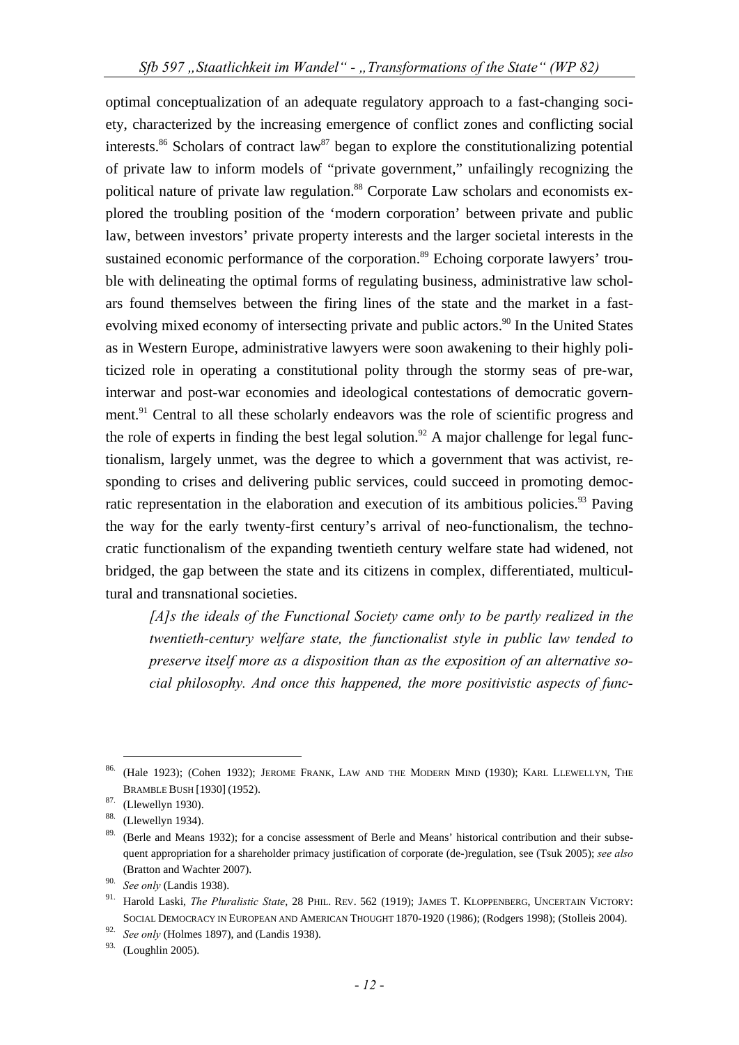optimal conceptualization of an adequate regulatory approach to a fast-changing society, characterized by the increasing emergence of conflict zones and conflicting social interests.[86] Scholars of contract law[87] began to explore the constitutionalizing potential of private law to inform models of "private government," unfailingly recognizing the political nature of private law regulation.[88] Corporate Law scholars and economists explored the troubling position of the 'modern corporation' between private and public law, between investors' private property interests and the larger societal interests in the sustained economic performance of the corporation.[89] Echoing corporate lawyers' trouble with delineating the optimal forms of regulating business, administrative law scholars found themselves between the firing lines of the state and the market in a fast-evolving mixed economy of intersecting private and public actors.[90] In the United States as in Western Europe, administrative lawyers were soon awakening to their highly politicized role in operating a constitutional polity through the stormy seas of pre-war, interwar and post-war economies and ideological contestations of democratic government.[91] Central to all these scholarly endeavors was the role of scientific progress and the role of experts in finding the best legal solution.[92] A major challenge for legal functionalism, largely unmet, was the degree to which a government that was activist, responding to crises and delivering public services, could succeed in promoting democratic representation in the elaboration and execution of its ambitious policies.[93] Paving the way for the early twenty-first century's arrival of neo-functionalism, the technocratic functionalism of the expanding twentieth century welfare state had widened, not bridged, the gap between the state and its citizens in complex, differentiated, multicultural and transnational societies.

> *[A]s the ideals of the Functional Society came only to be partly realized in the twentieth-century welfare state, the functionalist style in public law tended to preserve itself more as a disposition than as the exposition of an alternative social philosophy. And once this happened, the more positivistic aspects of func-*

---

86. (Hale 1923); (Cohen 1932); JEROME FRANK, LAW AND THE MODERN MIND (1930); KARL LLEWELLYN, THE BRAMBLE BUSH [1930] (1952).

87. (Llewellyn 1930).

88. (Llewellyn 1934).

89. (Berle and Means 1932); for a concise assessment of Berle and Means' historical contribution and their subsequent appropriation for a shareholder primacy justification of corporate (de-)regulation, see (Tsuk 2005); *see also* (Bratton and Wachter 2007).

90. *See only* (Landis 1938).

91. Harold Laski, *The Pluralistic State*, 28 PHIL. REV. 562 (1919); JAMES T. KLOPPENBERG, UNCERTAIN VICTORY: SOCIAL DEMOCRACY IN EUROPEAN AND AMERICAN THOUGHT 1870-1920 (1986); (Rodgers 1998); (Stolleis 2004).

92. *See only* (Holmes 1897), and (Landis 1938).

93. (Loughlin 2005).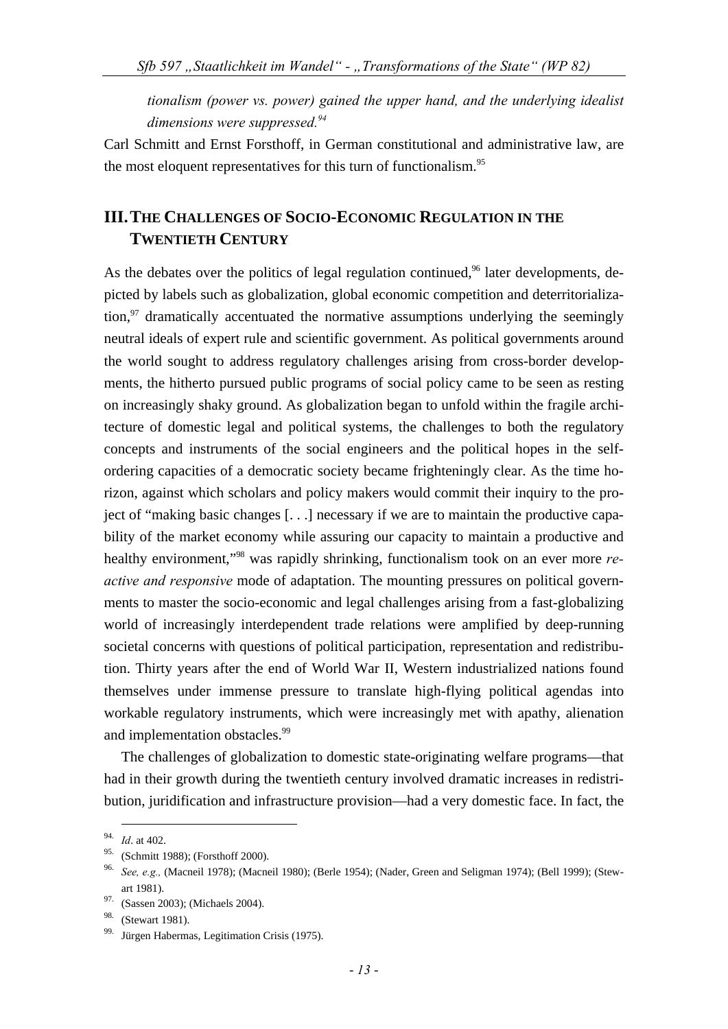*tionalism (power vs. power) gained the upper hand, and the underlying idealist dimensions were suppressed.*[94]

Carl Schmitt and Ernst Forsthoff, in German constitutional and administrative law, are the most eloquent representatives for this turn of functionalism.[95]

## III. THE CHALLENGES OF SOCIO-ECONOMIC REGULATION IN THE TWENTIETH CENTURY

As the debates over the politics of legal regulation continued,[96] later developments, depicted by labels such as globalization, global economic competition and deterritorialization,[97] dramatically accentuated the normative assumptions underlying the seemingly neutral ideals of expert rule and scientific government. As political governments around the world sought to address regulatory challenges arising from cross-border developments, the hitherto pursued public programs of social policy came to be seen as resting on increasingly shaky ground. As globalization began to unfold within the fragile architecture of domestic legal and political systems, the challenges to both the regulatory concepts and instruments of the social engineers and the political hopes in the self-ordering capacities of a democratic society became frighteningly clear. As the time horizon, against which scholars and policy makers would commit their inquiry to the project of "making basic changes [. . .] necessary if we are to maintain the productive capability of the market economy while assuring our capacity to maintain a productive and healthy environment,"[98] was rapidly shrinking, functionalism took on an ever more *reactive and responsive* mode of adaptation. The mounting pressures on political governments to master the socio-economic and legal challenges arising from a fast-globalizing world of increasingly interdependent trade relations were amplified by deep-running societal concerns with questions of political participation, representation and redistribution. Thirty years after the end of World War II, Western industrialized nations found themselves under immense pressure to translate high-flying political agendas into workable regulatory instruments, which were increasingly met with apathy, alienation and implementation obstacles.[99]

The challenges of globalization to domestic state-originating welfare programs—that had in their growth during the twentieth century involved dramatic increases in redistribution, juridification and infrastructure provision—had a very domestic face. In fact, the

---

94. *Id*. at 402.
95. (Schmitt 1988); (Forsthoff 2000).
96. *See, e.g.,* (Macneil 1978); (Macneil 1980); (Berle 1954); (Nader, Green and Seligman 1974); (Bell 1999); (Stewart 1981).
97. (Sassen 2003); (Michaels 2004).
98. (Stewart 1981).
99. Jürgen Habermas, Legitimation Crisis (1975).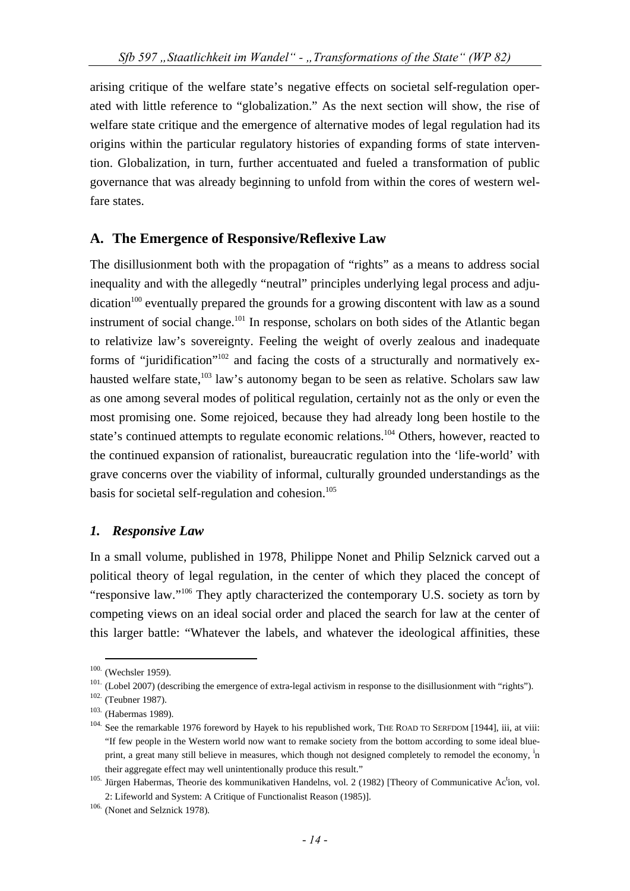arising critique of the welfare state's negative effects on societal self-regulation operated with little reference to "globalization." As the next section will show, the rise of welfare state critique and the emergence of alternative modes of legal regulation had its origins within the particular regulatory histories of expanding forms of state intervention. Globalization, in turn, further accentuated and fueled a transformation of public governance that was already beginning to unfold from within the cores of western welfare states.

## A. The Emergence of Responsive/Reflexive Law

The disillusionment both with the propagation of "rights" as a means to address social inequality and with the allegedly "neutral" principles underlying legal process and adjudication[100] eventually prepared the grounds for a growing discontent with law as a sound instrument of social change.[101] In response, scholars on both sides of the Atlantic began to relativize law's sovereignty. Feeling the weight of overly zealous and inadequate forms of "juridification"[102] and facing the costs of a structurally and normatively exhausted welfare state,[103] law's autonomy began to be seen as relative. Scholars saw law as one among several modes of political regulation, certainly not as the only or even the most promising one. Some rejoiced, because they had already long been hostile to the state's continued attempts to regulate economic relations.[104] Others, however, reacted to the continued expansion of rationalist, bureaucratic regulation into the 'life-world' with grave concerns over the viability of informal, culturally grounded understandings as the basis for societal self-regulation and cohesion.[105]

### *1. Responsive Law*

In a small volume, published in 1978, Philippe Nonet and Philip Selznick carved out a political theory of legal regulation, in the center of which they placed the concept of "responsive law."[106] They aptly characterized the contemporary U.S. society as torn by competing views on an ideal social order and placed the search for law at the center of this larger battle: "Whatever the labels, and whatever the ideological affinities, these

---

[100] (Wechsler 1959).

[101] (Lobel 2007) (describing the emergence of extra-legal activism in response to the disillusionment with "rights").

[102] (Teubner 1987).

[103] (Habermas 1989).

[104] See the remarkable 1976 foreword by Hayek to his republished work, THE ROAD TO SERFDOM [1944], iii, at viii: "If few people in the Western world now want to remake society from the bottom according to some ideal blueprint, a great many still believe in measures, which though not designed completely to remodel the economy, in their aggregate effect may well unintentionally produce this result."

[105] Jürgen Habermas, Theorie des kommunikativen Handelns, vol. 2 (1982) [Theory of Communicative Action, vol. 2: Lifeworld and System: A Critique of Functionalist Reason (1985)].

[106] (Nonet and Selznick 1978).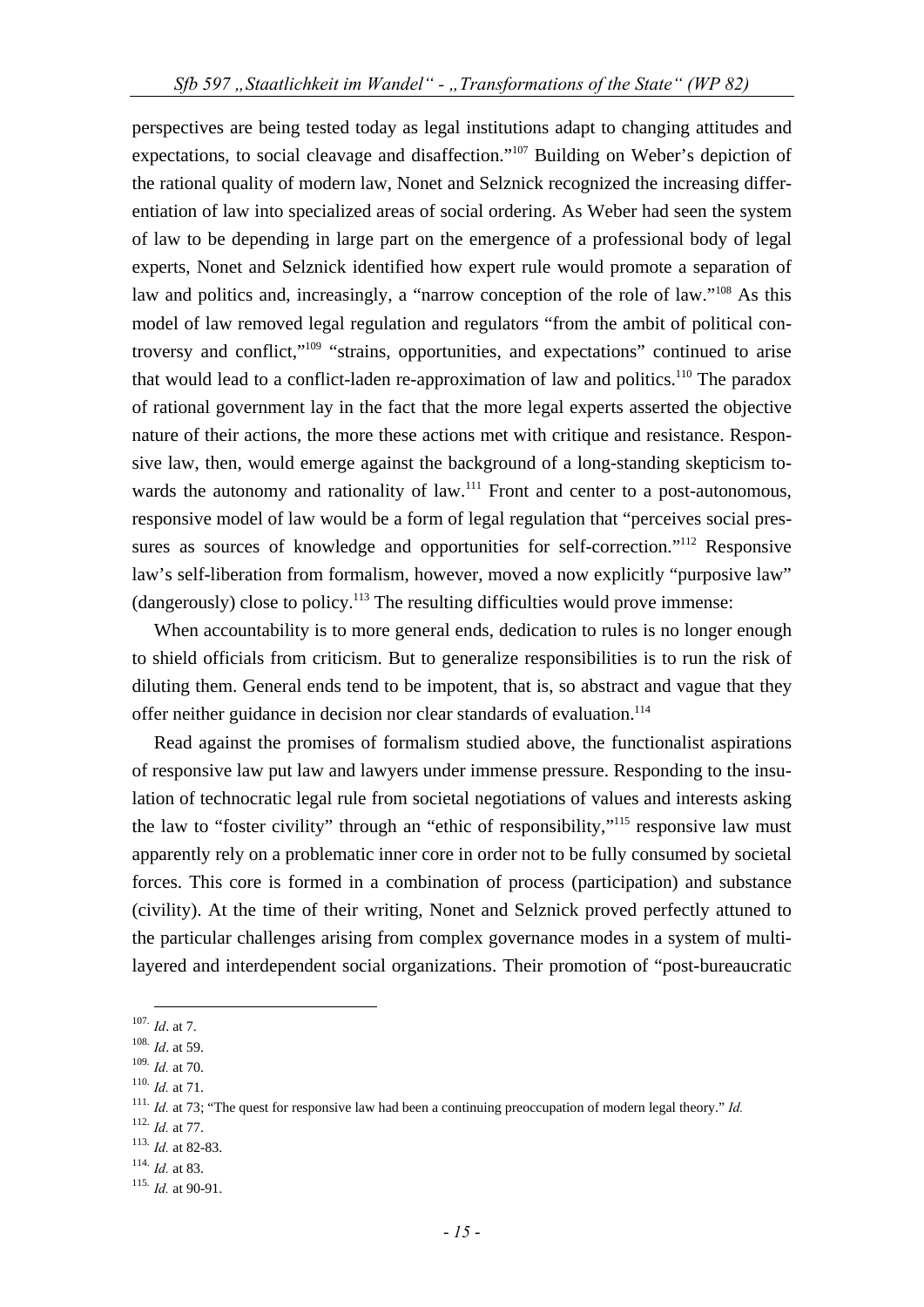perspectives are being tested today as legal institutions adapt to changing attitudes and expectations, to social cleavage and disaffection."[107] Building on Weber's depiction of the rational quality of modern law, Nonet and Selznick recognized the increasing differentiation of law into specialized areas of social ordering. As Weber had seen the system of law to be depending in large part on the emergence of a professional body of legal experts, Nonet and Selznick identified how expert rule would promote a separation of law and politics and, increasingly, a "narrow conception of the role of law."[108] As this model of law removed legal regulation and regulators "from the ambit of political controversy and conflict,"[109] "strains, opportunities, and expectations" continued to arise that would lead to a conflict-laden re-approximation of law and politics.[110] The paradox of rational government lay in the fact that the more legal experts asserted the objective nature of their actions, the more these actions met with critique and resistance. Responsive law, then, would emerge against the background of a long-standing skepticism towards the autonomy and rationality of law.[111] Front and center to a post-autonomous, responsive model of law would be a form of legal regulation that "perceives social pressures as sources of knowledge and opportunities for self-correction."[112] Responsive law's self-liberation from formalism, however, moved a now explicitly "purposive law" (dangerously) close to policy.[113] The resulting difficulties would prove immense:

> When accountability is to more general ends, dedication to rules is no longer enough to shield officials from criticism. But to generalize responsibilities is to run the risk of diluting them. General ends tend to be impotent, that is, so abstract and vague that they offer neither guidance in decision nor clear standards of evaluation.[114]

Read against the promises of formalism studied above, the functionalist aspirations of responsive law put law and lawyers under immense pressure. Responding to the insulation of technocratic legal rule from societal negotiations of values and interests asking the law to "foster civility" through an "ethic of responsibility,"[115] responsive law must apparently rely on a problematic inner core in order not to be fully consumed by societal forces. This core is formed in a combination of process (participation) and substance (civility). At the time of their writing, Nonet and Selznick proved perfectly attuned to the particular challenges arising from complex governance modes in a system of multi-layered and interdependent social organizations. Their promotion of "post-bureaucratic

---

[107] *Id*. at 7.

[108] *Id*. at 59.

[109] *Id.* at 70.

[110] *Id.* at 71.

[111] *Id.* at 73; "The quest for responsive law had been a continuing preoccupation of modern legal theory." *Id.*

[112] *Id.* at 77.

[113] *Id.* at 82-83.

[114] *Id.* at 83.

[115] *Id.* at 90-91.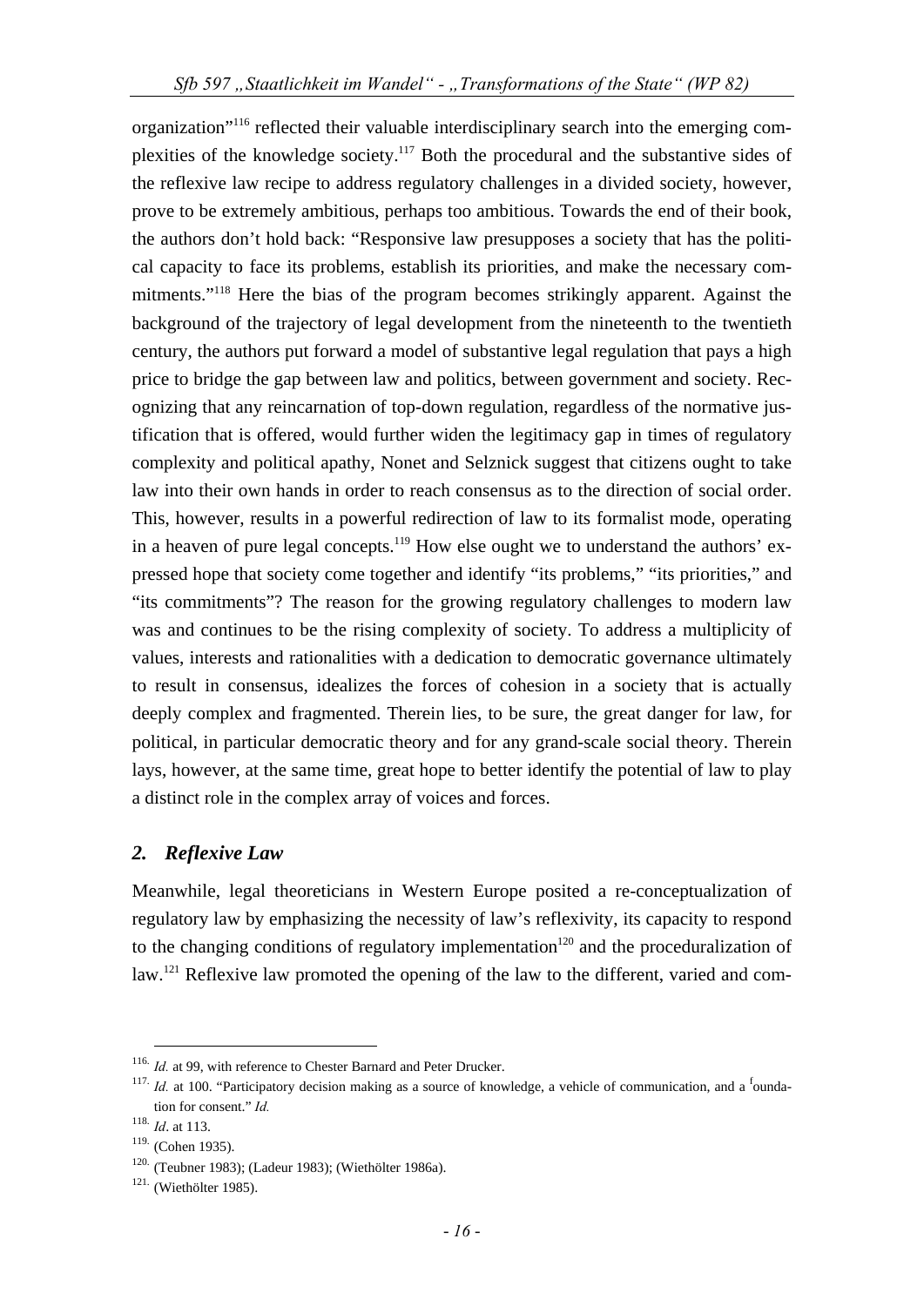organization"[116] reflected their valuable interdisciplinary search into the emerging complexities of the knowledge society.[117] Both the procedural and the substantive sides of the reflexive law recipe to address regulatory challenges in a divided society, however, prove to be extremely ambitious, perhaps too ambitious. Towards the end of their book, the authors don't hold back: "Responsive law presupposes a society that has the political capacity to face its problems, establish its priorities, and make the necessary commitments."[118] Here the bias of the program becomes strikingly apparent. Against the background of the trajectory of legal development from the nineteenth to the twentieth century, the authors put forward a model of substantive legal regulation that pays a high price to bridge the gap between law and politics, between government and society. Recognizing that any reincarnation of top-down regulation, regardless of the normative justification that is offered, would further widen the legitimacy gap in times of regulatory complexity and political apathy, Nonet and Selznick suggest that citizens ought to take law into their own hands in order to reach consensus as to the direction of social order. This, however, results in a powerful redirection of law to its formalist mode, operating in a heaven of pure legal concepts.[119] How else ought we to understand the authors' expressed hope that society come together and identify "its problems," "its priorities," and "its commitments"? The reason for the growing regulatory challenges to modern law was and continues to be the rising complexity of society. To address a multiplicity of values, interests and rationalities with a dedication to democratic governance ultimately to result in consensus, idealizes the forces of cohesion in a society that is actually deeply complex and fragmented. Therein lies, to be sure, the great danger for law, for political, in particular democratic theory and for any grand-scale social theory. Therein lays, however, at the same time, great hope to better identify the potential of law to play a distinct role in the complex array of voices and forces.

## *2. Reflexive Law*

Meanwhile, legal theoreticians in Western Europe posited a re-conceptualization of regulatory law by emphasizing the necessity of law's reflexivity, its capacity to respond to the changing conditions of regulatory implementation[120] and the proceduralization of law.[121] Reflexive law promoted the opening of the law to the different, varied and com-

---

116. *Id.* at 99, with reference to Chester Barnard and Peter Drucker.

117. *Id.* at 100. "Participatory decision making as a source of knowledge, a vehicle of communication, and a foundation for consent." *Id.*

118. *Id*. at 113.

119. (Cohen 1935).

120. (Teubner 1983); (Ladeur 1983); (Wiethölter 1986a).

121. (Wiethölter 1985).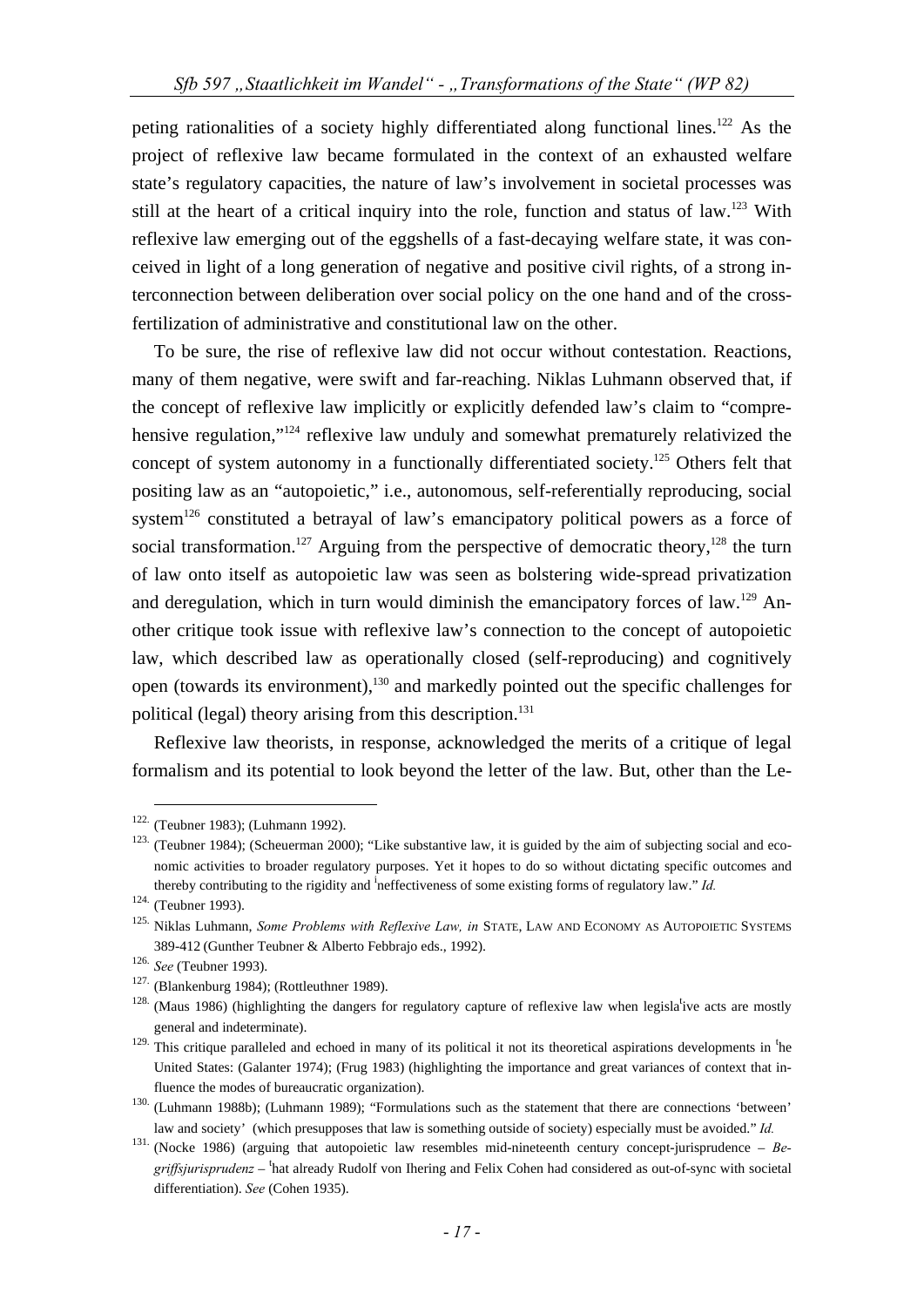peting rationalities of a society highly differentiated along functional lines.[122] As the project of reflexive law became formulated in the context of an exhausted welfare state's regulatory capacities, the nature of law's involvement in societal processes was still at the heart of a critical inquiry into the role, function and status of law.[123] With reflexive law emerging out of the eggshells of a fast-decaying welfare state, it was conceived in light of a long generation of negative and positive civil rights, of a strong interconnection between deliberation over social policy on the one hand and of the cross-fertilization of administrative and constitutional law on the other.

To be sure, the rise of reflexive law did not occur without contestation. Reactions, many of them negative, were swift and far-reaching. Niklas Luhmann observed that, if the concept of reflexive law implicitly or explicitly defended law's claim to "comprehensive regulation,"[124] reflexive law unduly and somewhat prematurely relativized the concept of system autonomy in a functionally differentiated society.[125] Others felt that positing law as an "autopoietic," i.e., autonomous, self-referentially reproducing, social system[126] constituted a betrayal of law's emancipatory political powers as a force of social transformation.[127] Arguing from the perspective of democratic theory,[128] the turn of law onto itself as autopoietic law was seen as bolstering wide-spread privatization and deregulation, which in turn would diminish the emancipatory forces of law.[129] Another critique took issue with reflexive law's connection to the concept of autopoietic law, which described law as operationally closed (self-reproducing) and cognitively open (towards its environment),[130] and markedly pointed out the specific challenges for political (legal) theory arising from this description.[131]

Reflexive law theorists, in response, acknowledged the merits of a critique of legal formalism and its potential to look beyond the letter of the law. But, other than the Le-

---

122. (Teubner 1983); (Luhmann 1992).

123. (Teubner 1984); (Scheuerman 2000); "Like substantive law, it is guided by the aim of subjecting social and economic activities to broader regulatory purposes. Yet it hopes to do so without dictating specific outcomes and thereby contributing to the rigidity and ineffectiveness of some existing forms of regulatory law." *Id.*

124. (Teubner 1993).

125. Niklas Luhmann, *Some Problems with Reflexive Law, in* STATE, LAW AND ECONOMY AS AUTOPOIETIC SYSTEMS 389-412 (Gunther Teubner & Alberto Febbrajo eds., 1992).

126. *See* (Teubner 1993).

127. (Blankenburg 1984); (Rottleuthner 1989).

128. (Maus 1986) (highlighting the dangers for regulatory capture of reflexive law when legislative acts are mostly general and indeterminate).

129. This critique paralleled and echoed in many of its political it not its theoretical aspirations developments in the United States: (Galanter 1974); (Frug 1983) (highlighting the importance and great variances of context that influence the modes of bureaucratic organization).

130. (Luhmann 1988b); (Luhmann 1989); "Formulations such as the statement that there are connections 'between' law and society' (which presupposes that law is something outside of society) especially must be avoided." *Id.*

131. (Nocke 1986) (arguing that autopoietic law resembles mid-nineteenth century concept-jurisprudence – *Begriffsjurisprudenz* – that already Rudolf von Ihering and Felix Cohen had considered as out-of-sync with societal differentiation). *See* (Cohen 1935).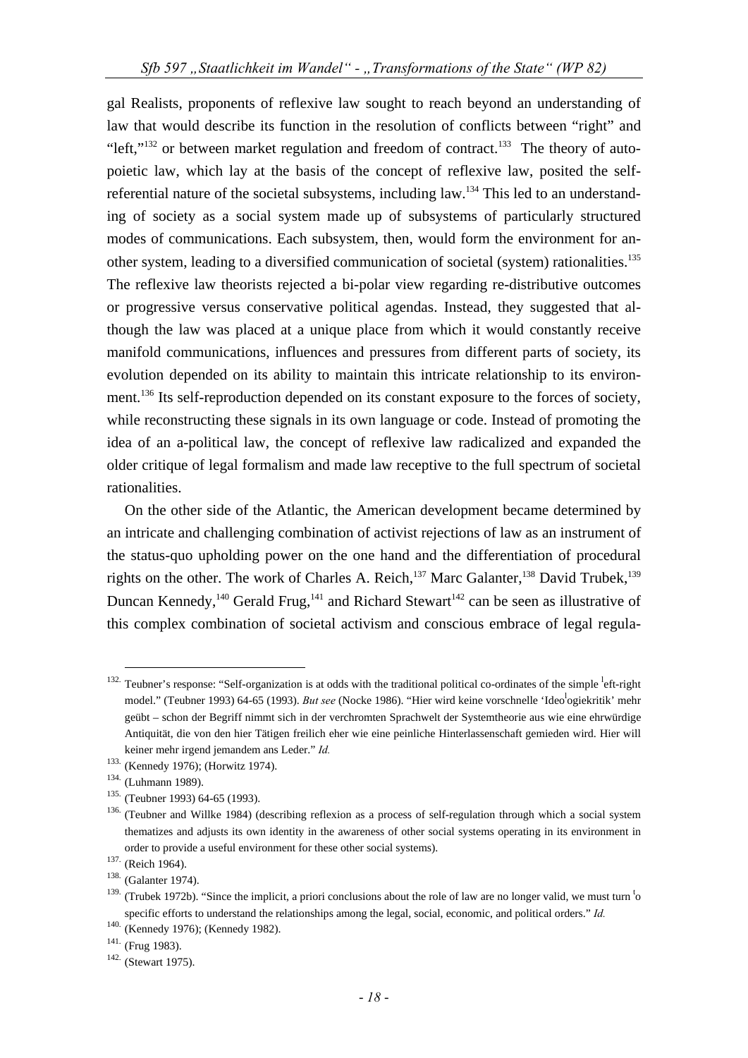gal Realists, proponents of reflexive law sought to reach beyond an understanding of law that would describe its function in the resolution of conflicts between "right" and "left,"[132] or between market regulation and freedom of contract.[133] The theory of autopoietic law, which lay at the basis of the concept of reflexive law, posited the self-referential nature of the societal subsystems, including law.[134] This led to an understanding of society as a social system made up of subsystems of particularly structured modes of communications. Each subsystem, then, would form the environment for another system, leading to a diversified communication of societal (system) rationalities.[135] The reflexive law theorists rejected a bi-polar view regarding re-distributive outcomes or progressive versus conservative political agendas. Instead, they suggested that although the law was placed at a unique place from which it would constantly receive manifold communications, influences and pressures from different parts of society, its evolution depended on its ability to maintain this intricate relationship to its environment.[136] Its self-reproduction depended on its constant exposure to the forces of society, while reconstructing these signals in its own language or code. Instead of promoting the idea of an a-political law, the concept of reflexive law radicalized and expanded the older critique of legal formalism and made law receptive to the full spectrum of societal rationalities.

On the other side of the Atlantic, the American development became determined by an intricate and challenging combination of activist rejections of law as an instrument of the status-quo upholding power on the one hand and the differentiation of procedural rights on the other. The work of Charles A. Reich,[137] Marc Galanter,[138] David Trubek,[139] Duncan Kennedy,[140] Gerald Frug,[141] and Richard Stewart[142] can be seen as illustrative of this complex combination of societal activism and conscious embrace of legal regula-

---

132. Teubner's response: "Self-organization is at odds with the traditional political co-ordinates of the simple left-right model." (Teubner 1993) 64-65 (1993). *But see* (Nocke 1986). "Hier wird keine vorschnelle 'Ideologiekritik' mehr geübt – schon der Begriff nimmt sich in der verchromten Sprachwelt der Systemtheorie aus wie eine ehrwürdige Antiquität, die von den hier Tätigen freilich eher wie eine peinliche Hinterlassenschaft gemieden wird. Hier will keiner mehr irgend jemandem ans Leder." *Id.*

133. (Kennedy 1976); (Horwitz 1974).

134. (Luhmann 1989).

135. (Teubner 1993) 64-65 (1993).

136. (Teubner and Willke 1984) (describing reflexion as a process of self-regulation through which a social system thematizes and adjusts its own identity in the awareness of other social systems operating in its environment in order to provide a useful environment for these other social systems).

137. (Reich 1964).

138. (Galanter 1974).

139. (Trubek 1972b). "Since the implicit, a priori conclusions about the role of law are no longer valid, we must turn to specific efforts to understand the relationships among the legal, social, economic, and political orders." *Id.*

140. (Kennedy 1976); (Kennedy 1982).

141. (Frug 1983).

142. (Stewart 1975).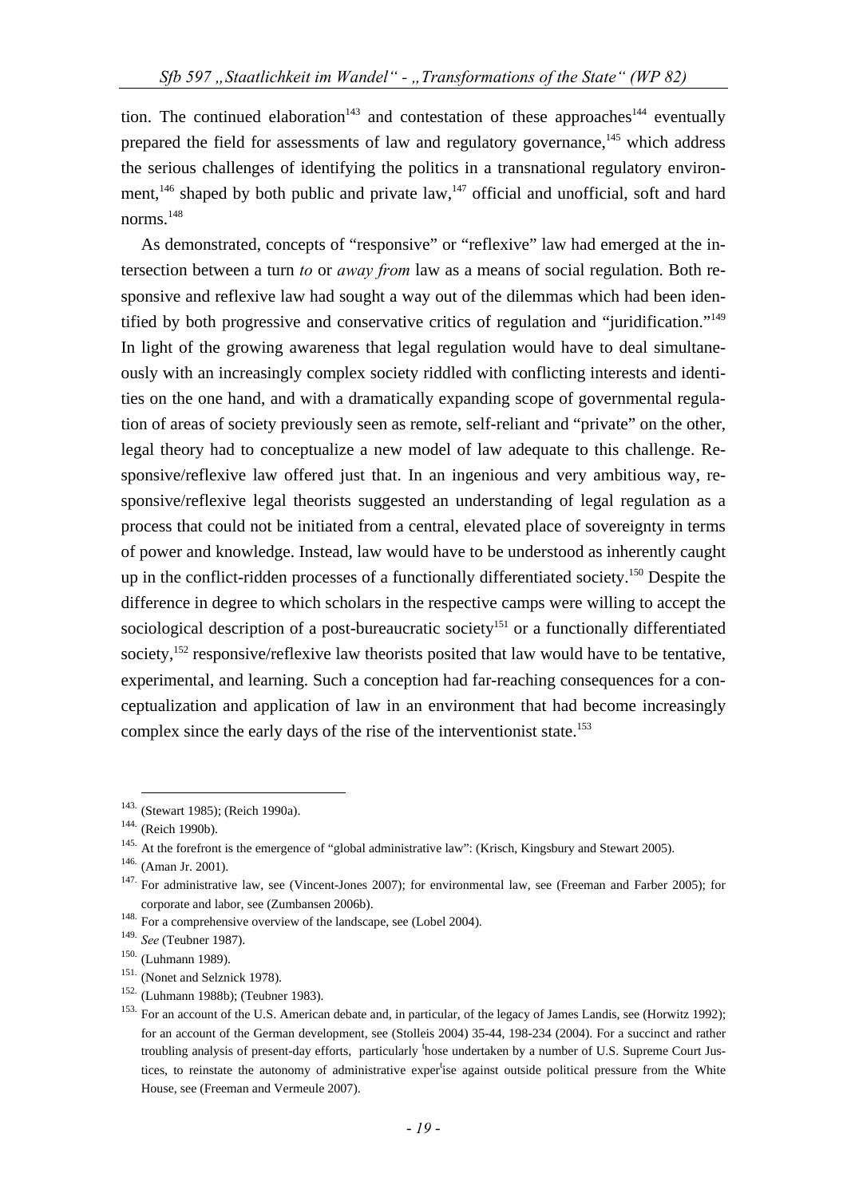tion. The continued elaboration[143] and contestation of these approaches[144] eventually prepared the field for assessments of law and regulatory governance,[145] which address the serious challenges of identifying the politics in a transnational regulatory environment,[146] shaped by both public and private law,[147] official and unofficial, soft and hard norms.[148]

As demonstrated, concepts of "responsive" or "reflexive" law had emerged at the intersection between a turn *to* or *away from* law as a means of social regulation. Both responsive and reflexive law had sought a way out of the dilemmas which had been identified by both progressive and conservative critics of regulation and "juridification."[149] In light of the growing awareness that legal regulation would have to deal simultaneously with an increasingly complex society riddled with conflicting interests and identities on the one hand, and with a dramatically expanding scope of governmental regulation of areas of society previously seen as remote, self-reliant and "private" on the other, legal theory had to conceptualize a new model of law adequate to this challenge. Responsive/reflexive law offered just that. In an ingenious and very ambitious way, responsive/reflexive legal theorists suggested an understanding of legal regulation as a process that could not be initiated from a central, elevated place of sovereignty in terms of power and knowledge. Instead, law would have to be understood as inherently caught up in the conflict-ridden processes of a functionally differentiated society.[150] Despite the difference in degree to which scholars in the respective camps were willing to accept the sociological description of a post-bureaucratic society[151] or a functionally differentiated society,[152] responsive/reflexive law theorists posited that law would have to be tentative, experimental, and learning. Such a conception had far-reaching consequences for a conceptualization and application of law in an environment that had become increasingly complex since the early days of the rise of the interventionist state.[153]

---

143. (Stewart 1985); (Reich 1990a).

144. (Reich 1990b).

145. At the forefront is the emergence of "global administrative law": (Krisch, Kingsbury and Stewart 2005).

146. (Aman Jr. 2001).

147. For administrative law, see (Vincent-Jones 2007); for environmental law, see (Freeman and Farber 2005); for corporate and labor, see (Zumbansen 2006b).

148. For a comprehensive overview of the landscape, see (Lobel 2004).

149. *See* (Teubner 1987).

150. (Luhmann 1989).

151. (Nonet and Selznick 1978).

152. (Luhmann 1988b); (Teubner 1983).

153. For an account of the U.S. American debate and, in particular, of the legacy of James Landis, see (Horwitz 1992); for an account of the German development, see (Stolleis 2004) 35-44, 198-234 (2004). For a succinct and rather troubling analysis of present-day efforts, particularly those undertaken by a number of U.S. Supreme Court Justices, to reinstate the autonomy of administrative expertise against outside political pressure from the White House, see (Freeman and Vermeule 2007).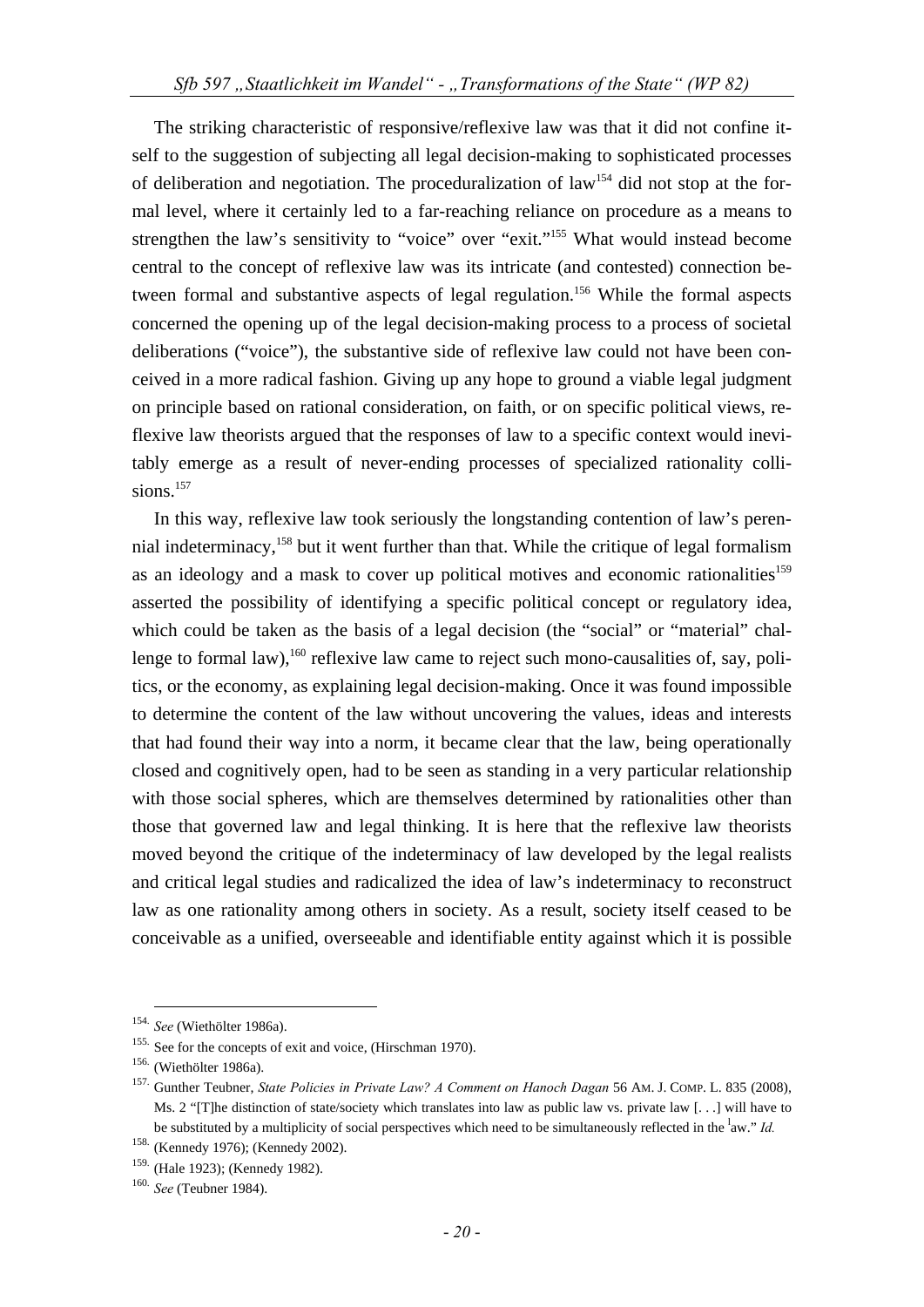The striking characteristic of responsive/reflexive law was that it did not confine itself to the suggestion of subjecting all legal decision-making to sophisticated processes of deliberation and negotiation. The proceduralization of law[154] did not stop at the formal level, where it certainly led to a far-reaching reliance on procedure as a means to strengthen the law's sensitivity to "voice" over "exit."[155] What would instead become central to the concept of reflexive law was its intricate (and contested) connection between formal and substantive aspects of legal regulation.[156] While the formal aspects concerned the opening up of the legal decision-making process to a process of societal deliberations ("voice"), the substantive side of reflexive law could not have been conceived in a more radical fashion. Giving up any hope to ground a viable legal judgment on principle based on rational consideration, on faith, or on specific political views, reflexive law theorists argued that the responses of law to a specific context would inevitably emerge as a result of never-ending processes of specialized rationality collisions.[157]

In this way, reflexive law took seriously the longstanding contention of law's perennial indeterminacy,[158] but it went further than that. While the critique of legal formalism as an ideology and a mask to cover up political motives and economic rationalities[159] asserted the possibility of identifying a specific political concept or regulatory idea, which could be taken as the basis of a legal decision (the "social" or "material" challenge to formal law),[160] reflexive law came to reject such mono-causalities of, say, politics, or the economy, as explaining legal decision-making. Once it was found impossible to determine the content of the law without uncovering the values, ideas and interests that had found their way into a norm, it became clear that the law, being operationally closed and cognitively open, had to be seen as standing in a very particular relationship with those social spheres, which are themselves determined by rationalities other than those that governed law and legal thinking. It is here that the reflexive law theorists moved beyond the critique of the indeterminacy of law developed by the legal realists and critical legal studies and radicalized the idea of law's indeterminacy to reconstruct law as one rationality among others in society. As a result, society itself ceased to be conceivable as a unified, overseeable and identifiable entity against which it is possible

---

154. *See* (Wiethölter 1986a).

155. See for the concepts of exit and voice, (Hirschman 1970).

156. (Wiethölter 1986a).

157. Gunther Teubner, *State Policies in Private Law? A Comment on Hanoch Dagan* 56 AM. J. COMP. L. 835 (2008), Ms. 2 "[T]he distinction of state/society which translates into law as public law vs. private law [. . .] will have to be substituted by a multiplicity of social perspectives which need to be simultaneously reflected in the law." *Id.*

158. (Kennedy 1976); (Kennedy 2002).

159. (Hale 1923); (Kennedy 1982).

160. *See* (Teubner 1984).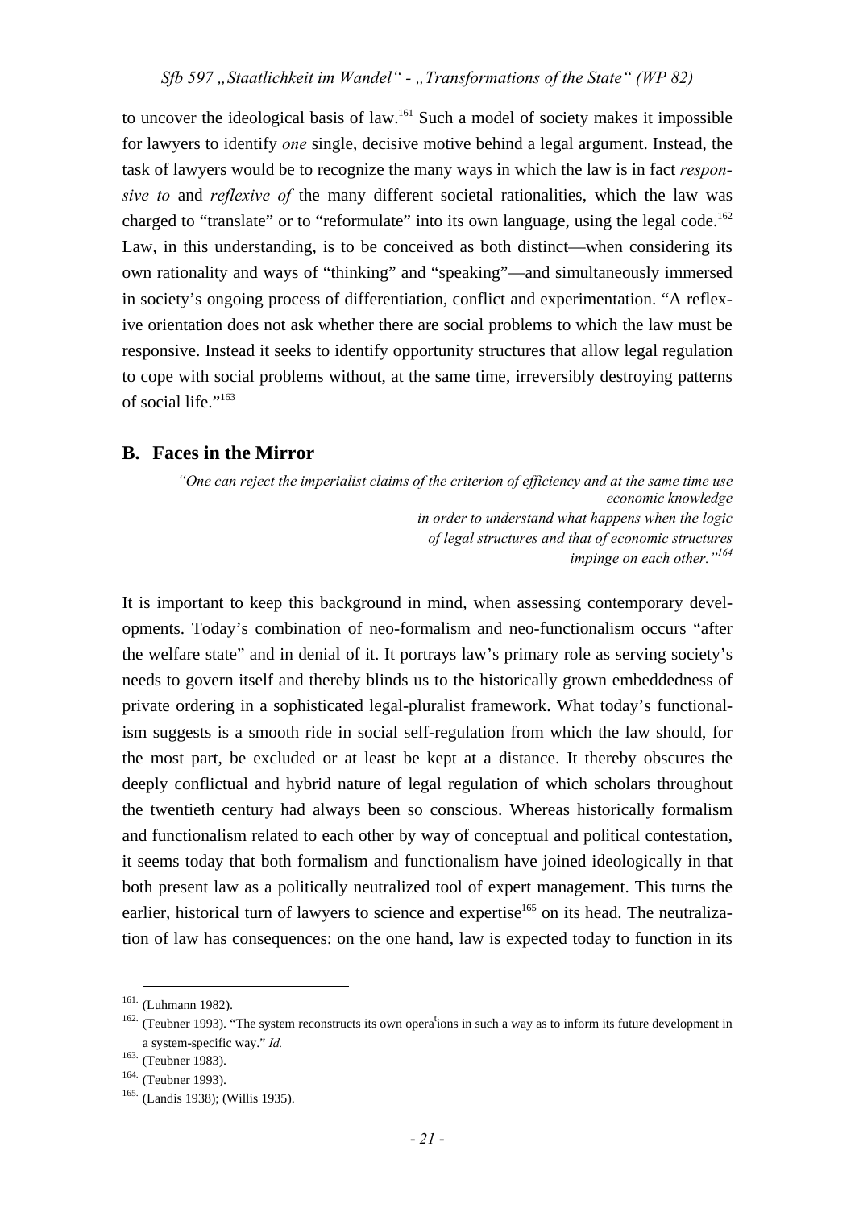to uncover the ideological basis of law.[161] Such a model of society makes it impossible for lawyers to identify *one* single, decisive motive behind a legal argument. Instead, the task of lawyers would be to recognize the many ways in which the law is in fact *responsive to* and *reflexive of* the many different societal rationalities, which the law was charged to "translate" or to "reformulate" into its own language, using the legal code.[162] Law, in this understanding, is to be conceived as both distinct—when considering its own rationality and ways of "thinking" and "speaking"—and simultaneously immersed in society's ongoing process of differentiation, conflict and experimentation. "A reflexive orientation does not ask whether there are social problems to which the law must be responsive. Instead it seeks to identify opportunity structures that allow legal regulation to cope with social problems without, at the same time, irreversibly destroying patterns of social life."[163]

## B. Faces in the Mirror

> *"One can reject the imperialist claims of the criterion of efficiency and at the same time use economic knowledge in order to understand what happens when the logic of legal structures and that of economic structures impinge on each other."*[164]

It is important to keep this background in mind, when assessing contemporary developments. Today's combination of neo-formalism and neo-functionalism occurs "after the welfare state" and in denial of it. It portrays law's primary role as serving society's needs to govern itself and thereby blinds us to the historically grown embeddedness of private ordering in a sophisticated legal-pluralist framework. What today's functionalism suggests is a smooth ride in social self-regulation from which the law should, for the most part, be excluded or at least be kept at a distance. It thereby obscures the deeply conflictual and hybrid nature of legal regulation of which scholars throughout the twentieth century had always been so conscious. Whereas historically formalism and functionalism related to each other by way of conceptual and political contestation, it seems today that both formalism and functionalism have joined ideologically in that both present law as a politically neutralized tool of expert management. This turns the earlier, historical turn of lawyers to science and expertise[165] on its head. The neutralization of law has consequences: on the one hand, law is expected today to function in its

---

[161] (Luhmann 1982).

[162] (Teubner 1993). "The system reconstructs its own operations in such a way as to inform its future development in a system-specific way." *Id.*

[163] (Teubner 1983).

[164] (Teubner 1993).

[165] (Landis 1938); (Willis 1935).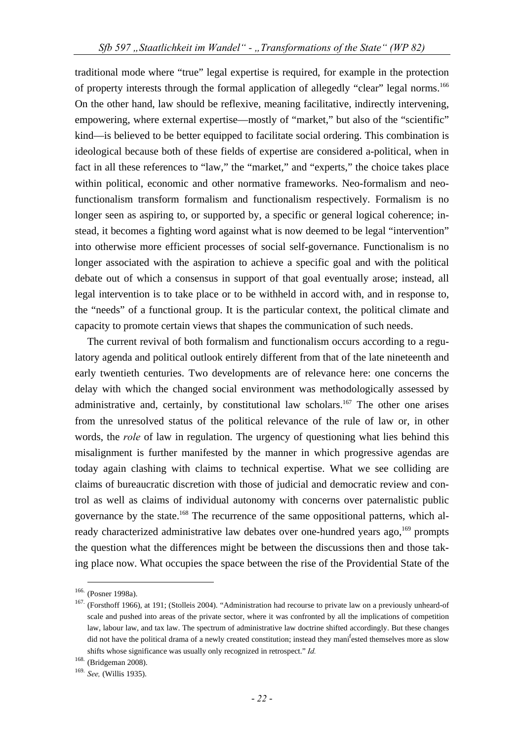traditional mode where "true" legal expertise is required, for example in the protection of property interests through the formal application of allegedly "clear" legal norms.[166] On the other hand, law should be reflexive, meaning facilitative, indirectly intervening, empowering, where external expertise—mostly of "market," but also of the "scientific" kind—is believed to be better equipped to facilitate social ordering. This combination is ideological because both of these fields of expertise are considered a-political, when in fact in all these references to "law," the "market," and "experts," the choice takes place within political, economic and other normative frameworks. Neo-formalism and neo-functionalism transform formalism and functionalism respectively. Formalism is no longer seen as aspiring to, or supported by, a specific or general logical coherence; instead, it becomes a fighting word against what is now deemed to be legal "intervention" into otherwise more efficient processes of social self-governance. Functionalism is no longer associated with the aspiration to achieve a specific goal and with the political debate out of which a consensus in support of that goal eventually arose; instead, all legal intervention is to take place or to be withheld in accord with, and in response to, the "needs" of a functional group. It is the particular context, the political climate and capacity to promote certain views that shapes the communication of such needs.

The current revival of both formalism and functionalism occurs according to a regulatory agenda and political outlook entirely different from that of the late nineteenth and early twentieth centuries. Two developments are of relevance here: one concerns the delay with which the changed social environment was methodologically assessed by administrative and, certainly, by constitutional law scholars.[167] The other one arises from the unresolved status of the political relevance of the rule of law or, in other words, the *role* of law in regulation. The urgency of questioning what lies behind this misalignment is further manifested by the manner in which progressive agendas are today again clashing with claims to technical expertise. What we see colliding are claims of bureaucratic discretion with those of judicial and democratic review and control as well as claims of individual autonomy with concerns over paternalistic public governance by the state.[168] The recurrence of the same oppositional patterns, which already characterized administrative law debates over one-hundred years ago,[169] prompts the question what the differences might be between the discussions then and those taking place now. What occupies the space between the rise of the Providential State of the

---

166. (Posner 1998a).

167. (Forsthoff 1966), at 191; (Stolleis 2004). "Administration had recourse to private law on a previously unheard-of scale and pushed into areas of the private sector, where it was confronted by all the implications of competition law, labour law, and tax law. The spectrum of administrative law doctrine shifted accordingly. But these changes did not have the political drama of a newly created constitution; instead they manifested themselves more as slow shifts whose significance was usually only recognized in retrospect." *Id.*

168. (Bridgeman 2008).

169. *See,* (Willis 1935).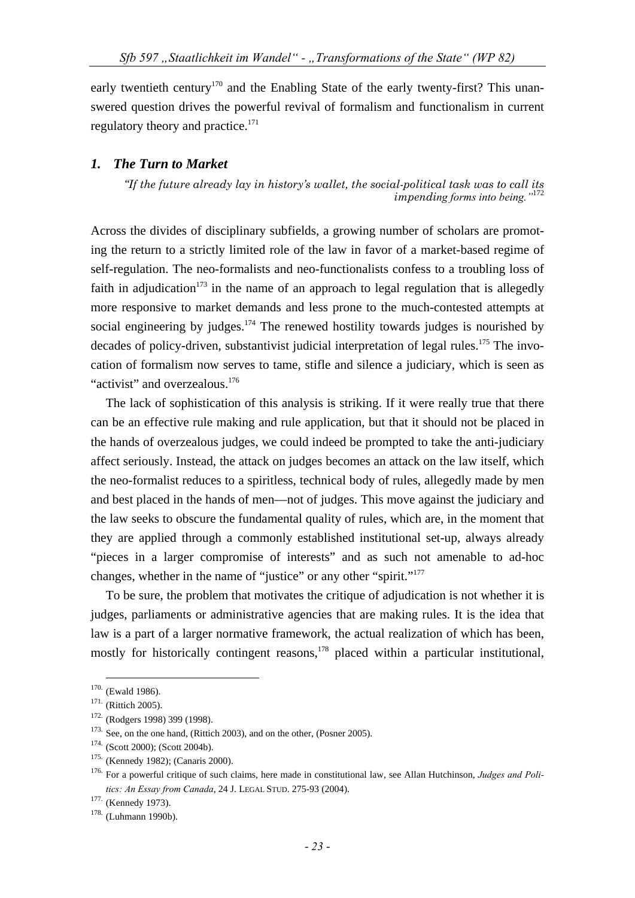early twentieth century[170] and the Enabling State of the early twenty-first? This unanswered question drives the powerful revival of formalism and functionalism in current regulatory theory and practice.[171]

### *1. The Turn to Market*

> *"If the future already lay in history's wallet, the social-political task was to call its impending forms into being."*[172]

Across the divides of disciplinary subfields, a growing number of scholars are promoting the return to a strictly limited role of the law in favor of a market-based regime of self-regulation. The neo-formalists and neo-functionalists confess to a troubling loss of faith in adjudication[173] in the name of an approach to legal regulation that is allegedly more responsive to market demands and less prone to the much-contested attempts at social engineering by judges.[174] The renewed hostility towards judges is nourished by decades of policy-driven, substantivist judicial interpretation of legal rules.[175] The invocation of formalism now serves to tame, stifle and silence a judiciary, which is seen as "activist" and overzealous.[176]

The lack of sophistication of this analysis is striking. If it were really true that there can be an effective rule making and rule application, but that it should not be placed in the hands of overzealous judges, we could indeed be prompted to take the anti-judiciary affect seriously. Instead, the attack on judges becomes an attack on the law itself, which the neo-formalist reduces to a spiritless, technical body of rules, allegedly made by men and best placed in the hands of men—not of judges. This move against the judiciary and the law seeks to obscure the fundamental quality of rules, which are, in the moment that they are applied through a commonly established institutional set-up, always already "pieces in a larger compromise of interests" and as such not amenable to ad-hoc changes, whether in the name of "justice" or any other "spirit."[177]

To be sure, the problem that motivates the critique of adjudication is not whether it is judges, parliaments or administrative agencies that are making rules. It is the idea that law is a part of a larger normative framework, the actual realization of which has been, mostly for historically contingent reasons,[178] placed within a particular institutional,

---

170. (Ewald 1986).

171. (Rittich 2005).

172. (Rodgers 1998) 399 (1998).

173. See, on the one hand, (Rittich 2003), and on the other, (Posner 2005).

174. (Scott 2000); (Scott 2004b).

175. (Kennedy 1982); (Canaris 2000).

176. For a powerful critique of such claims, here made in constitutional law, see Allan Hutchinson, *Judges and Politics: An Essay from Canada*, 24 J. LEGAL STUD. 275-93 (2004).

177. (Kennedy 1973).

178. (Luhmann 1990b).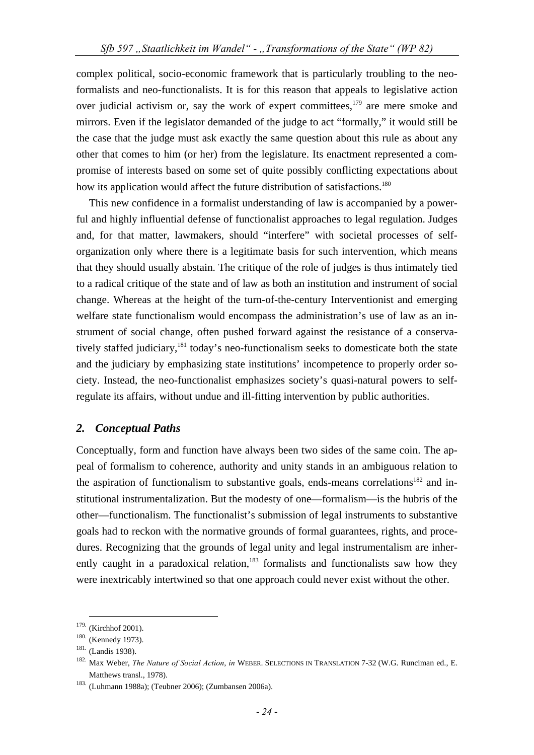complex political, socio-economic framework that is particularly troubling to the neo-formalists and neo-functionalists. It is for this reason that appeals to legislative action over judicial activism or, say the work of expert committees,[179] are mere smoke and mirrors. Even if the legislator demanded of the judge to act "formally," it would still be the case that the judge must ask exactly the same question about this rule as about any other that comes to him (or her) from the legislature. Its enactment represented a compromise of interests based on some set of quite possibly conflicting expectations about how its application would affect the future distribution of satisfactions.[180]

This new confidence in a formalist understanding of law is accompanied by a powerful and highly influential defense of functionalist approaches to legal regulation. Judges and, for that matter, lawmakers, should "interfere" with societal processes of self-organization only where there is a legitimate basis for such intervention, which means that they should usually abstain. The critique of the role of judges is thus intimately tied to a radical critique of the state and of law as both an institution and instrument of social change. Whereas at the height of the turn-of-the-century Interventionist and emerging welfare state functionalism would encompass the administration's use of law as an instrument of social change, often pushed forward against the resistance of a conservatively staffed judiciary,[181] today's neo-functionalism seeks to domesticate both the state and the judiciary by emphasizing state institutions' incompetence to properly order society. Instead, the neo-functionalist emphasizes society's quasi-natural powers to self-regulate its affairs, without undue and ill-fitting intervention by public authorities.

## *2. Conceptual Paths*

Conceptually, form and function have always been two sides of the same coin. The appeal of formalism to coherence, authority and unity stands in an ambiguous relation to the aspiration of functionalism to substantive goals, ends-means correlations[182] and institutional instrumentalization. But the modesty of one—formalism—is the hubris of the other—functionalism. The functionalist's submission of legal instruments to substantive goals had to reckon with the normative grounds of formal guarantees, rights, and procedures. Recognizing that the grounds of legal unity and legal instrumentalism are inherently caught in a paradoxical relation,[183] formalists and functionalists saw how they were inextricably intertwined so that one approach could never exist without the other.

---

179. (Kirchhof 2001).

180. (Kennedy 1973).

181. (Landis 1938).

182. Max Weber, *The Nature of Social Action*, *in* WEBER. SELECTIONS IN TRANSLATION 7-32 (W.G. Runciman ed., E. Matthews transl., 1978).

183. (Luhmann 1988a); (Teubner 2006); (Zumbansen 2006a).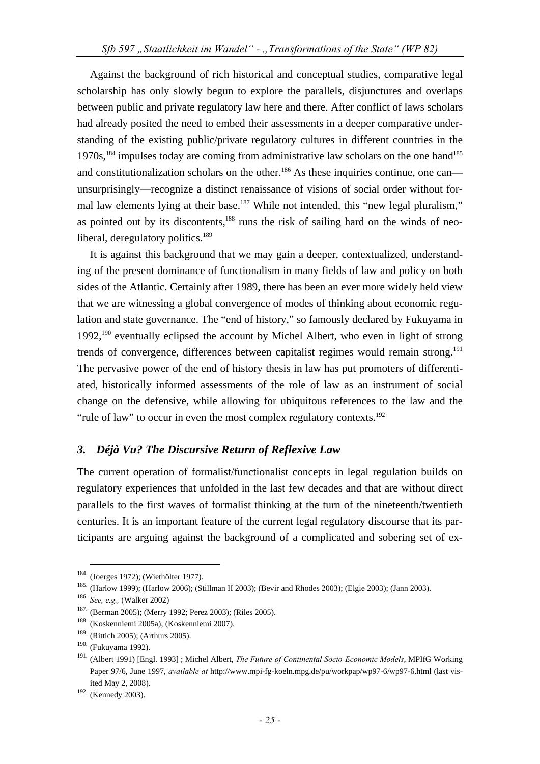Against the background of rich historical and conceptual studies, comparative legal scholarship has only slowly begun to explore the parallels, disjunctures and overlaps between public and private regulatory law here and there. After conflict of laws scholars had already posited the need to embed their assessments in a deeper comparative understanding of the existing public/private regulatory cultures in different countries in the 1970s,[184] impulses today are coming from administrative law scholars on the one hand[185] and constitutionalization scholars on the other.[186] As these inquiries continue, one can—unsurprisingly—recognize a distinct renaissance of visions of social order without formal law elements lying at their base.[187] While not intended, this "new legal pluralism," as pointed out by its discontents,[188] runs the risk of sailing hard on the winds of neoliberal, deregulatory politics.[189]

It is against this background that we may gain a deeper, contextualized, understanding of the present dominance of functionalism in many fields of law and policy on both sides of the Atlantic. Certainly after 1989, there has been an ever more widely held view that we are witnessing a global convergence of modes of thinking about economic regulation and state governance. The "end of history," so famously declared by Fukuyama in 1992,[190] eventually eclipsed the account by Michel Albert, who even in light of strong trends of convergence, differences between capitalist regimes would remain strong.[191] The pervasive power of the end of history thesis in law has put promoters of differentiated, historically informed assessments of the role of law as an instrument of social change on the defensive, while allowing for ubiquitous references to the law and the "rule of law" to occur in even the most complex regulatory contexts.[192]

### 3. *Déjà Vu? The Discursive Return of Reflexive Law*

The current operation of formalist/functionalist concepts in legal regulation builds on regulatory experiences that unfolded in the last few decades and that are without direct parallels to the first waves of formalist thinking at the turn of the nineteenth/twentieth centuries. It is an important feature of the current legal regulatory discourse that its participants are arguing against the background of a complicated and sobering set of ex-

---

184. (Joerges 1972); (Wiethölter 1977).

185. (Harlow 1999); (Harlow 2006); (Stillman II 2003); (Bevir and Rhodes 2003); (Elgie 2003); (Jann 2003).

186. *See, e.g.,* (Walker 2002)

187. (Berman 2005); (Merry 1992; Perez 2003); (Riles 2005).

188. (Koskenniemi 2005a); (Koskenniemi 2007).

189. (Rittich 2005); (Arthurs 2005).

190. (Fukuyama 1992).

191. (Albert 1991) [Engl. 1993] ; Michel Albert, *The Future of Continental Socio-Economic Models*, MPIfG Working Paper 97/6, June 1997, *available at* http://www.mpi-fg-koeln.mpg.de/pu/workpap/wp97-6/wp97-6.html (last visited May 2, 2008).

192. (Kennedy 2003).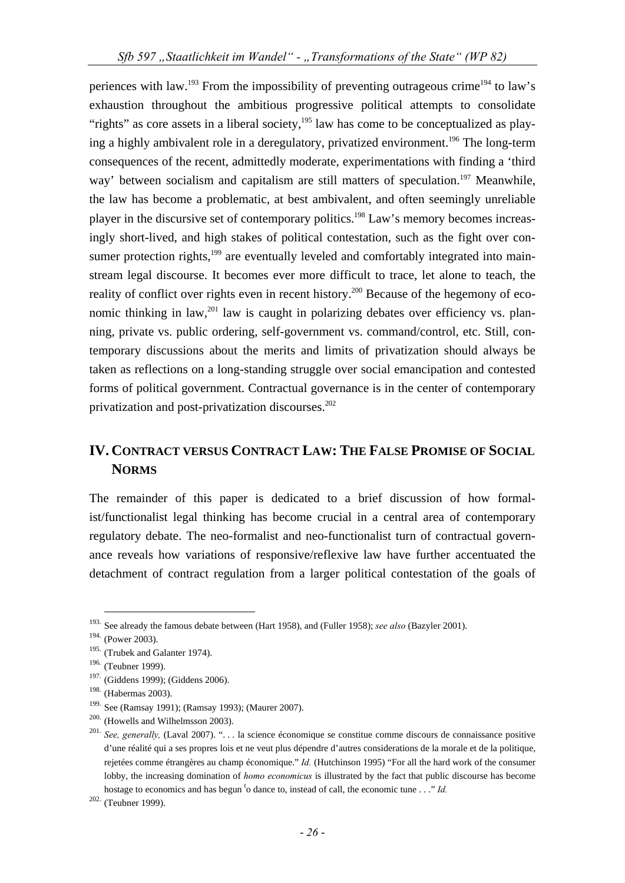periences with law.[193] From the impossibility of preventing outrageous crime[194] to law's exhaustion throughout the ambitious progressive political attempts to consolidate "rights" as core assets in a liberal society,[195] law has come to be conceptualized as playing a highly ambivalent role in a deregulatory, privatized environment.[196] The long-term consequences of the recent, admittedly moderate, experimentations with finding a 'third way' between socialism and capitalism are still matters of speculation.[197] Meanwhile, the law has become a problematic, at best ambivalent, and often seemingly unreliable player in the discursive set of contemporary politics.[198] Law's memory becomes increasingly short-lived, and high stakes of political contestation, such as the fight over consumer protection rights,[199] are eventually leveled and comfortably integrated into mainstream legal discourse. It becomes ever more difficult to trace, let alone to teach, the reality of conflict over rights even in recent history.[200] Because of the hegemony of economic thinking in law,[201] law is caught in polarizing debates over efficiency vs. planning, private vs. public ordering, self-government vs. command/control, etc. Still, contemporary discussions about the merits and limits of privatization should always be taken as reflections on a long-standing struggle over social emancipation and contested forms of political government. Contractual governance is in the center of contemporary privatization and post-privatization discourses.[202]

## IV. Contract versus Contract Law: The False Promise of Social Norms

The remainder of this paper is dedicated to a brief discussion of how formalist/functionalist legal thinking has become crucial in a central area of contemporary regulatory debate. The neo-formalist and neo-functionalist turn of contractual governance reveals how variations of responsive/reflexive law have further accentuated the detachment of contract regulation from a larger political contestation of the goals of

---

[193] See already the famous debate between (Hart 1958), and (Fuller 1958); *see also* (Bazyler 2001).

[194] (Power 2003).

[195] (Trubek and Galanter 1974).

[196] (Teubner 1999).

[197] (Giddens 1999); (Giddens 2006).

[198] (Habermas 2003).

[199] See (Ramsay 1991); (Ramsay 1993); (Maurer 2007).

[200] (Howells and Wilhelmsson 2003).

[201] *See, generally,* (Laval 2007). ". . . la science économique se constitue comme discours de connaissance positive d'une réalité qui a ses propres lois et ne veut plus dépendre d'autres considerations de la morale et de la politique, rejetées comme étrangères au champ économique." *Id.* (Hutchinson 1995) "For all the hard work of the consumer lobby, the increasing domination of *homo economicus* is illustrated by the fact that public discourse has become hostage to economics and has begun to dance to, instead of call, the economic tune . . ." *Id.*

[202] (Teubner 1999).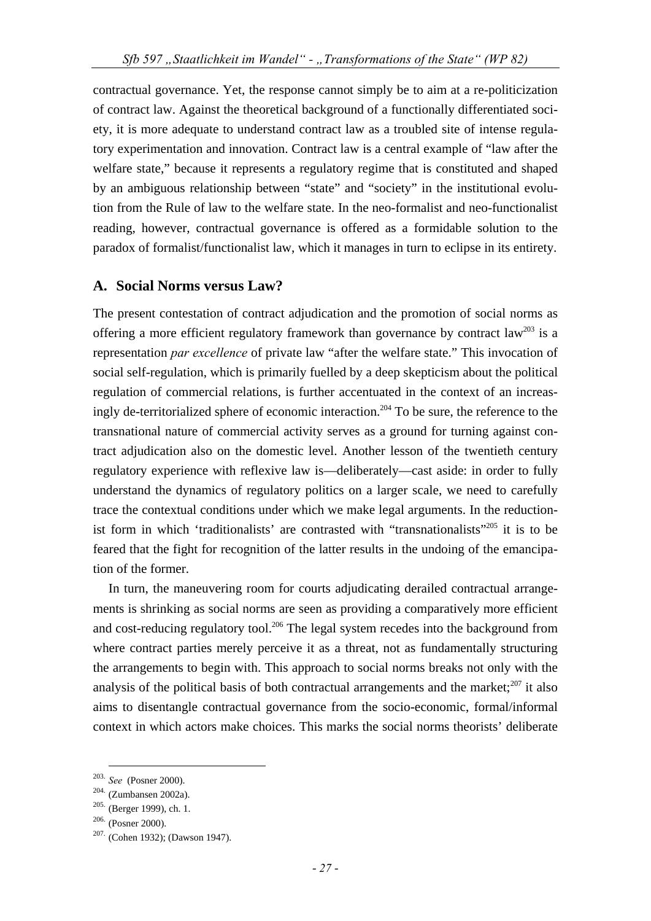contractual governance. Yet, the response cannot simply be to aim at a re-politicization of contract law. Against the theoretical background of a functionally differentiated society, it is more adequate to understand contract law as a troubled site of intense regulatory experimentation and innovation. Contract law is a central example of "law after the welfare state," because it represents a regulatory regime that is constituted and shaped by an ambiguous relationship between "state" and "society" in the institutional evolution from the Rule of law to the welfare state. In the neo-formalist and neo-functionalist reading, however, contractual governance is offered as a formidable solution to the paradox of formalist/functionalist law, which it manages in turn to eclipse in its entirety.

## A. Social Norms versus Law?

The present contestation of contract adjudication and the promotion of social norms as offering a more efficient regulatory framework than governance by contract law[203] is a representation *par excellence* of private law "after the welfare state." This invocation of social self-regulation, which is primarily fuelled by a deep skepticism about the political regulation of commercial relations, is further accentuated in the context of an increasingly de-territorialized sphere of economic interaction.[204] To be sure, the reference to the transnational nature of commercial activity serves as a ground for turning against contract adjudication also on the domestic level. Another lesson of the twentieth century regulatory experience with reflexive law is—deliberately—cast aside: in order to fully understand the dynamics of regulatory politics on a larger scale, we need to carefully trace the contextual conditions under which we make legal arguments. In the reductionist form in which 'traditionalists' are contrasted with "transnationalists"[205] it is to be feared that the fight for recognition of the latter results in the undoing of the emancipation of the former.

In turn, the maneuvering room for courts adjudicating derailed contractual arrangements is shrinking as social norms are seen as providing a comparatively more efficient and cost-reducing regulatory tool.[206] The legal system recedes into the background from where contract parties merely perceive it as a threat, not as fundamentally structuring the arrangements to begin with. This approach to social norms breaks not only with the analysis of the political basis of both contractual arrangements and the market;[207] it also aims to disentangle contractual governance from the socio-economic, formal/informal context in which actors make choices. This marks the social norms theorists' deliberate

[203] *See* (Posner 2000).

[204] (Zumbansen 2002a).

[205] (Berger 1999), ch. 1.

[206] (Posner 2000).

[207] (Cohen 1932); (Dawson 1947).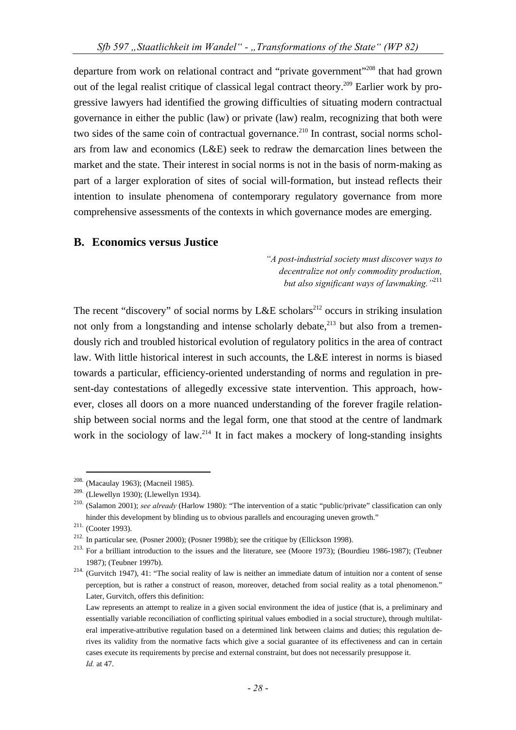departure from work on relational contract and "private government"[208] that had grown out of the legal realist critique of classical legal contract theory.[209] Earlier work by progressive lawyers had identified the growing difficulties of situating modern contractual governance in either the public (law) or private (law) realm, recognizing that both were two sides of the same coin of contractual governance.[210] In contrast, social norms scholars from law and economics (L&E) seek to redraw the demarcation lines between the market and the state. Their interest in social norms is not in the basis of norm-making as part of a larger exploration of sites of social will-formation, but instead reflects their intention to insulate phenomena of contemporary regulatory governance from more comprehensive assessments of the contexts in which governance modes are emerging.

## B. Economics versus Justice

> *"A post-industrial society must discover ways to decentralize not only commodity production, but also significant ways of lawmaking."*[211]

The recent "discovery" of social norms by L&E scholars[212] occurs in striking insulation not only from a longstanding and intense scholarly debate,[213] but also from a tremendously rich and troubled historical evolution of regulatory politics in the area of contract law. With little historical interest in such accounts, the L&E interest in norms is biased towards a particular, efficiency-oriented understanding of norms and regulation in present-day contestations of allegedly excessive state intervention. This approach, however, closes all doors on a more nuanced understanding of the forever fragile relationship between social norms and the legal form, one that stood at the centre of landmark work in the sociology of law.[214] It in fact makes a mockery of long-standing insights

---

[208] (Macaulay 1963); (Macneil 1985).

[209] (Llewellyn 1930); (Llewellyn 1934).

[210] (Salamon 2001); *see already* (Harlow 1980): "The intervention of a static "public/private" classification can only hinder this development by blinding us to obvious parallels and encouraging uneven growth."

[211] (Cooter 1993).

[212] In particular see*,* (Posner 2000); (Posner 1998b); see the critique by (Ellickson 1998).

[213] For a brilliant introduction to the issues and the literature, see (Moore 1973); (Bourdieu 1986-1987); (Teubner 1987); (Teubner 1997b).

[214] (Gurvitch 1947), 41: "The social reality of law is neither an immediate datum of intuition nor a content of sense perception, but is rather a construct of reason, moreover, detached from social reality as a total phenomenon." Later, Gurvitch, offers this definition:

Law represents an attempt to realize in a given social environment the idea of justice (that is, a preliminary and essentially variable reconciliation of conflicting spiritual values embodied in a social structure), through multilateral imperative-attributive regulation based on a determined link between claims and duties; this regulation derives its validity from the normative facts which give a social guarantee of its effectiveness and can in certain cases execute its requirements by precise and external constraint, but does not necessarily presuppose it.
*Id.* at 47.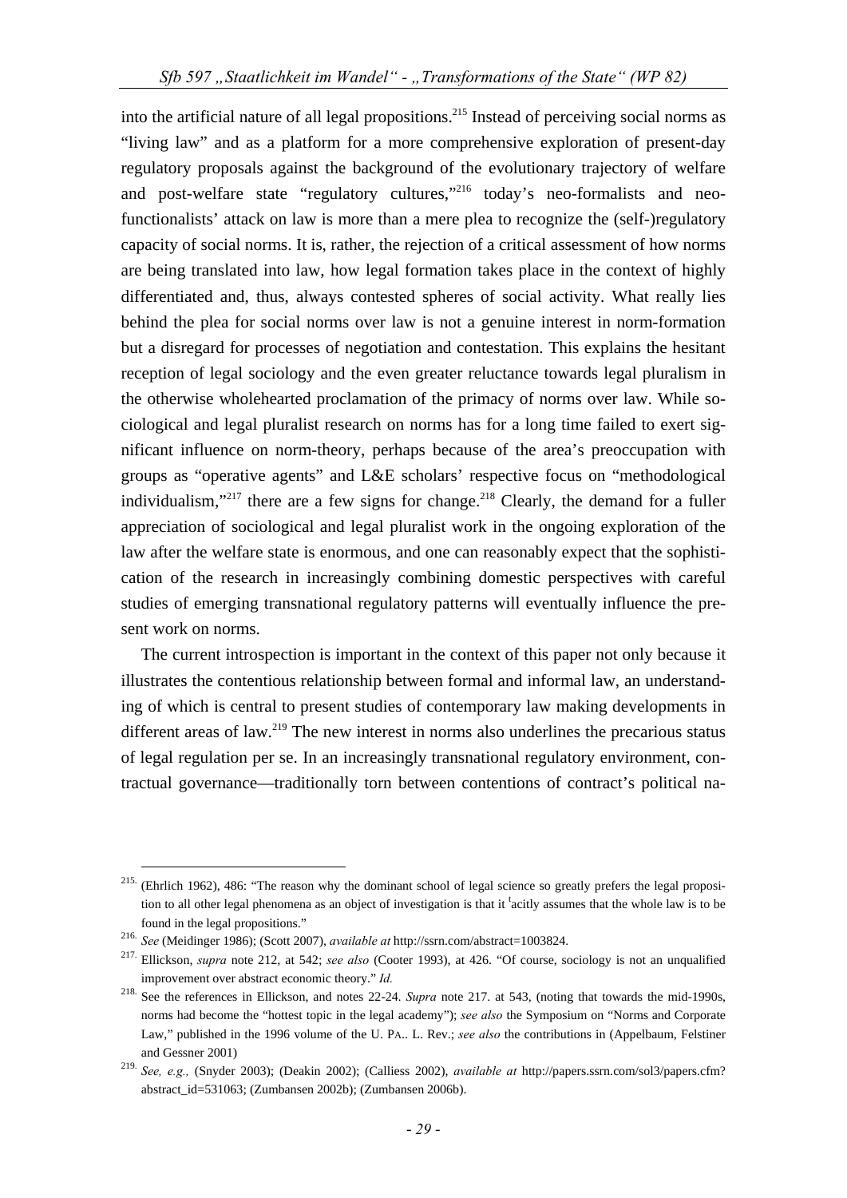into the artificial nature of all legal propositions.[215] Instead of perceiving social norms as "living law" and as a platform for a more comprehensive exploration of present-day regulatory proposals against the background of the evolutionary trajectory of welfare and post-welfare state "regulatory cultures,"[216] today's neo-formalists and neo-functionalists' attack on law is more than a mere plea to recognize the (self-)regulatory capacity of social norms. It is, rather, the rejection of a critical assessment of how norms are being translated into law, how legal formation takes place in the context of highly differentiated and, thus, always contested spheres of social activity. What really lies behind the plea for social norms over law is not a genuine interest in norm-formation but a disregard for processes of negotiation and contestation. This explains the hesitant reception of legal sociology and the even greater reluctance towards legal pluralism in the otherwise wholehearted proclamation of the primacy of norms over law. While sociological and legal pluralist research on norms has for a long time failed to exert significant influence on norm-theory, perhaps because of the area's preoccupation with groups as "operative agents" and L&E scholars' respective focus on "methodological individualism,"[217] there are a few signs for change.[218] Clearly, the demand for a fuller appreciation of sociological and legal pluralist work in the ongoing exploration of the law after the welfare state is enormous, and one can reasonably expect that the sophistication of the research in increasingly combining domestic perspectives with careful studies of emerging transnational regulatory patterns will eventually influence the present work on norms.

The current introspection is important in the context of this paper not only because it illustrates the contentious relationship between formal and informal law, an understanding of which is central to present studies of contemporary law making developments in different areas of law.[219] The new interest in norms also underlines the precarious status of legal regulation per se. In an increasingly transnational regulatory environment, contractual governance—traditionally torn between contentions of contract's political na-

---

[215] (Ehrlich 1962), 486: "The reason why the dominant school of legal science so greatly prefers the legal proposition to all other legal phenomena as an object of investigation is that it tacitly assumes that the whole law is to be found in the legal propositions."

[216] *See* (Meidinger 1986); (Scott 2007), *available at* http://ssrn.com/abstract=1003824.

[217] Ellickson, *supra* note 212, at 542; *see also* (Cooter 1993), at 426. "Of course, sociology is not an unqualified improvement over abstract economic theory." *Id.*

[218] See the references in Ellickson, and notes 22-24. *Supra* note 217. at 543, (noting that towards the mid-1990s, norms had become the "hottest topic in the legal academy"); *see also* the Symposium on "Norms and Corporate Law," published in the 1996 volume of the U. PA.. L. Rev.; *see also* the contributions in (Appelbaum, Felstiner and Gessner 2001)

[219] *See, e.g.,* (Snyder 2003); (Deakin 2002); (Calliess 2002), *available at* http://papers.ssrn.com/sol3/papers.cfm?abstract_id=531063; (Zumbansen 2002b); (Zumbansen 2006b).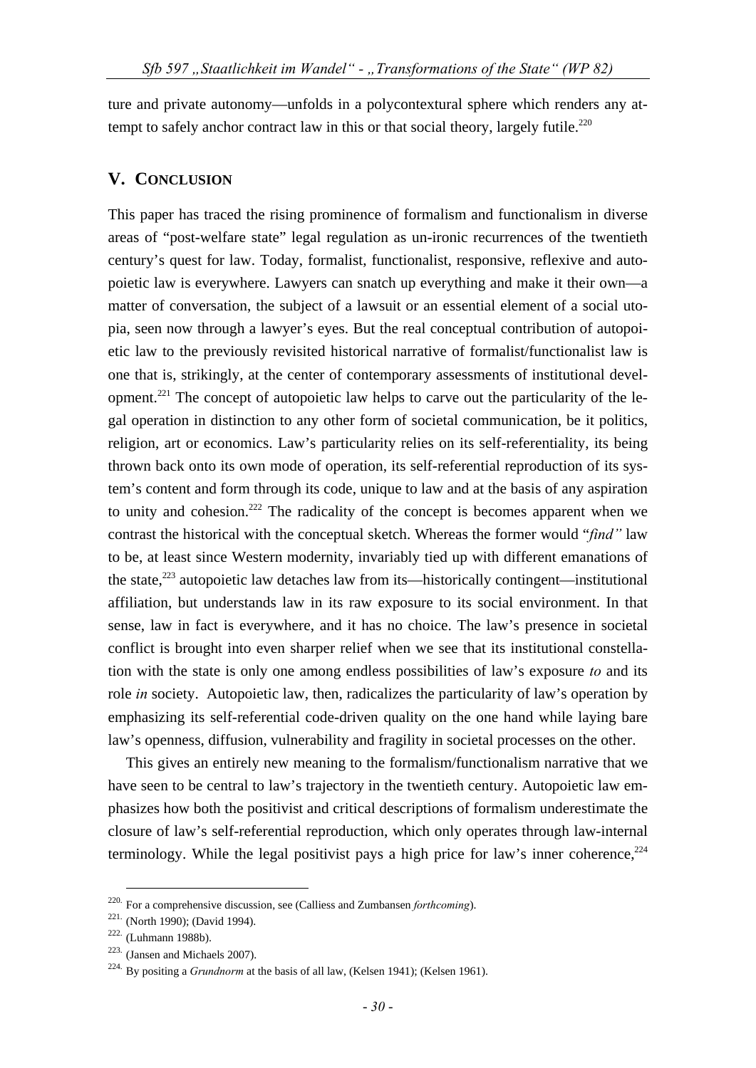ture and private autonomy—unfolds in a polycontextural sphere which renders any attempt to safely anchor contract law in this or that social theory, largely futile.[220]

## V. CONCLUSION

This paper has traced the rising prominence of formalism and functionalism in diverse areas of "post-welfare state" legal regulation as un-ironic recurrences of the twentieth century's quest for law. Today, formalist, functionalist, responsive, reflexive and autopoietic law is everywhere. Lawyers can snatch up everything and make it their own—a matter of conversation, the subject of a lawsuit or an essential element of a social utopia, seen now through a lawyer's eyes. But the real conceptual contribution of autopoietic law to the previously revisited historical narrative of formalist/functionalist law is one that is, strikingly, at the center of contemporary assessments of institutional development.[221] The concept of autopoietic law helps to carve out the particularity of the legal operation in distinction to any other form of societal communication, be it politics, religion, art or economics. Law's particularity relies on its self-referentiality, its being thrown back onto its own mode of operation, its self-referential reproduction of its system's content and form through its code, unique to law and at the basis of any aspiration to unity and cohesion.[222] The radicality of the concept is becomes apparent when we contrast the historical with the conceptual sketch. Whereas the former would "*find"* law to be, at least since Western modernity, invariably tied up with different emanations of the state,[223] autopoietic law detaches law from its—historically contingent—institutional affiliation, but understands law in its raw exposure to its social environment. In that sense, law in fact is everywhere, and it has no choice. The law's presence in societal conflict is brought into even sharper relief when we see that its institutional constellation with the state is only one among endless possibilities of law's exposure *to* and its role *in* society. Autopoietic law, then, radicalizes the particularity of law's operation by emphasizing its self-referential code-driven quality on the one hand while laying bare law's openness, diffusion, vulnerability and fragility in societal processes on the other.

This gives an entirely new meaning to the formalism/functionalism narrative that we have seen to be central to law's trajectory in the twentieth century. Autopoietic law emphasizes how both the positivist and critical descriptions of formalism underestimate the closure of law's self-referential reproduction, which only operates through law-internal terminology. While the legal positivist pays a high price for law's inner coherence,[224]

---

[220] For a comprehensive discussion, see (Calliess and Zumbansen *forthcoming*).

[221] (North 1990); (David 1994).

[222] (Luhmann 1988b).

[223] (Jansen and Michaels 2007).

[224] By positing a *Grundnorm* at the basis of all law, (Kelsen 1941); (Kelsen 1961).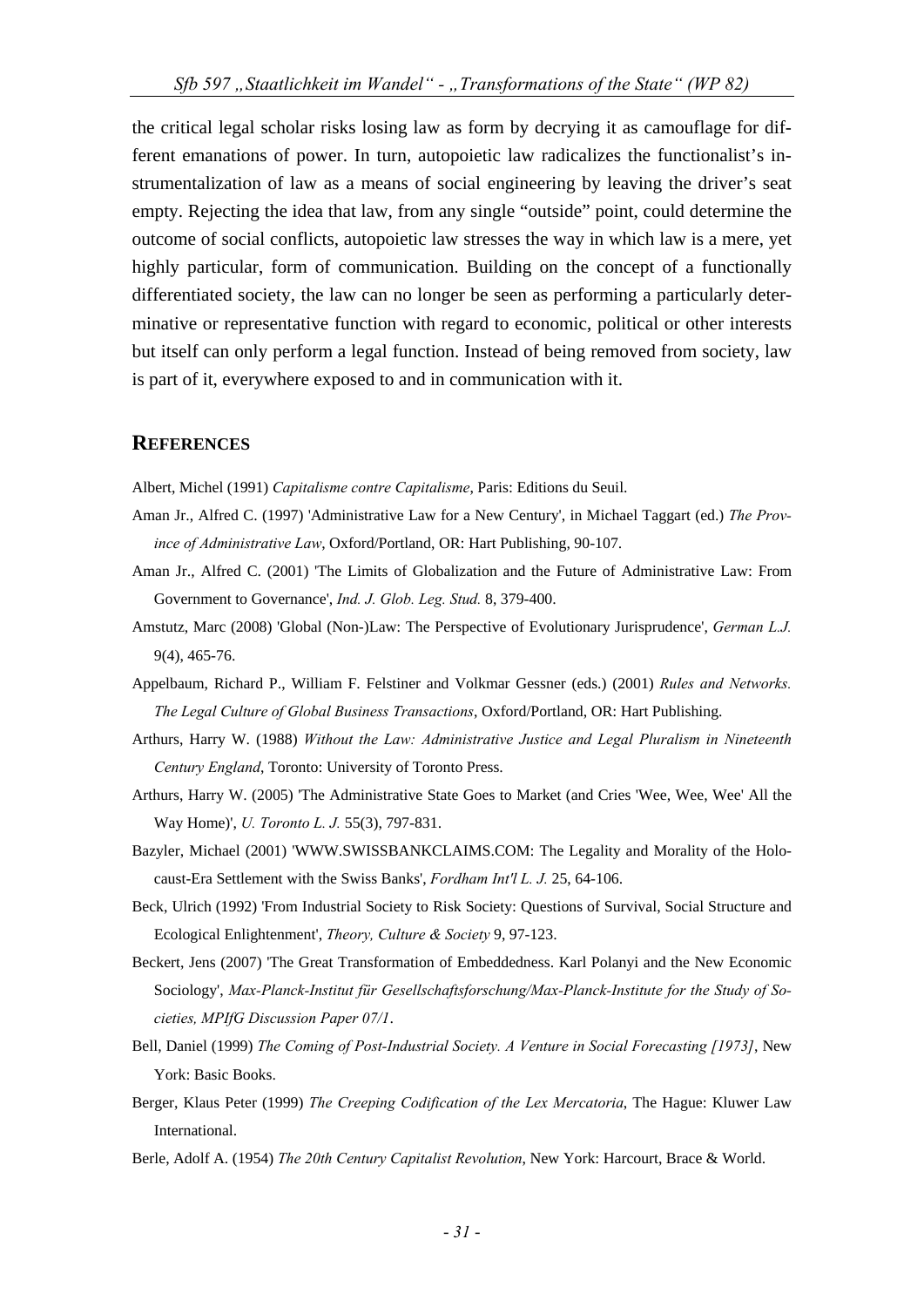the critical legal scholar risks losing law as form by decrying it as camouflage for different emanations of power. In turn, autopoietic law radicalizes the functionalist's instrumentalization of law as a means of social engineering by leaving the driver's seat empty. Rejecting the idea that law, from any single "outside" point, could determine the outcome of social conflicts, autopoietic law stresses the way in which law is a mere, yet highly particular, form of communication. Building on the concept of a functionally differentiated society, the law can no longer be seen as performing a particularly determinative or representative function with regard to economic, political or other interests but itself can only perform a legal function. Instead of being removed from society, law is part of it, everywhere exposed to and in communication with it.

## REFERENCES

Albert, Michel (1991) *Capitalisme contre Capitalisme*, Paris: Editions du Seuil.

Aman Jr., Alfred C. (1997) 'Administrative Law for a New Century', in Michael Taggart (ed.) *The Province of Administrative Law*, Oxford/Portland, OR: Hart Publishing, 90-107.

Aman Jr., Alfred C. (2001) 'The Limits of Globalization and the Future of Administrative Law: From Government to Governance', *Ind. J. Glob. Leg. Stud.* 8, 379-400.

Amstutz, Marc (2008) 'Global (Non-)Law: The Perspective of Evolutionary Jurisprudence', *German L.J.* 9(4), 465-76.

Appelbaum, Richard P., William F. Felstiner and Volkmar Gessner (eds.) (2001) *Rules and Networks. The Legal Culture of Global Business Transactions*, Oxford/Portland, OR: Hart Publishing.

Arthurs, Harry W. (1988) *Without the Law: Administrative Justice and Legal Pluralism in Nineteenth Century England*, Toronto: University of Toronto Press.

Arthurs, Harry W. (2005) 'The Administrative State Goes to Market (and Cries 'Wee, Wee, Wee' All the Way Home)', *U. Toronto L. J.* 55(3), 797-831.

Bazyler, Michael (2001) 'WWW.SWISSBANKCLAIMS.COM: The Legality and Morality of the Holocaust-Era Settlement with the Swiss Banks', *Fordham Int'l L. J.* 25, 64-106.

Beck, Ulrich (1992) 'From Industrial Society to Risk Society: Questions of Survival, Social Structure and Ecological Enlightenment', *Theory, Culture & Society* 9, 97-123.

Beckert, Jens (2007) 'The Great Transformation of Embeddedness. Karl Polanyi and the New Economic Sociology', *Max-Planck-Institut für Gesellschaftsforschung/Max-Planck-Institute for the Study of Societies, MPIfG Discussion Paper 07/1*.

Bell, Daniel (1999) *The Coming of Post-Industrial Society. A Venture in Social Forecasting [1973]*, New York: Basic Books.

Berger, Klaus Peter (1999) *The Creeping Codification of the Lex Mercatoria*, The Hague: Kluwer Law International.

Berle, Adolf A. (1954) *The 20th Century Capitalist Revolution*, New York: Harcourt, Brace & World.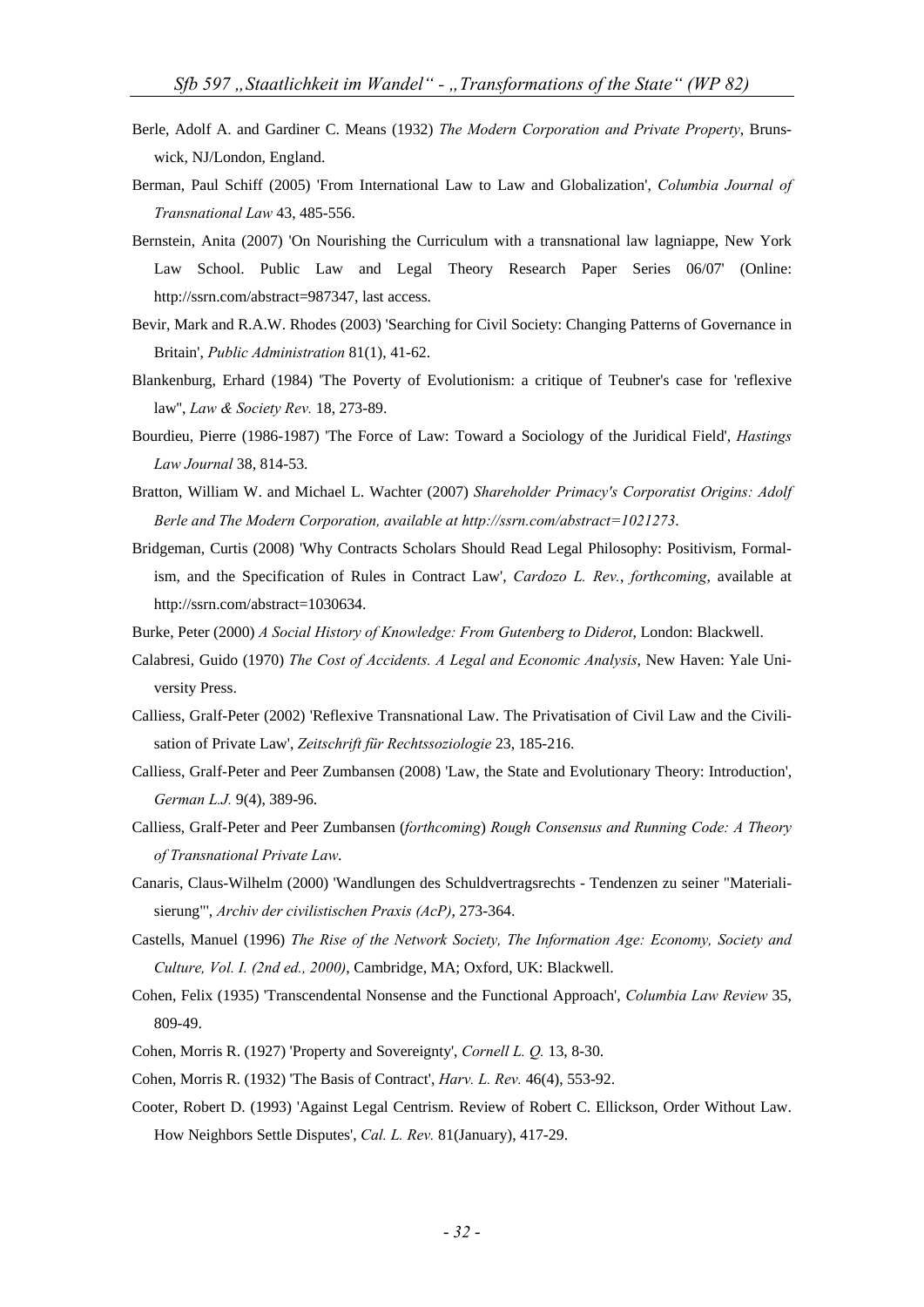Berle, Adolf A. and Gardiner C. Means (1932) *The Modern Corporation and Private Property*, Brunswick, NJ/London, England.

Berman, Paul Schiff (2005) 'From International Law to Law and Globalization', *Columbia Journal of Transnational Law* 43, 485-556.

Bernstein, Anita (2007) 'On Nourishing the Curriculum with a transnational law lagniappe, New York Law School. Public Law and Legal Theory Research Paper Series 06/07' (Online: http://ssrn.com/abstract=987347, last access.

Bevir, Mark and R.A.W. Rhodes (2003) 'Searching for Civil Society: Changing Patterns of Governance in Britain', *Public Administration* 81(1), 41-62.

Blankenburg, Erhard (1984) 'The Poverty of Evolutionism: a critique of Teubner's case for 'reflexive law'', *Law & Society Rev.* 18, 273-89.

Bourdieu, Pierre (1986-1987) 'The Force of Law: Toward a Sociology of the Juridical Field', *Hastings Law Journal* 38, 814-53.

Bratton, William W. and Michael L. Wachter (2007) *Shareholder Primacy's Corporatist Origins: Adolf Berle and The Modern Corporation, available at http://ssrn.com/abstract=1021273*.

Bridgeman, Curtis (2008) 'Why Contracts Scholars Should Read Legal Philosophy: Positivism, Formalism, and the Specification of Rules in Contract Law', *Cardozo L. Rev.*, *forthcoming*, available at http://ssrn.com/abstract=1030634.

Burke, Peter (2000) *A Social History of Knowledge: From Gutenberg to Diderot*, London: Blackwell.

Calabresi, Guido (1970) *The Cost of Accidents. A Legal and Economic Analysis*, New Haven: Yale University Press.

Calliess, Gralf-Peter (2002) 'Reflexive Transnational Law. The Privatisation of Civil Law and the Civilisation of Private Law', *Zeitschrift für Rechtssoziologie* 23, 185-216.

Calliess, Gralf-Peter and Peer Zumbansen (2008) 'Law, the State and Evolutionary Theory: Introduction', *German L.J.* 9(4), 389-96.

Calliess, Gralf-Peter and Peer Zumbansen (*forthcoming*) *Rough Consensus and Running Code: A Theory of Transnational Private Law*.

Canaris, Claus-Wilhelm (2000) 'Wandlungen des Schuldvertragsrechts - Tendenzen zu seiner "Materialisierung"', *Archiv der civilistischen Praxis (AcP)*, 273-364.

Castells, Manuel (1996) *The Rise of the Network Society, The Information Age: Economy, Society and Culture, Vol. I. (2nd ed., 2000)*, Cambridge, MA; Oxford, UK: Blackwell.

Cohen, Felix (1935) 'Transcendental Nonsense and the Functional Approach', *Columbia Law Review* 35, 809-49.

Cohen, Morris R. (1927) 'Property and Sovereignty', *Cornell L. Q.* 13, 8-30.

Cohen, Morris R. (1932) 'The Basis of Contract', *Harv. L. Rev.* 46(4), 553-92.

Cooter, Robert D. (1993) 'Against Legal Centrism. Review of Robert C. Ellickson, Order Without Law. How Neighbors Settle Disputes', *Cal. L. Rev.* 81(January), 417-29.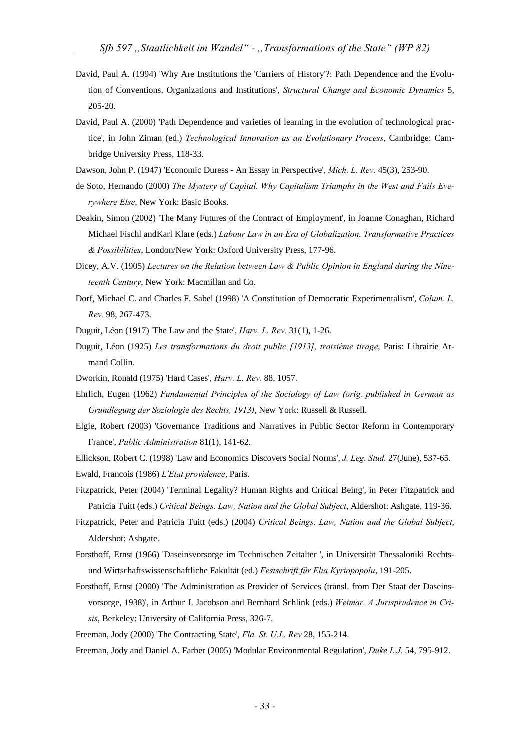David, Paul A. (1994) 'Why Are Institutions the 'Carriers of History'?: Path Dependence and the Evolution of Conventions, Organizations and Institutions', *Structural Change and Economic Dynamics* 5, 205-20.

David, Paul A. (2000) 'Path Dependence and varieties of learning in the evolution of technological practice', in John Ziman (ed.) *Technological Innovation as an Evolutionary Process*, Cambridge: Cambridge University Press, 118-33.

Dawson, John P. (1947) 'Economic Duress - An Essay in Perspective', *Mich. L. Rev.* 45(3), 253-90.

de Soto, Hernando (2000) *The Mystery of Capital. Why Capitalism Triumphs in the West and Fails Everywhere Else*, New York: Basic Books.

Deakin, Simon (2002) 'The Many Futures of the Contract of Employment', in Joanne Conaghan, Richard Michael Fischl andKarl Klare (eds.) *Labour Law in an Era of Globalization. Transformative Practices & Possibilities*, London/New York: Oxford University Press, 177-96.

Dicey, A.V. (1905) *Lectures on the Relation between Law & Public Opinion in England during the Nineteenth Century*, New York: Macmillan and Co.

Dorf, Michael C. and Charles F. Sabel (1998) 'A Constitution of Democratic Experimentalism', *Colum. L. Rev.* 98, 267-473.

Duguit, Léon (1917) 'The Law and the State', *Harv. L. Rev.* 31(1), 1-26.

Duguit, Léon (1925) *Les transformations du droit public [1913], troisième tirage*, Paris: Librairie Armand Collin.

Dworkin, Ronald (1975) 'Hard Cases', *Harv. L. Rev.* 88, 1057.

Ehrlich, Eugen (1962) *Fundamental Principles of the Sociology of Law (orig. published in German as Grundlegung der Soziologie des Rechts, 1913)*, New York: Russell & Russell.

Elgie, Robert (2003) 'Governance Traditions and Narratives in Public Sector Reform in Contemporary France', *Public Administration* 81(1), 141-62.

Ellickson, Robert C. (1998) 'Law and Economics Discovers Social Norms', *J. Leg. Stud.* 27(June), 537-65.

Ewald, Francois (1986) *L'Etat providence*, Paris.

Fitzpatrick, Peter (2004) 'Terminal Legality? Human Rights and Critical Being', in Peter Fitzpatrick and Patricia Tuitt (eds.) *Critical Beings. Law, Nation and the Global Subject*, Aldershot: Ashgate, 119-36.

Fitzpatrick, Peter and Patricia Tuitt (eds.) (2004) *Critical Beings. Law, Nation and the Global Subject*, Aldershot: Ashgate.

Forsthoff, Ernst (1966) 'Daseinsvorsorge im Technischen Zeitalter ', in Universität Thessaloniki Rechts- und Wirtschaftswissenschaftliche Fakultät (ed.) *Festschrift für Elia Kyriopopolu*, 191-205.

Forsthoff, Ernst (2000) 'The Administration as Provider of Services (transl. from Der Staat der Daseinsvorsorge, 1938)', in Arthur J. Jacobson and Bernhard Schlink (eds.) *Weimar. A Jurisprudence in Crisis*, Berkeley: University of California Press, 326-7.

Freeman, Jody (2000) 'The Contracting State', *Fla. St. U.L. Rev* 28, 155-214.

Freeman, Jody and Daniel A. Farber (2005) 'Modular Environmental Regulation', *Duke L.J.* 54, 795-912.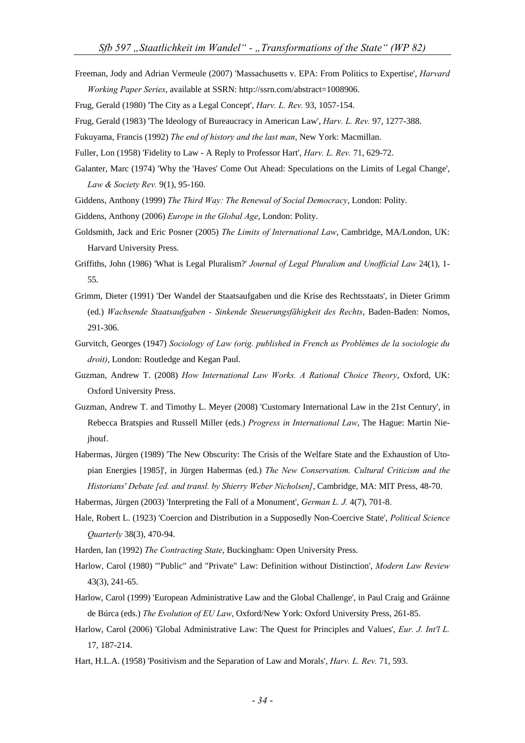Freeman, Jody and Adrian Vermeule (2007) 'Massachusetts v. EPA: From Politics to Expertise', *Harvard Working Paper Series*, available at SSRN: http://ssrn.com/abstract=1008906.

Frug, Gerald (1980) 'The City as a Legal Concept', *Harv. L. Rev.* 93, 1057-154.

Frug, Gerald (1983) 'The Ideology of Bureaucracy in American Law', *Harv. L. Rev.* 97, 1277-388.

Fukuyama, Francis (1992) *The end of history and the last man*, New York: Macmillan.

Fuller, Lon (1958) 'Fidelity to Law - A Reply to Professor Hart', *Harv. L. Rev.* 71, 629-72.

Galanter, Marc (1974) 'Why the 'Haves' Come Out Ahead: Speculations on the Limits of Legal Change', *Law & Society Rev.* 9(1), 95-160.

Giddens, Anthony (1999) *The Third Way: The Renewal of Social Democracy*, London: Polity.

Giddens, Anthony (2006) *Europe in the Global Age*, London: Polity.

Goldsmith, Jack and Eric Posner (2005) *The Limits of International Law*, Cambridge, MA/London, UK: Harvard University Press.

Griffiths, John (1986) 'What is Legal Pluralism?' *Journal of Legal Pluralism and Unofficial Law* 24(1), 1-55.

Grimm, Dieter (1991) 'Der Wandel der Staatsaufgaben und die Krise des Rechtsstaats', in Dieter Grimm (ed.) *Wachsende Staatsaufgaben - Sinkende Steuerungsfähigkeit des Rechts*, Baden-Baden: Nomos, 291-306.

Gurvitch, Georges (1947) *Sociology of Law (orig. published in French as Problèmes de la sociologie du droit)*, London: Routledge and Kegan Paul.

Guzman, Andrew T. (2008) *How International Law Works. A Rational Choice Theory*, Oxford, UK: Oxford University Press.

Guzman, Andrew T. and Timothy L. Meyer (2008) 'Customary International Law in the 21st Century', in Rebecca Bratspies and Russell Miller (eds.) *Progress in International Law*, The Hague: Martin Niejhouf.

Habermas, Jürgen (1989) 'The New Obscurity: The Crisis of the Welfare State and the Exhaustion of Utopian Energies [1985]', in Jürgen Habermas (ed.) *The New Conservatism. Cultural Criticism and the Historians' Debate [ed. and transl. by Shierry Weber Nicholsen]*, Cambridge, MA: MIT Press, 48-70.

Habermas, Jürgen (2003) 'Interpreting the Fall of a Monument', *German L. J.* 4(7), 701-8.

Hale, Robert L. (1923) 'Coercion and Distribution in a Supposedly Non-Coercive State', *Political Science Quarterly* 38(3), 470-94.

Harden, Ian (1992) *The Contracting State*, Buckingham: Open University Press.

Harlow, Carol (1980) '"Public" and "Private" Law: Definition without Distinction', *Modern Law Review* 43(3), 241-65.

Harlow, Carol (1999) 'European Administrative Law and the Global Challenge', in Paul Craig and Gráinne de Búrca (eds.) *The Evolution of EU Law*, Oxford/New York: Oxford University Press, 261-85.

Harlow, Carol (2006) 'Global Administrative Law: The Quest for Principles and Values', *Eur. J. Int'l L.* 17, 187-214.

Hart, H.L.A. (1958) 'Positivism and the Separation of Law and Morals', *Harv. L. Rev.* 71, 593.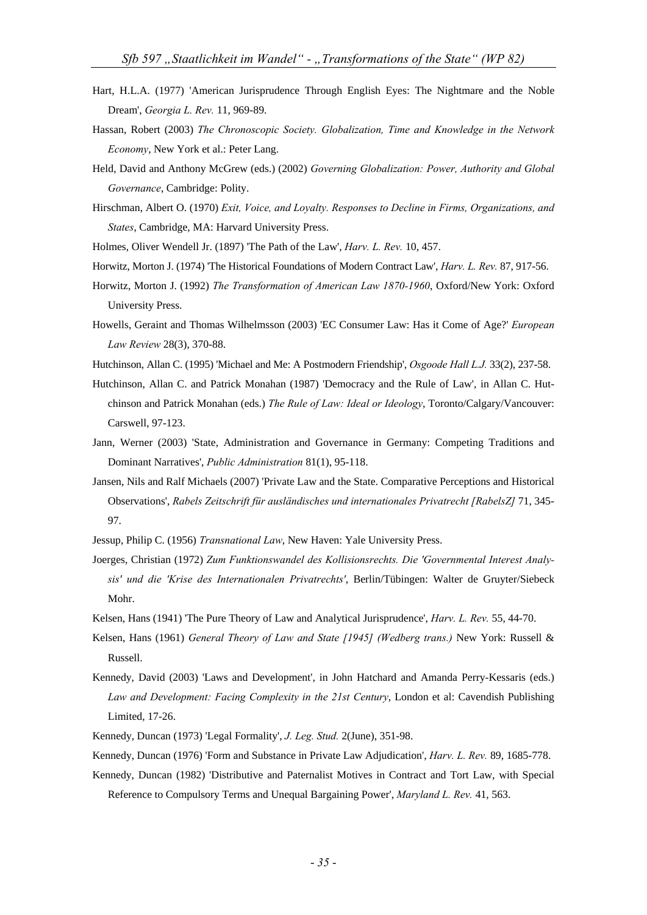Hart, H.L.A. (1977) 'American Jurisprudence Through English Eyes: The Nightmare and the Noble Dream', *Georgia L. Rev.* 11, 969-89.

Hassan, Robert (2003) *The Chronoscopic Society. Globalization, Time and Knowledge in the Network Economy*, New York et al.: Peter Lang.

Held, David and Anthony McGrew (eds.) (2002) *Governing Globalization: Power, Authority and Global Governance*, Cambridge: Polity.

Hirschman, Albert O. (1970) *Exit, Voice, and Loyalty. Responses to Decline in Firms, Organizations, and States*, Cambridge, MA: Harvard University Press.

Holmes, Oliver Wendell Jr. (1897) 'The Path of the Law', *Harv. L. Rev.* 10, 457.

Horwitz, Morton J. (1974) 'The Historical Foundations of Modern Contract Law', *Harv. L. Rev.* 87, 917-56.

Horwitz, Morton J. (1992) *The Transformation of American Law 1870-1960*, Oxford/New York: Oxford University Press.

Howells, Geraint and Thomas Wilhelmsson (2003) 'EC Consumer Law: Has it Come of Age?' *European Law Review* 28(3), 370-88.

Hutchinson, Allan C. (1995) 'Michael and Me: A Postmodern Friendship', *Osgoode Hall L.J.* 33(2), 237-58.

Hutchinson, Allan C. and Patrick Monahan (1987) 'Democracy and the Rule of Law', in Allan C. Hutchinson and Patrick Monahan (eds.) *The Rule of Law: Ideal or Ideology*, Toronto/Calgary/Vancouver: Carswell, 97-123.

Jann, Werner (2003) 'State, Administration and Governance in Germany: Competing Traditions and Dominant Narratives', *Public Administration* 81(1), 95-118.

Jansen, Nils and Ralf Michaels (2007) 'Private Law and the State. Comparative Perceptions and Historical Observations', *Rabels Zeitschrift für ausländisches und internationales Privatrecht [RabelsZ]* 71, 345-97.

Jessup, Philip C. (1956) *Transnational Law*, New Haven: Yale University Press.

Joerges, Christian (1972) *Zum Funktionswandel des Kollisionsrechts. Die 'Governmental Interest Analysis' und die 'Krise des Internationalen Privatrechts'*, Berlin/Tübingen: Walter de Gruyter/Siebeck Mohr.

Kelsen, Hans (1941) 'The Pure Theory of Law and Analytical Jurisprudence', *Harv. L. Rev.* 55, 44-70.

Kelsen, Hans (1961) *General Theory of Law and State [1945] (Wedberg trans.)* New York: Russell & Russell.

Kennedy, David (2003) 'Laws and Development', in John Hatchard and Amanda Perry-Kessaris (eds.) *Law and Development: Facing Complexity in the 21st Century*, London et al: Cavendish Publishing Limited, 17-26.

Kennedy, Duncan (1973) 'Legal Formality', *J. Leg. Stud.* 2(June), 351-98.

Kennedy, Duncan (1976) 'Form and Substance in Private Law Adjudication', *Harv. L. Rev.* 89, 1685-778.

Kennedy, Duncan (1982) 'Distributive and Paternalist Motives in Contract and Tort Law, with Special Reference to Compulsory Terms and Unequal Bargaining Power', *Maryland L. Rev.* 41, 563.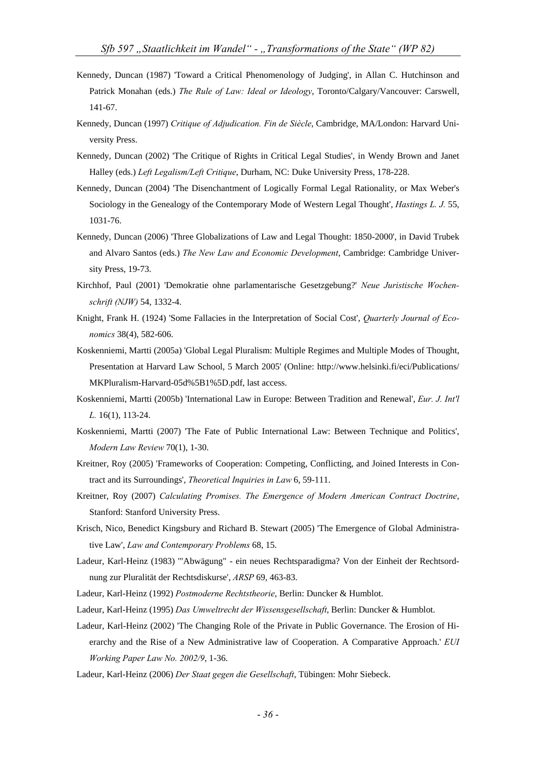Kennedy, Duncan (1987) 'Toward a Critical Phenomenology of Judging', in Allan C. Hutchinson and Patrick Monahan (eds.) *The Rule of Law: Ideal or Ideology*, Toronto/Calgary/Vancouver: Carswell, 141-67.

Kennedy, Duncan (1997) *Critique of Adjudication. Fin de Siècle*, Cambridge, MA/London: Harvard University Press.

Kennedy, Duncan (2002) 'The Critique of Rights in Critical Legal Studies', in Wendy Brown and Janet Halley (eds.) *Left Legalism/Left Critique*, Durham, NC: Duke University Press, 178-228.

Kennedy, Duncan (2004) 'The Disenchantment of Logically Formal Legal Rationality, or Max Weber's Sociology in the Genealogy of the Contemporary Mode of Western Legal Thought', *Hastings L. J.* 55, 1031-76.

Kennedy, Duncan (2006) 'Three Globalizations of Law and Legal Thought: 1850-2000', in David Trubek and Alvaro Santos (eds.) *The New Law and Economic Development*, Cambridge: Cambridge University Press, 19-73.

Kirchhof, Paul (2001) 'Demokratie ohne parlamentarische Gesetzgebung?' *Neue Juristische Wochenschrift (NJW)* 54, 1332-4.

Knight, Frank H. (1924) 'Some Fallacies in the Interpretation of Social Cost', *Quarterly Journal of Economics* 38(4), 582-606.

Koskenniemi, Martti (2005a) 'Global Legal Pluralism: Multiple Regimes and Multiple Modes of Thought, Presentation at Harvard Law School, 5 March 2005' (Online: http://www.helsinki.fi/eci/Publications/MKPluralism-Harvard-05d%5B1%5D.pdf, last access.

Koskenniemi, Martti (2005b) 'International Law in Europe: Between Tradition and Renewal', *Eur. J. Int'l L.* 16(1), 113-24.

Koskenniemi, Martti (2007) 'The Fate of Public International Law: Between Technique and Politics', *Modern Law Review* 70(1), 1-30.

Kreitner, Roy (2005) 'Frameworks of Cooperation: Competing, Conflicting, and Joined Interests in Contract and its Surroundings', *Theoretical Inquiries in Law* 6, 59-111.

Kreitner, Roy (2007) *Calculating Promises. The Emergence of Modern American Contract Doctrine*, Stanford: Stanford University Press.

Krisch, Nico, Benedict Kingsbury and Richard B. Stewart (2005) 'The Emergence of Global Administrative Law', *Law and Contemporary Problems* 68, 15.

Ladeur, Karl-Heinz (1983) '"Abwägung" - ein neues Rechtsparadigma? Von der Einheit der Rechtsordnung zur Pluralität der Rechtsdiskurse', *ARSP* 69, 463-83.

Ladeur, Karl-Heinz (1992) *Postmoderne Rechtstheorie*, Berlin: Duncker & Humblot.

Ladeur, Karl-Heinz (1995) *Das Umweltrecht der Wissensgesellschaft*, Berlin: Duncker & Humblot.

Ladeur, Karl-Heinz (2002) 'The Changing Role of the Private in Public Governance. The Erosion of Hierarchy and the Rise of a New Administrative law of Cooperation. A Comparative Approach.' *EUI Working Paper Law No. 2002/9*, 1-36.

Ladeur, Karl-Heinz (2006) *Der Staat gegen die Gesellschaft*, Tübingen: Mohr Siebeck.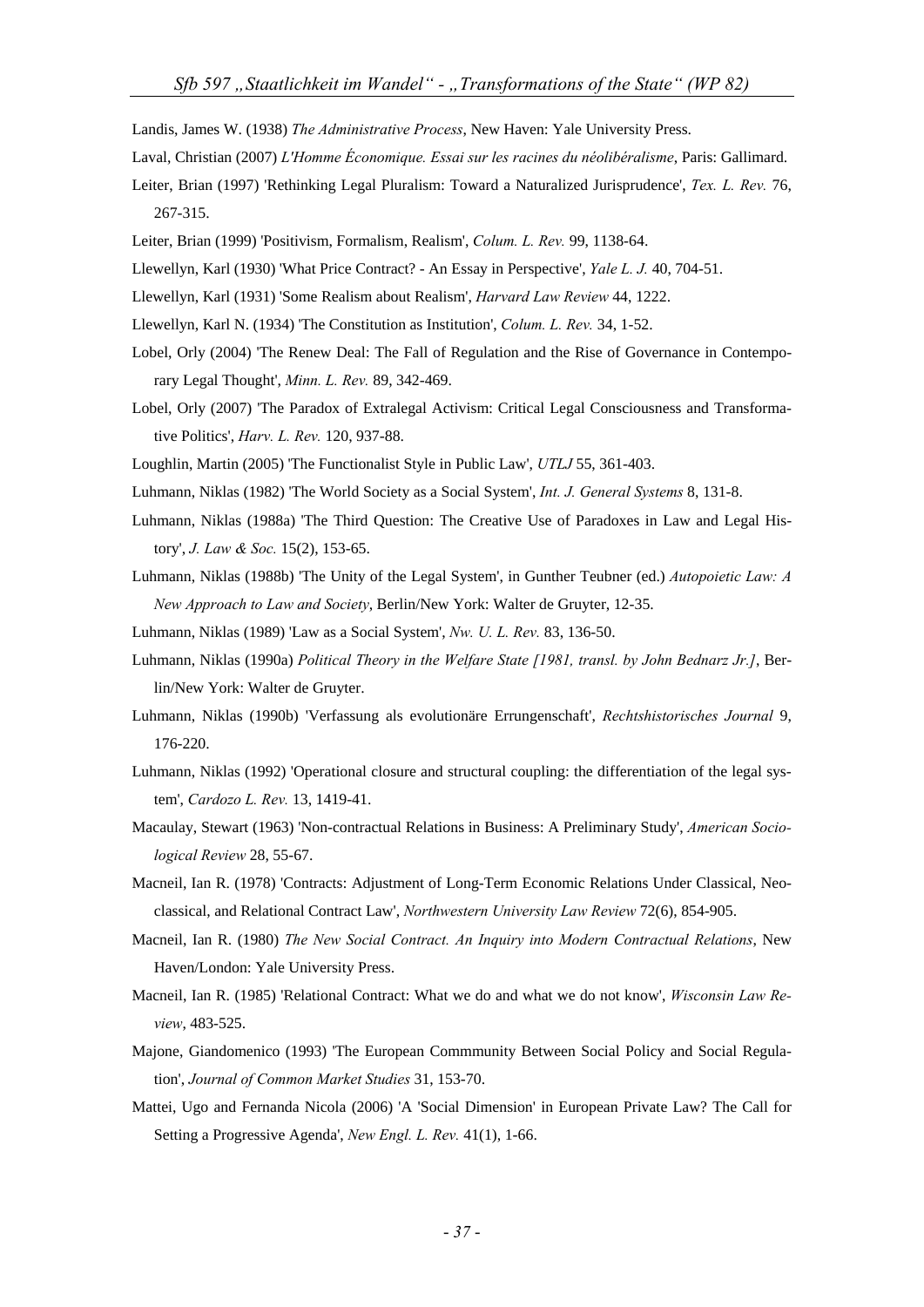Landis, James W. (1938) *The Administrative Process*, New Haven: Yale University Press.

Laval, Christian (2007) *L'Homme Économique. Essai sur les racines du néolibéralisme*, Paris: Gallimard.

Leiter, Brian (1997) 'Rethinking Legal Pluralism: Toward a Naturalized Jurisprudence', *Tex. L. Rev.* 76, 267-315.

Leiter, Brian (1999) 'Positivism, Formalism, Realism', *Colum. L. Rev.* 99, 1138-64.

Llewellyn, Karl (1930) 'What Price Contract? - An Essay in Perspective', *Yale L. J.* 40, 704-51.

Llewellyn, Karl (1931) 'Some Realism about Realism', *Harvard Law Review* 44, 1222.

Llewellyn, Karl N. (1934) 'The Constitution as Institution', *Colum. L. Rev.* 34, 1-52.

Lobel, Orly (2004) 'The Renew Deal: The Fall of Regulation and the Rise of Governance in Contemporary Legal Thought', *Minn. L. Rev.* 89, 342-469.

Lobel, Orly (2007) 'The Paradox of Extralegal Activism: Critical Legal Consciousness and Transformative Politics', *Harv. L. Rev.* 120, 937-88.

Loughlin, Martin (2005) 'The Functionalist Style in Public Law', *UTLJ* 55, 361-403.

Luhmann, Niklas (1982) 'The World Society as a Social System', *Int. J. General Systems* 8, 131-8.

Luhmann, Niklas (1988a) 'The Third Question: The Creative Use of Paradoxes in Law and Legal History', *J. Law & Soc.* 15(2), 153-65.

Luhmann, Niklas (1988b) 'The Unity of the Legal System', in Gunther Teubner (ed.) *Autopoietic Law: A New Approach to Law and Society*, Berlin/New York: Walter de Gruyter, 12-35.

Luhmann, Niklas (1989) 'Law as a Social System', *Nw. U. L. Rev.* 83, 136-50.

Luhmann, Niklas (1990a) *Political Theory in the Welfare State [1981, transl. by John Bednarz Jr.]*, Berlin/New York: Walter de Gruyter.

Luhmann, Niklas (1990b) 'Verfassung als evolutionäre Errungenschaft', *Rechtshistorisches Journal* 9, 176-220.

Luhmann, Niklas (1992) 'Operational closure and structural coupling: the differentiation of the legal system', *Cardozo L. Rev.* 13, 1419-41.

Macaulay, Stewart (1963) 'Non-contractual Relations in Business: A Preliminary Study', *American Sociological Review* 28, 55-67.

Macneil, Ian R. (1978) 'Contracts: Adjustment of Long-Term Economic Relations Under Classical, Neoclassical, and Relational Contract Law', *Northwestern University Law Review* 72(6), 854-905.

Macneil, Ian R. (1980) *The New Social Contract. An Inquiry into Modern Contractual Relations*, New Haven/London: Yale University Press.

Macneil, Ian R. (1985) 'Relational Contract: What we do and what we do not know', *Wisconsin Law Review*, 483-525.

Majone, Giandomenico (1993) 'The European Commmunity Between Social Policy and Social Regulation', *Journal of Common Market Studies* 31, 153-70.

Mattei, Ugo and Fernanda Nicola (2006) 'A 'Social Dimension' in European Private Law? The Call for Setting a Progressive Agenda', *New Engl. L. Rev.* 41(1), 1-66.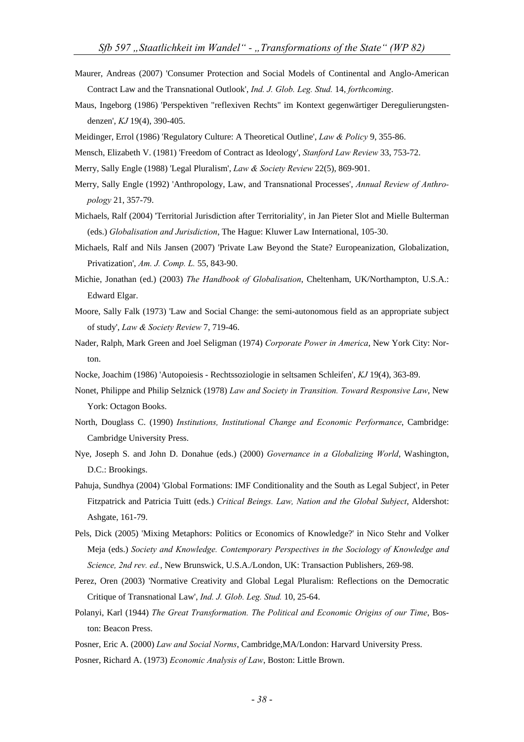Maurer, Andreas (2007) 'Consumer Protection and Social Models of Continental and Anglo-American Contract Law and the Transnational Outlook', *Ind. J. Glob. Leg. Stud.* 14, *forthcoming*.

Maus, Ingeborg (1986) 'Perspektiven "reflexiven Rechts" im Kontext gegenwärtiger Deregulierungstendenzen', *KJ* 19(4), 390-405.

Meidinger, Errol (1986) 'Regulatory Culture: A Theoretical Outline', *Law & Policy* 9, 355-86.

Mensch, Elizabeth V. (1981) 'Freedom of Contract as Ideology', *Stanford Law Review* 33, 753-72.

Merry, Sally Engle (1988) 'Legal Pluralism', *Law & Society Review* 22(5), 869-901.

Merry, Sally Engle (1992) 'Anthropology, Law, and Transnational Processes', *Annual Review of Anthropology* 21, 357-79.

Michaels, Ralf (2004) 'Territorial Jurisdiction after Territoriality', in Jan Pieter Slot and Mielle Bulterman (eds.) *Globalisation and Jurisdiction*, The Hague: Kluwer Law International, 105-30.

Michaels, Ralf and Nils Jansen (2007) 'Private Law Beyond the State? Europeanization, Globalization, Privatization', *Am. J. Comp. L.* 55, 843-90.

Michie, Jonathan (ed.) (2003) *The Handbook of Globalisation*, Cheltenham, UK/Northampton, U.S.A.: Edward Elgar.

Moore, Sally Falk (1973) 'Law and Social Change: the semi-autonomous field as an appropriate subject of study', *Law & Society Review* 7, 719-46.

Nader, Ralph, Mark Green and Joel Seligman (1974) *Corporate Power in America*, New York City: Norton.

Nocke, Joachim (1986) 'Autopoiesis - Rechtssoziologie in seltsamen Schleifen', *KJ* 19(4), 363-89.

Nonet, Philippe and Philip Selznick (1978) *Law and Society in Transition. Toward Responsive Law*, New York: Octagon Books.

North, Douglass C. (1990) *Institutions, Institutional Change and Economic Performance*, Cambridge: Cambridge University Press.

Nye, Joseph S. and John D. Donahue (eds.) (2000) *Governance in a Globalizing World*, Washington, D.C.: Brookings.

Pahuja, Sundhya (2004) 'Global Formations: IMF Conditionality and the South as Legal Subject', in Peter Fitzpatrick and Patricia Tuitt (eds.) *Critical Beings. Law, Nation and the Global Subject*, Aldershot: Ashgate, 161-79.

Pels, Dick (2005) 'Mixing Metaphors: Politics or Economics of Knowledge?' in Nico Stehr and Volker Meja (eds.) *Society and Knowledge. Contemporary Perspectives in the Sociology of Knowledge and Science, 2nd rev. ed.*, New Brunswick, U.S.A./London, UK: Transaction Publishers, 269-98.

Perez, Oren (2003) 'Normative Creativity and Global Legal Pluralism: Reflections on the Democratic Critique of Transnational Law', *Ind. J. Glob. Leg. Stud.* 10, 25-64.

Polanyi, Karl (1944) *The Great Transformation. The Political and Economic Origins of our Time*, Boston: Beacon Press.

Posner, Eric A. (2000) *Law and Social Norms*, Cambridge,MA/London: Harvard University Press.

Posner, Richard A. (1973) *Economic Analysis of Law*, Boston: Little Brown.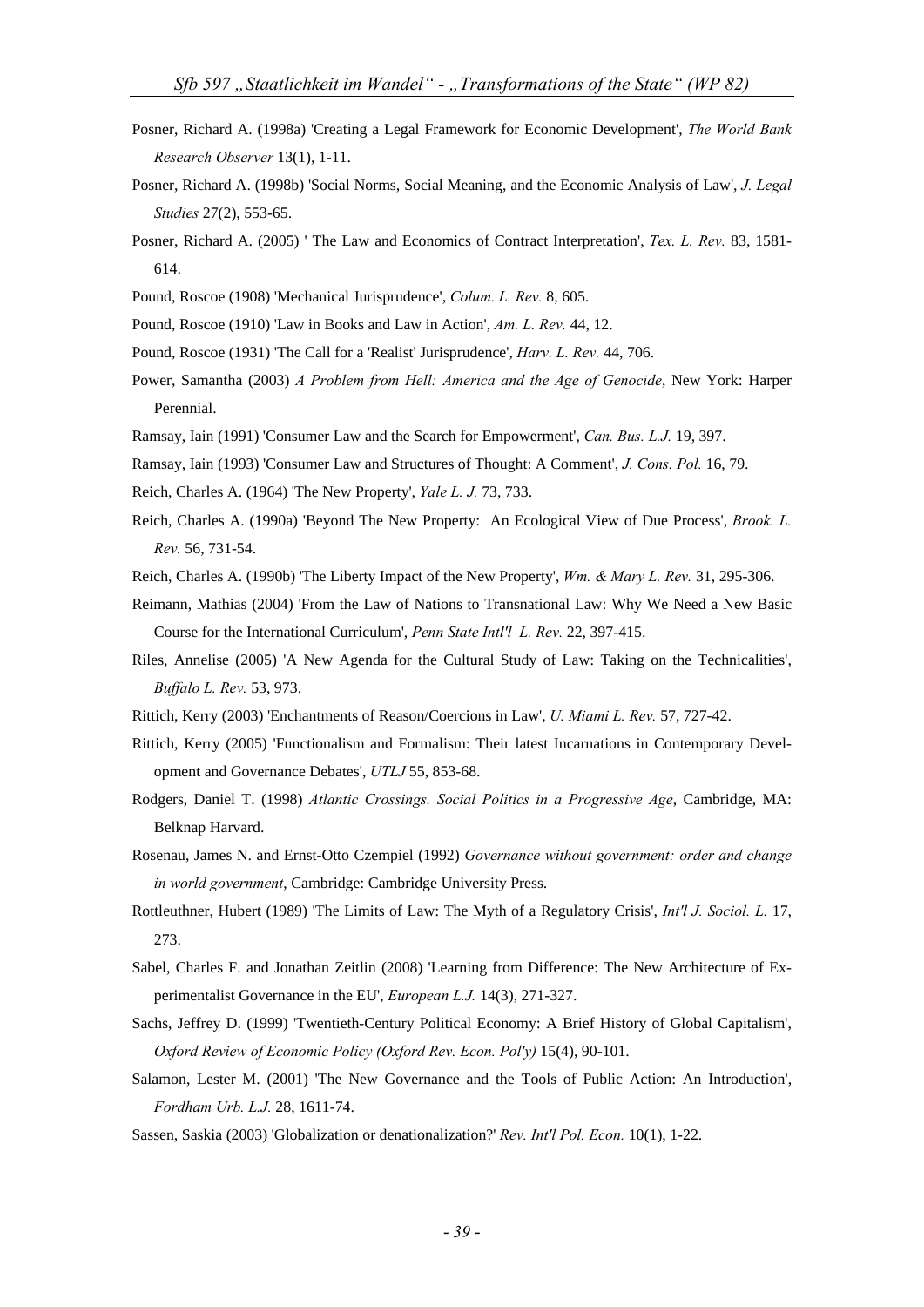Posner, Richard A. (1998a) 'Creating a Legal Framework for Economic Development', *The World Bank Research Observer* 13(1), 1-11.

Posner, Richard A. (1998b) 'Social Norms, Social Meaning, and the Economic Analysis of Law', *J. Legal Studies* 27(2), 553-65.

Posner, Richard A. (2005) ' The Law and Economics of Contract Interpretation', *Tex. L. Rev.* 83, 1581-614.

Pound, Roscoe (1908) 'Mechanical Jurisprudence', *Colum. L. Rev.* 8, 605.

Pound, Roscoe (1910) 'Law in Books and Law in Action', *Am. L. Rev.* 44, 12.

Pound, Roscoe (1931) 'The Call for a 'Realist' Jurisprudence', *Harv. L. Rev.* 44, 706.

Power, Samantha (2003) *A Problem from Hell: America and the Age of Genocide*, New York: Harper Perennial.

Ramsay, Iain (1991) 'Consumer Law and the Search for Empowerment', *Can. Bus. L.J.* 19, 397.

Ramsay, Iain (1993) 'Consumer Law and Structures of Thought: A Comment', *J. Cons. Pol.* 16, 79.

Reich, Charles A. (1964) 'The New Property', *Yale L. J.* 73, 733.

Reich, Charles A. (1990a) 'Beyond The New Property: An Ecological View of Due Process', *Brook. L. Rev.* 56, 731-54.

Reich, Charles A. (1990b) 'The Liberty Impact of the New Property', *Wm. & Mary L. Rev.* 31, 295-306.

Reimann, Mathias (2004) 'From the Law of Nations to Transnational Law: Why We Need a New Basic Course for the International Curriculum', *Penn State Intl'l L. Rev.* 22, 397-415.

Riles, Annelise (2005) 'A New Agenda for the Cultural Study of Law: Taking on the Technicalities', *Buffalo L. Rev.* 53, 973.

Rittich, Kerry (2003) 'Enchantments of Reason/Coercions in Law', *U. Miami L. Rev.* 57, 727-42.

Rittich, Kerry (2005) 'Functionalism and Formalism: Their latest Incarnations in Contemporary Development and Governance Debates', *UTLJ* 55, 853-68.

Rodgers, Daniel T. (1998) *Atlantic Crossings. Social Politics in a Progressive Age*, Cambridge, MA: Belknap Harvard.

Rosenau, James N. and Ernst-Otto Czempiel (1992) *Governance without government: order and change in world government*, Cambridge: Cambridge University Press.

Rottleuthner, Hubert (1989) 'The Limits of Law: The Myth of a Regulatory Crisis', *Int'l J. Sociol. L.* 17, 273.

Sabel, Charles F. and Jonathan Zeitlin (2008) 'Learning from Difference: The New Architecture of Experimentalist Governance in the EU', *European L.J.* 14(3), 271-327.

Sachs, Jeffrey D. (1999) 'Twentieth-Century Political Economy: A Brief History of Global Capitalism', *Oxford Review of Economic Policy (Oxford Rev. Econ. Pol'y)* 15(4), 90-101.

Salamon, Lester M. (2001) 'The New Governance and the Tools of Public Action: An Introduction', *Fordham Urb. L.J.* 28, 1611-74.

Sassen, Saskia (2003) 'Globalization or denationalization?' *Rev. Int'l Pol. Econ.* 10(1), 1-22.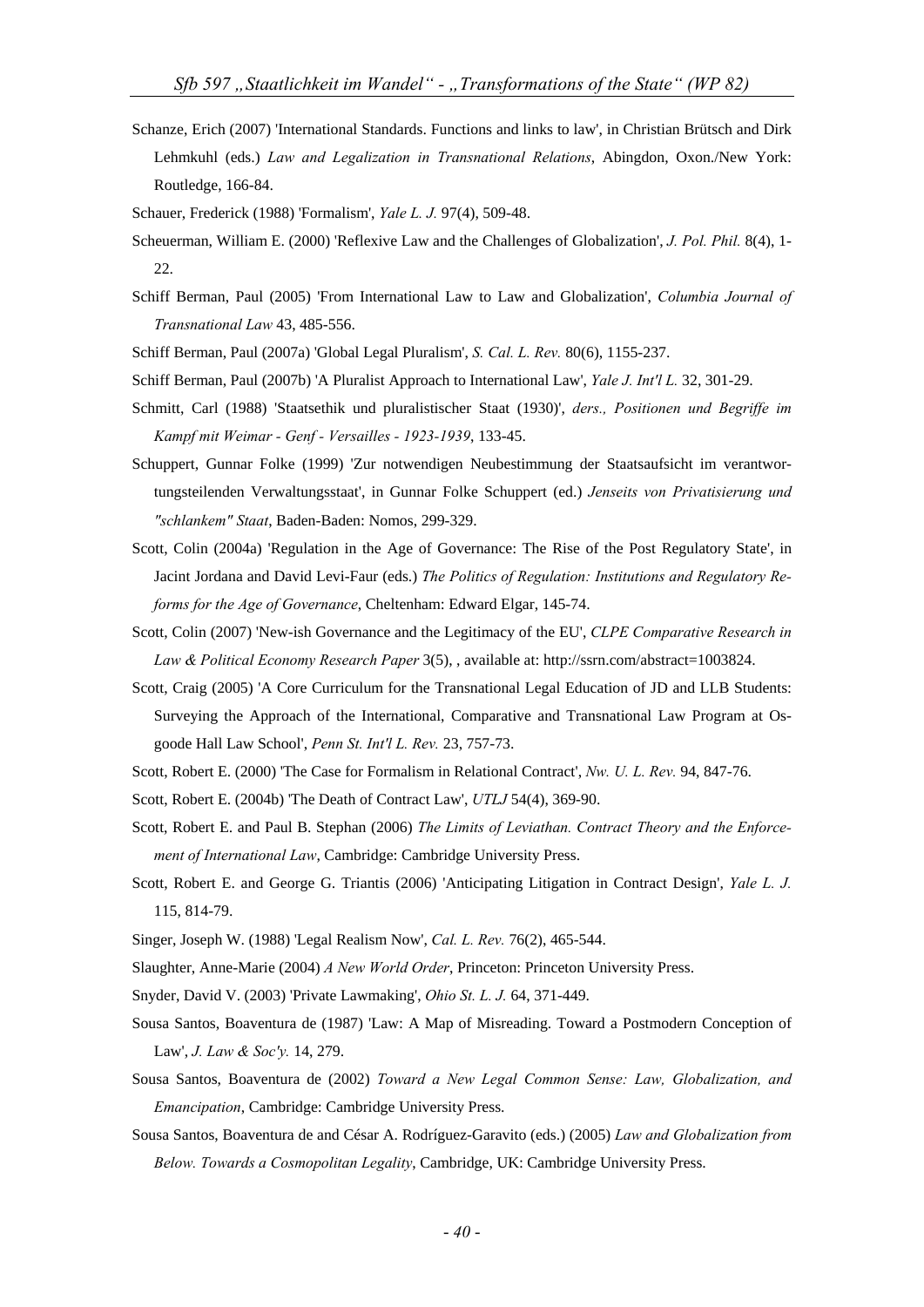Schanze, Erich (2007) 'International Standards. Functions and links to law', in Christian Brütsch and Dirk Lehmkuhl (eds.) *Law and Legalization in Transnational Relations*, Abingdon, Oxon./New York: Routledge, 166-84.

Schauer, Frederick (1988) 'Formalism', *Yale L. J.* 97(4), 509-48.

Scheuerman, William E. (2000) 'Reflexive Law and the Challenges of Globalization', *J. Pol. Phil.* 8(4), 1-22.

Schiff Berman, Paul (2005) 'From International Law to Law and Globalization', *Columbia Journal of Transnational Law* 43, 485-556.

Schiff Berman, Paul (2007a) 'Global Legal Pluralism', *S. Cal. L. Rev.* 80(6), 1155-237.

Schiff Berman, Paul (2007b) 'A Pluralist Approach to International Law', *Yale J. Int'l L.* 32, 301-29.

Schmitt, Carl (1988) 'Staatsethik und pluralistischer Staat (1930)', *ders., Positionen und Begriffe im Kampf mit Weimar - Genf - Versailles - 1923-1939*, 133-45.

Schuppert, Gunnar Folke (1999) 'Zur notwendigen Neubestimmung der Staatsaufsicht im verantwortungsteilenden Verwaltungsstaat', in Gunnar Folke Schuppert (ed.) *Jenseits von Privatisierung und "schlankem" Staat*, Baden-Baden: Nomos, 299-329.

Scott, Colin (2004a) 'Regulation in the Age of Governance: The Rise of the Post Regulatory State', in Jacint Jordana and David Levi-Faur (eds.) *The Politics of Regulation: Institutions and Regulatory Reforms for the Age of Governance*, Cheltenham: Edward Elgar, 145-74.

Scott, Colin (2007) 'New-ish Governance and the Legitimacy of the EU', *CLPE Comparative Research in Law & Political Economy Research Paper* 3(5), , available at: http://ssrn.com/abstract=1003824.

Scott, Craig (2005) 'A Core Curriculum for the Transnational Legal Education of JD and LLB Students: Surveying the Approach of the International, Comparative and Transnational Law Program at Osgoode Hall Law School', *Penn St. Int'l L. Rev.* 23, 757-73.

Scott, Robert E. (2000) 'The Case for Formalism in Relational Contract', *Nw. U. L. Rev.* 94, 847-76.

Scott, Robert E. (2004b) 'The Death of Contract Law', *UTLJ* 54(4), 369-90.

Scott, Robert E. and Paul B. Stephan (2006) *The Limits of Leviathan. Contract Theory and the Enforcement of International Law*, Cambridge: Cambridge University Press.

Scott, Robert E. and George G. Triantis (2006) 'Anticipating Litigation in Contract Design', *Yale L. J.* 115, 814-79.

Singer, Joseph W. (1988) 'Legal Realism Now', *Cal. L. Rev.* 76(2), 465-544.

Slaughter, Anne-Marie (2004) *A New World Order*, Princeton: Princeton University Press.

Snyder, David V. (2003) 'Private Lawmaking', *Ohio St. L. J.* 64, 371-449.

Sousa Santos, Boaventura de (1987) 'Law: A Map of Misreading. Toward a Postmodern Conception of Law', *J. Law & Soc'y.* 14, 279.

Sousa Santos, Boaventura de (2002) *Toward a New Legal Common Sense: Law, Globalization, and Emancipation*, Cambridge: Cambridge University Press.

Sousa Santos, Boaventura de and César A. Rodríguez-Garavito (eds.) (2005) *Law and Globalization from Below. Towards a Cosmopolitan Legality*, Cambridge, UK: Cambridge University Press.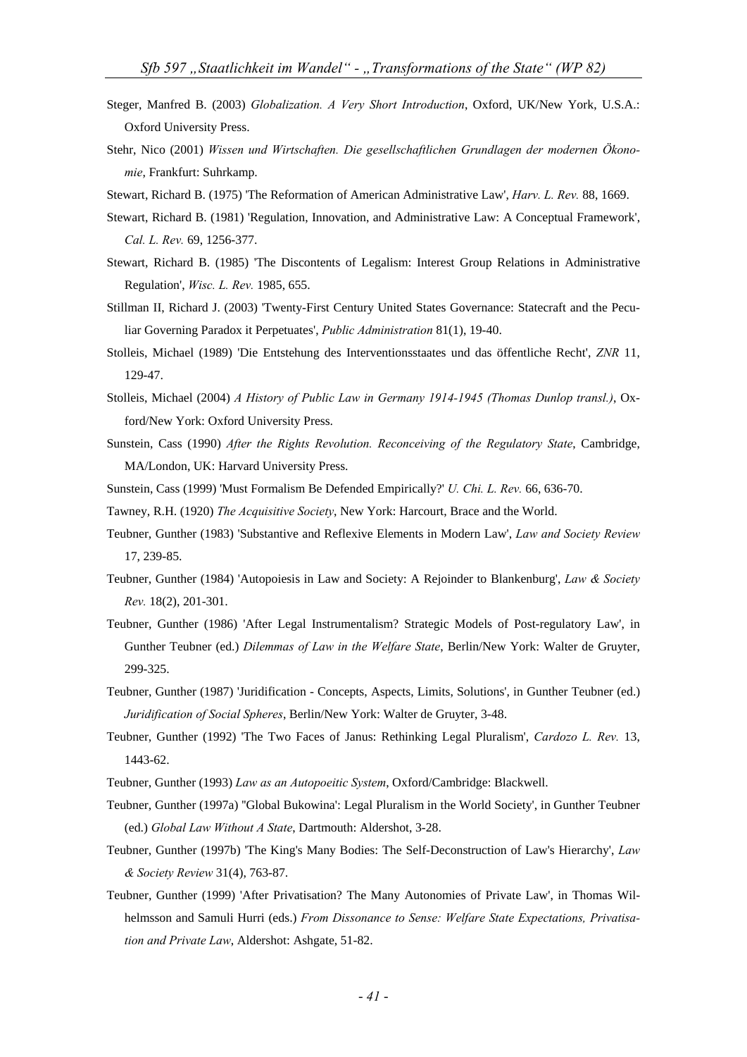Steger, Manfred B. (2003) *Globalization. A Very Short Introduction*, Oxford, UK/New York, U.S.A.: Oxford University Press.

Stehr, Nico (2001) *Wissen und Wirtschaften. Die gesellschaftlichen Grundlagen der modernen Ökonomie*, Frankfurt: Suhrkamp.

Stewart, Richard B. (1975) 'The Reformation of American Administrative Law', *Harv. L. Rev.* 88, 1669.

Stewart, Richard B. (1981) 'Regulation, Innovation, and Administrative Law: A Conceptual Framework', *Cal. L. Rev.* 69, 1256-377.

Stewart, Richard B. (1985) 'The Discontents of Legalism: Interest Group Relations in Administrative Regulation', *Wisc. L. Rev.* 1985, 655.

Stillman II, Richard J. (2003) 'Twenty-First Century United States Governance: Statecraft and the Peculiar Governing Paradox it Perpetuates', *Public Administration* 81(1), 19-40.

Stolleis, Michael (1989) 'Die Entstehung des Interventionsstaates und das öffentliche Recht', *ZNR* 11, 129-47.

Stolleis, Michael (2004) *A History of Public Law in Germany 1914-1945 (Thomas Dunlop transl.)*, Oxford/New York: Oxford University Press.

Sunstein, Cass (1990) *After the Rights Revolution. Reconceiving of the Regulatory State*, Cambridge, MA/London, UK: Harvard University Press.

Sunstein, Cass (1999) 'Must Formalism Be Defended Empirically?' *U. Chi. L. Rev.* 66, 636-70.

Tawney, R.H. (1920) *The Acquisitive Society*, New York: Harcourt, Brace and the World.

Teubner, Gunther (1983) 'Substantive and Reflexive Elements in Modern Law', *Law and Society Review* 17, 239-85.

Teubner, Gunther (1984) 'Autopoiesis in Law and Society: A Rejoinder to Blankenburg', *Law & Society Rev.* 18(2), 201-301.

Teubner, Gunther (1986) 'After Legal Instrumentalism? Strategic Models of Post-regulatory Law', in Gunther Teubner (ed.) *Dilemmas of Law in the Welfare State*, Berlin/New York: Walter de Gruyter, 299-325.

Teubner, Gunther (1987) 'Juridification - Concepts, Aspects, Limits, Solutions', in Gunther Teubner (ed.) *Juridification of Social Spheres*, Berlin/New York: Walter de Gruyter, 3-48.

Teubner, Gunther (1992) 'The Two Faces of Janus: Rethinking Legal Pluralism', *Cardozo L. Rev.* 13, 1443-62.

Teubner, Gunther (1993) *Law as an Autopoeitic System*, Oxford/Cambridge: Blackwell.

Teubner, Gunther (1997a) ''Global Bukowina': Legal Pluralism in the World Society', in Gunther Teubner (ed.) *Global Law Without A State*, Dartmouth: Aldershot, 3-28.

Teubner, Gunther (1997b) 'The King's Many Bodies: The Self-Deconstruction of Law's Hierarchy', *Law & Society Review* 31(4), 763-87.

Teubner, Gunther (1999) 'After Privatisation? The Many Autonomies of Private Law', in Thomas Wilhelmsson and Samuli Hurri (eds.) *From Dissonance to Sense: Welfare State Expectations, Privatisation and Private Law*, Aldershot: Ashgate, 51-82.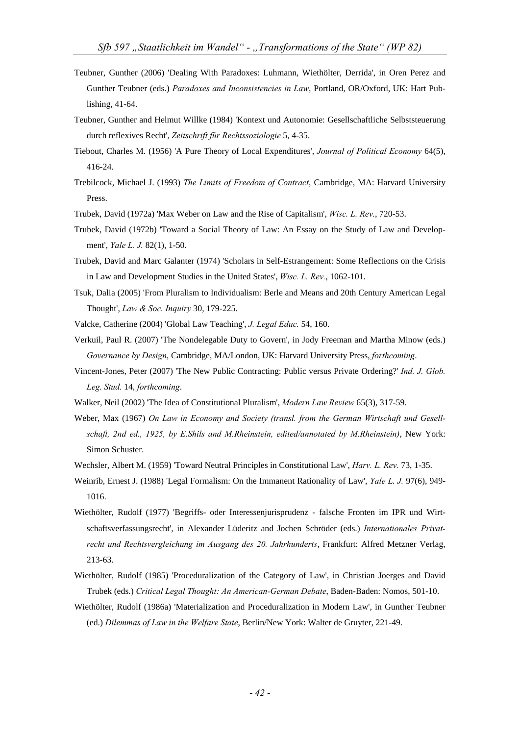Teubner, Gunther (2006) 'Dealing With Paradoxes: Luhmann, Wiethölter, Derrida', in Oren Perez and Gunther Teubner (eds.) *Paradoxes and Inconsistencies in Law*, Portland, OR/Oxford, UK: Hart Publishing, 41-64.

Teubner, Gunther and Helmut Willke (1984) 'Kontext und Autonomie: Gesellschaftliche Selbststeuerung durch reflexives Recht', *Zeitschrift für Rechtssoziologie* 5, 4-35.

Tiebout, Charles M. (1956) 'A Pure Theory of Local Expenditures', *Journal of Political Economy* 64(5), 416-24.

Trebilcock, Michael J. (1993) *The Limits of Freedom of Contract*, Cambridge, MA: Harvard University Press.

Trubek, David (1972a) 'Max Weber on Law and the Rise of Capitalism', *Wisc. L. Rev.*, 720-53.

Trubek, David (1972b) 'Toward a Social Theory of Law: An Essay on the Study of Law and Development', *Yale L. J.* 82(1), 1-50.

Trubek, David and Marc Galanter (1974) 'Scholars in Self-Estrangement: Some Reflections on the Crisis in Law and Development Studies in the United States', *Wisc. L. Rev.*, 1062-101.

Tsuk, Dalia (2005) 'From Pluralism to Individualism: Berle and Means and 20th Century American Legal Thought', *Law & Soc. Inquiry* 30, 179-225.

Valcke, Catherine (2004) 'Global Law Teaching', *J. Legal Educ.* 54, 160.

Verkuil, Paul R. (2007) 'The Nondelegable Duty to Govern', in Jody Freeman and Martha Minow (eds.) *Governance by Design*, Cambridge, MA/London, UK: Harvard University Press, *forthcoming*.

Vincent-Jones, Peter (2007) 'The New Public Contracting: Public versus Private Ordering?' *Ind. J. Glob. Leg. Stud.* 14, *forthcoming*.

Walker, Neil (2002) 'The Idea of Constitutional Pluralism', *Modern Law Review* 65(3), 317-59.

Weber, Max (1967) *On Law in Economy and Society (transl. from the German Wirtschaft und Gesellschaft, 2nd ed., 1925, by E.Shils and M.Rheinstein, edited/annotated by M.Rheinstein)*, New York: Simon Schuster.

Wechsler, Albert M. (1959) 'Toward Neutral Principles in Constitutional Law', *Harv. L. Rev.* 73, 1-35.

Weinrib, Ernest J. (1988) 'Legal Formalism: On the Immanent Rationality of Law', *Yale L. J.* 97(6), 949-1016.

Wiethölter, Rudolf (1977) 'Begriffs- oder Interessenjurisprudenz - falsche Fronten im IPR und Wirtschaftsverfassungsrecht', in Alexander Lüderitz and Jochen Schröder (eds.) *Internationales Privatrecht und Rechtsvergleichung im Ausgang des 20. Jahrhunderts*, Frankfurt: Alfred Metzner Verlag, 213-63.

Wiethölter, Rudolf (1985) 'Proceduralization of the Category of Law', in Christian Joerges and David Trubek (eds.) *Critical Legal Thought: An American-German Debate*, Baden-Baden: Nomos, 501-10.

Wiethölter, Rudolf (1986a) 'Materialization and Proceduralization in Modern Law', in Gunther Teubner (ed.) *Dilemmas of Law in the Welfare State*, Berlin/New York: Walter de Gruyter, 221-49.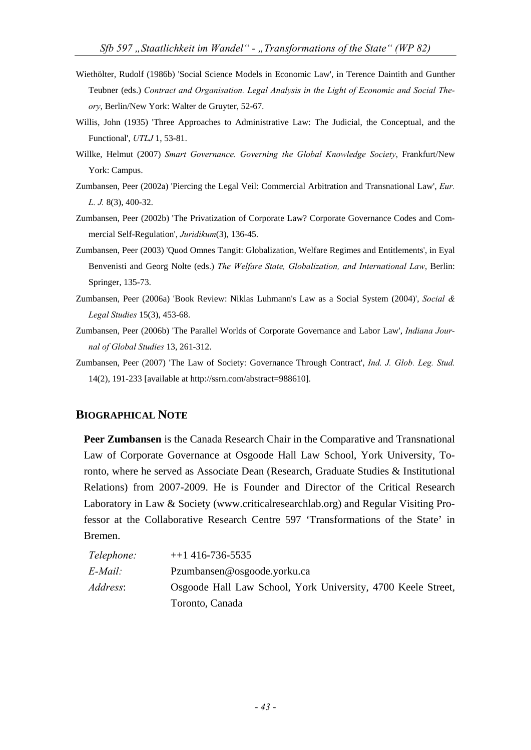Wiethölter, Rudolf (1986b) 'Social Science Models in Economic Law', in Terence Daintith and Gunther Teubner (eds.) *Contract and Organisation. Legal Analysis in the Light of Economic and Social Theory*, Berlin/New York: Walter de Gruyter, 52-67.

Willis, John (1935) 'Three Approaches to Administrative Law: The Judicial, the Conceptual, and the Functional', *UTLJ* 1, 53-81.

Willke, Helmut (2007) *Smart Governance. Governing the Global Knowledge Society*, Frankfurt/New York: Campus.

Zumbansen, Peer (2002a) 'Piercing the Legal Veil: Commercial Arbitration and Transnational Law', *Eur. L. J.* 8(3), 400-32.

Zumbansen, Peer (2002b) 'The Privatization of Corporate Law? Corporate Governance Codes and Commercial Self-Regulation', *Juridikum*(3), 136-45.

Zumbansen, Peer (2003) 'Quod Omnes Tangit: Globalization, Welfare Regimes and Entitlements', in Eyal Benvenisti and Georg Nolte (eds.) *The Welfare State, Globalization, and International Law*, Berlin: Springer, 135-73.

Zumbansen, Peer (2006a) 'Book Review: Niklas Luhmann's Law as a Social System (2004)', *Social & Legal Studies* 15(3), 453-68.

Zumbansen, Peer (2006b) 'The Parallel Worlds of Corporate Governance and Labor Law', *Indiana Journal of Global Studies* 13, 261-312.

Zumbansen, Peer (2007) 'The Law of Society: Governance Through Contract', *Ind. J. Glob. Leg. Stud.* 14(2), 191-233 [available at http://ssrn.com/abstract=988610].

## BIOGRAPHICAL NOTE

**Peer Zumbansen** is the Canada Research Chair in the Comparative and Transnational Law of Corporate Governance at Osgoode Hall Law School, York University, Toronto, where he served as Associate Dean (Research, Graduate Studies & Institutional Relations) from 2007-2009. He is Founder and Director of the Critical Research Laboratory in Law & Society (www.criticalresearchlab.org) and Regular Visiting Professor at the Collaborative Research Centre 597 'Transformations of the State' in Bremen.

| | |
|---|---|
| *Telephone:* | ++1 416-736-5535 |
| *E-Mail:* | Pzumbansen@osgoode.yorku.ca |
| *Address*: | Osgoode Hall Law School, York University, 4700 Keele Street, Toronto, Canada |